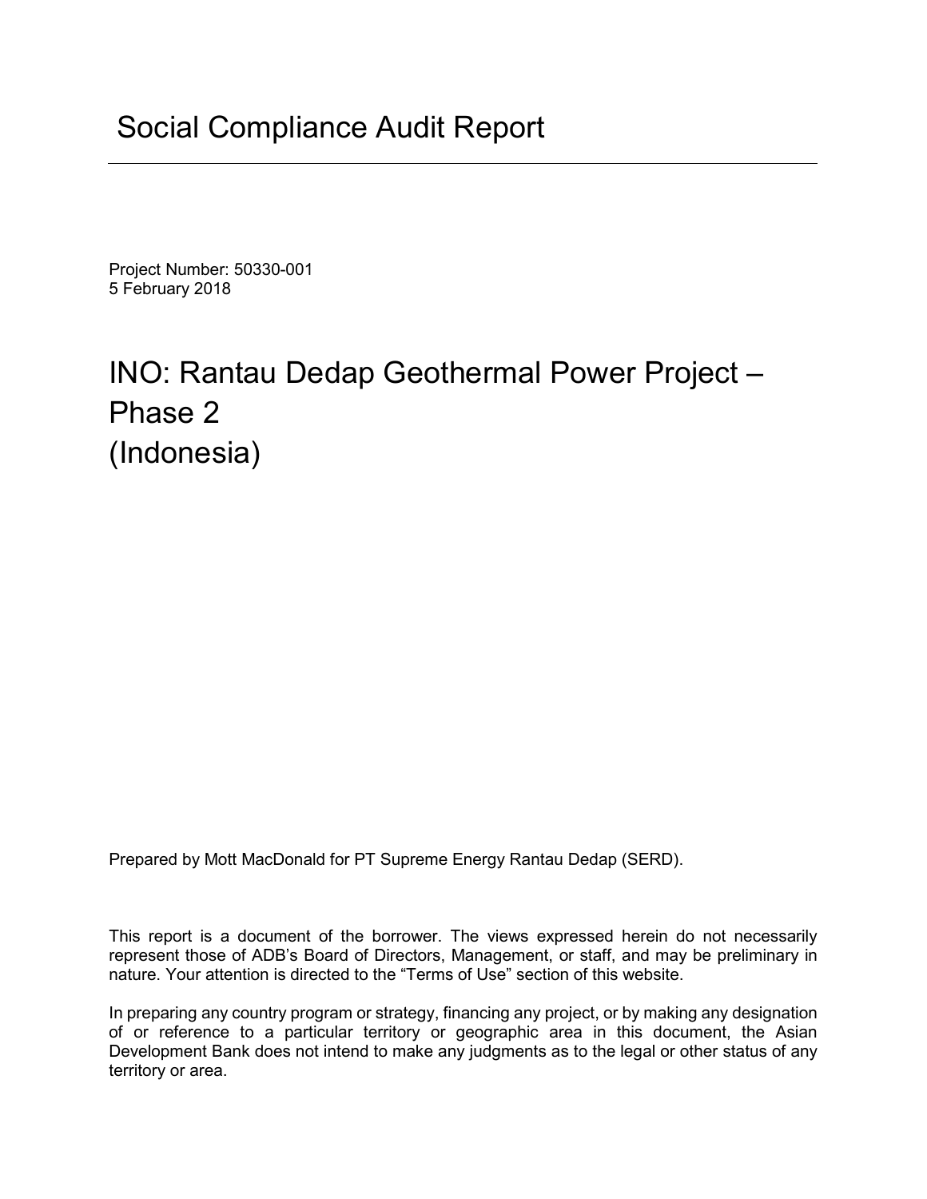# Social Compliance Audit Report

Project Number: 50330-001
5 February 2018

# INO: Rantau Dedap Geothermal Power Project – Phase 2 (Indonesia)

Prepared by Mott MacDonald for PT Supreme Energy Rantau Dedap (SERD).

This report is a document of the borrower. The views expressed herein do not necessarily represent those of ADB's Board of Directors, Management, or staff, and may be preliminary in nature. Your attention is directed to the "Terms of Use" section of this website.

In preparing any country program or strategy, financing any project, or by making any designation of or reference to a particular territory or geographic area in this document, the Asian Development Bank does not intend to make any judgments as to the legal or other status of any territory or area.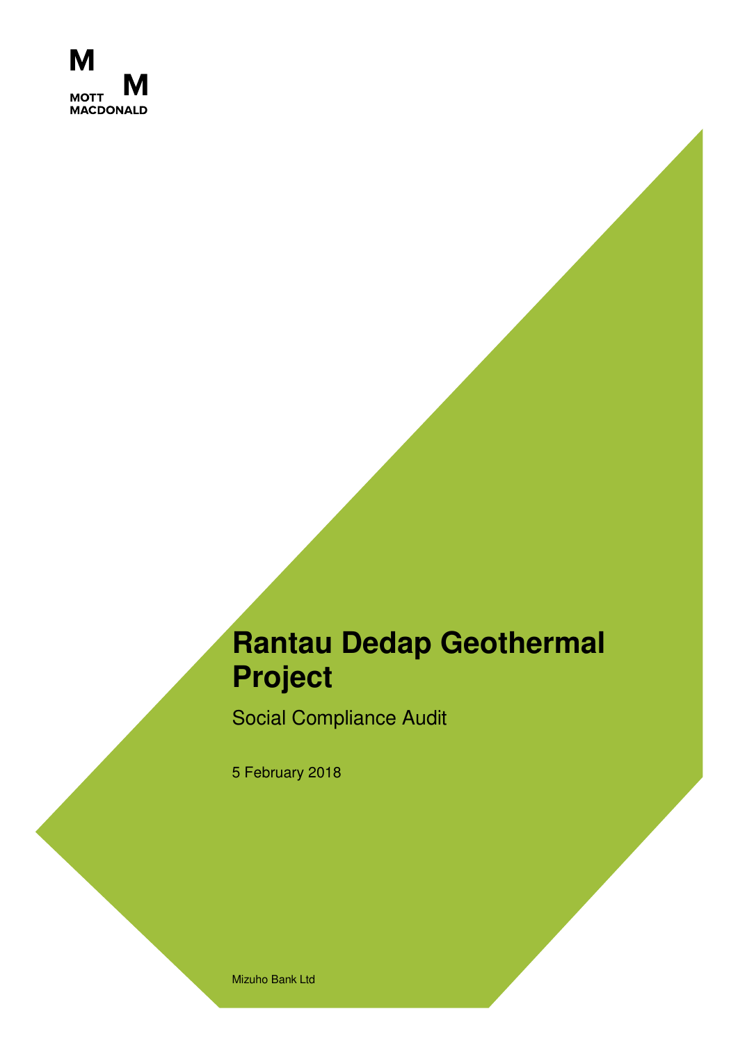MOTT MACDONALD

# Rantau Dedap Geothermal Project

Social Compliance Audit

5 February 2018

Mizuho Bank Ltd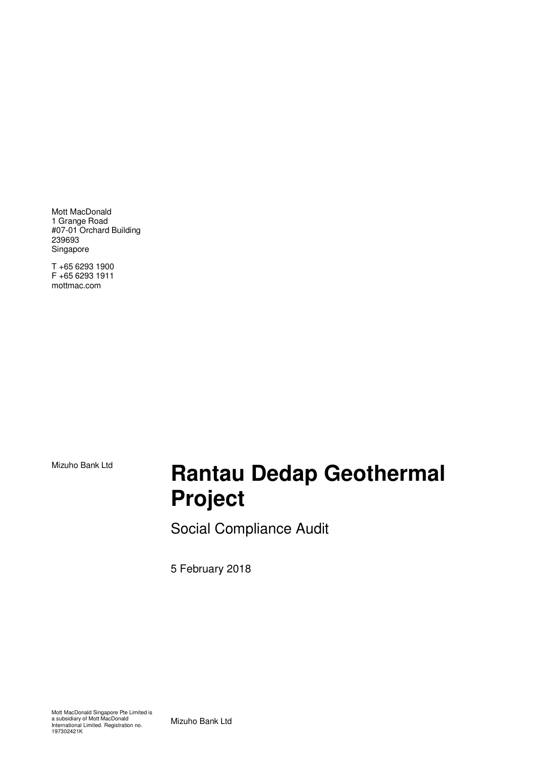Mott MacDonald
1 Grange Road
#07-01 Orchard Building
239693
Singapore

T +65 6293 1900
F +65 6293 1911
mottmac.com

Mizuho Bank Ltd

# Rantau Dedap Geothermal Project

Social Compliance Audit

5 February 2018

Mott MacDonald Singapore Pte Limited is a subsidiary of Mott MacDonald International Limited. Registration no. 197302421K

Mizuho Bank Ltd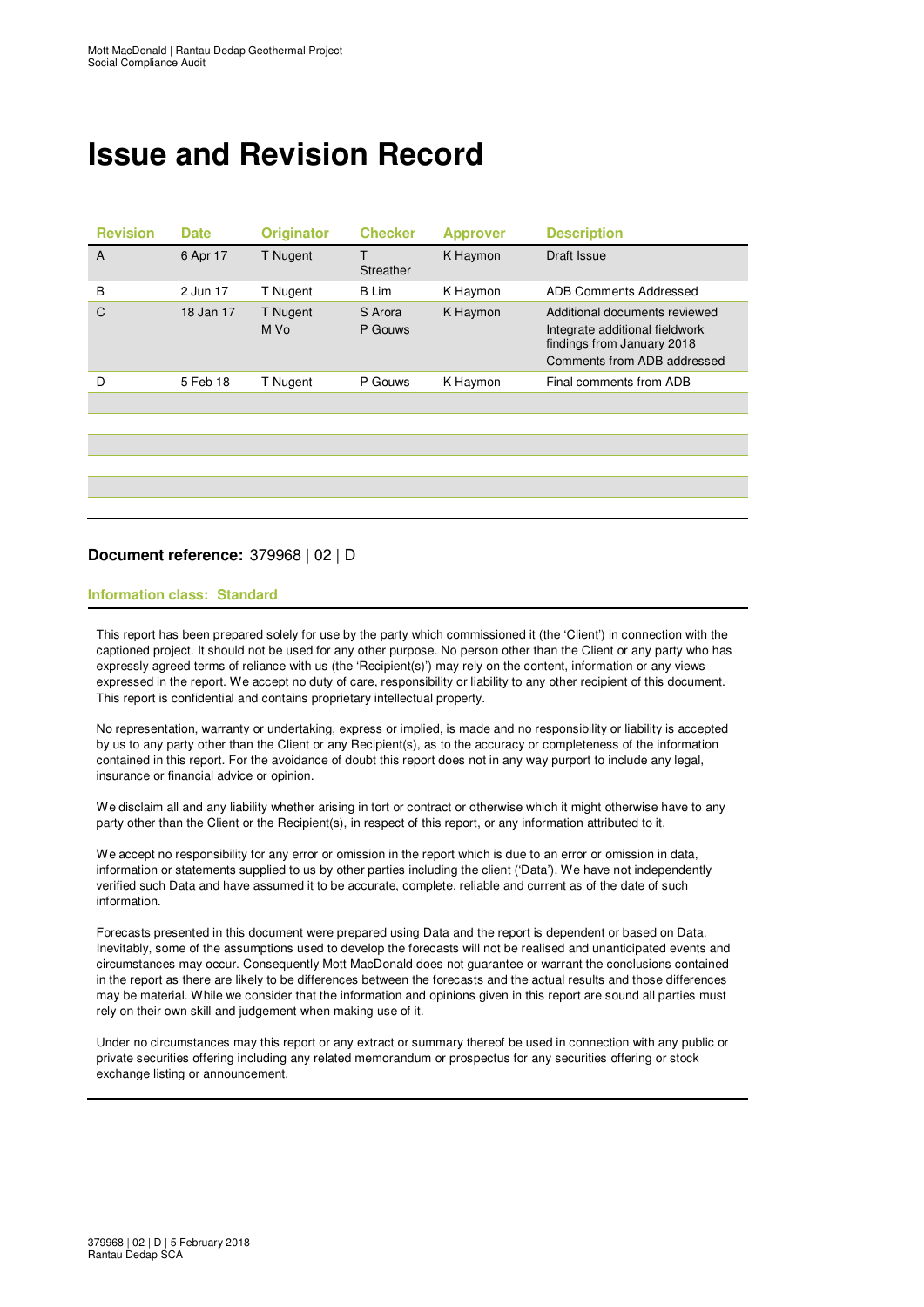# Issue and Revision Record

| Revision | Date | Originator | Checker | Approver | Description |
|---|---|---|---|---|---|
| A | 6 Apr 17 | T Nugent | T Streather | K Haymon | Draft Issue |
| B | 2 Jun 17 | T Nugent | B Lim | K Haymon | ADB Comments Addressed |
| C | 18 Jan 17 | T Nugent<br>M Vo | S Arora<br>P Gouws | K Haymon | Additional documents reviewed<br>Integrate additional fieldwork findings from January 2018<br>Comments from ADB addressed |
| D | 5 Feb 18 | T Nugent | P Gouws | K Haymon | Final comments from ADB |
| | | | | | |
| | | | | | |
| | | | | | |
| | | | | | |
| | | | | | |

**Document reference:** 379968 | 02 | D

**Information class: Standard**

This report has been prepared solely for use by the party which commissioned it (the 'Client') in connection with the captioned project. It should not be used for any other purpose. No person other than the Client or any party who has expressly agreed terms of reliance with us (the 'Recipient(s)') may rely on the content, information or any views expressed in the report. We accept no duty of care, responsibility or liability to any other recipient of this document. This report is confidential and contains proprietary intellectual property.

No representation, warranty or undertaking, express or implied, is made and no responsibility or liability is accepted by us to any party other than the Client or any Recipient(s), as to the accuracy or completeness of the information contained in this report. For the avoidance of doubt this report does not in any way purport to include any legal, insurance or financial advice or opinion.

We disclaim all and any liability whether arising in tort or contract or otherwise which it might otherwise have to any party other than the Client or the Recipient(s), in respect of this report, or any information attributed to it.

We accept no responsibility for any error or omission in the report which is due to an error or omission in data, information or statements supplied to us by other parties including the client ('Data'). We have not independently verified such Data and have assumed it to be accurate, complete, reliable and current as of the date of such information.

Forecasts presented in this document were prepared using Data and the report is dependent or based on Data. Inevitably, some of the assumptions used to develop the forecasts will not be realised and unanticipated events and circumstances may occur. Consequently Mott MacDonald does not guarantee or warrant the conclusions contained in the report as there are likely to be differences between the forecasts and the actual results and those differences may be material. While we consider that the information and opinions given in this report are sound all parties must rely on their own skill and judgement when making use of it.

Under no circumstances may this report or any extract or summary thereof be used in connection with any public or private securities offering including any related memorandum or prospectus for any securities offering or stock exchange listing or announcement.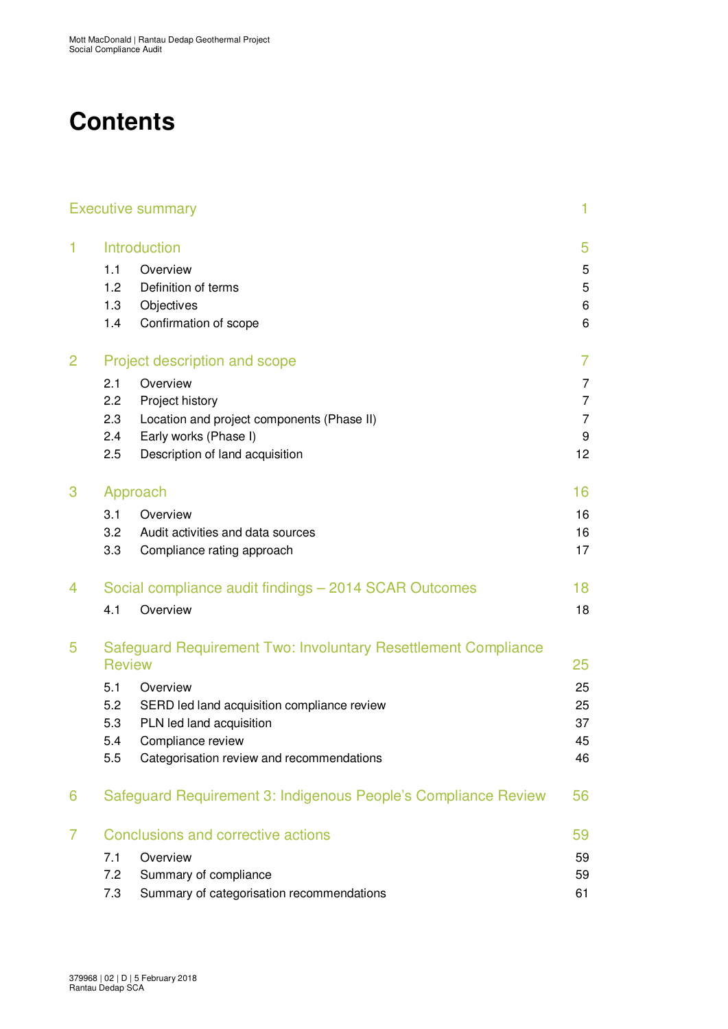# Contents

| | | |
|---|---|---|
| Executive summary | | 1 |
| 1 | Introduction | 5 |
| 1.1 | Overview | 5 |
| 1.2 | Definition of terms | 5 |
| 1.3 | Objectives | 6 |
| 1.4 | Confirmation of scope | 6 |
| 2 | Project description and scope | 7 |
| 2.1 | Overview | 7 |
| 2.2 | Project history | 7 |
| 2.3 | Location and project components (Phase II) | 7 |
| 2.4 | Early works (Phase I) | 9 |
| 2.5 | Description of land acquisition | 12 |
| 3 | Approach | 16 |
| 3.1 | Overview | 16 |
| 3.2 | Audit activities and data sources | 16 |
| 3.3 | Compliance rating approach | 17 |
| 4 | Social compliance audit findings – 2014 SCAR Outcomes | 18 |
| 4.1 | Overview | 18 |
| 5 | Safeguard Requirement Two: Involuntary Resettlement Compliance Review | 25 |
| 5.1 | Overview | 25 |
| 5.2 | SERD led land acquisition compliance review | 25 |
| 5.3 | PLN led land acquisition | 37 |
| 5.4 | Compliance review | 45 |
| 5.5 | Categorisation review and recommendations | 46 |
| 6 | Safeguard Requirement 3: Indigenous People's Compliance Review | 56 |
| 7 | Conclusions and corrective actions | 59 |
| 7.1 | Overview | 59 |
| 7.2 | Summary of compliance | 59 |
| 7.3 | Summary of categorisation recommendations | 61 |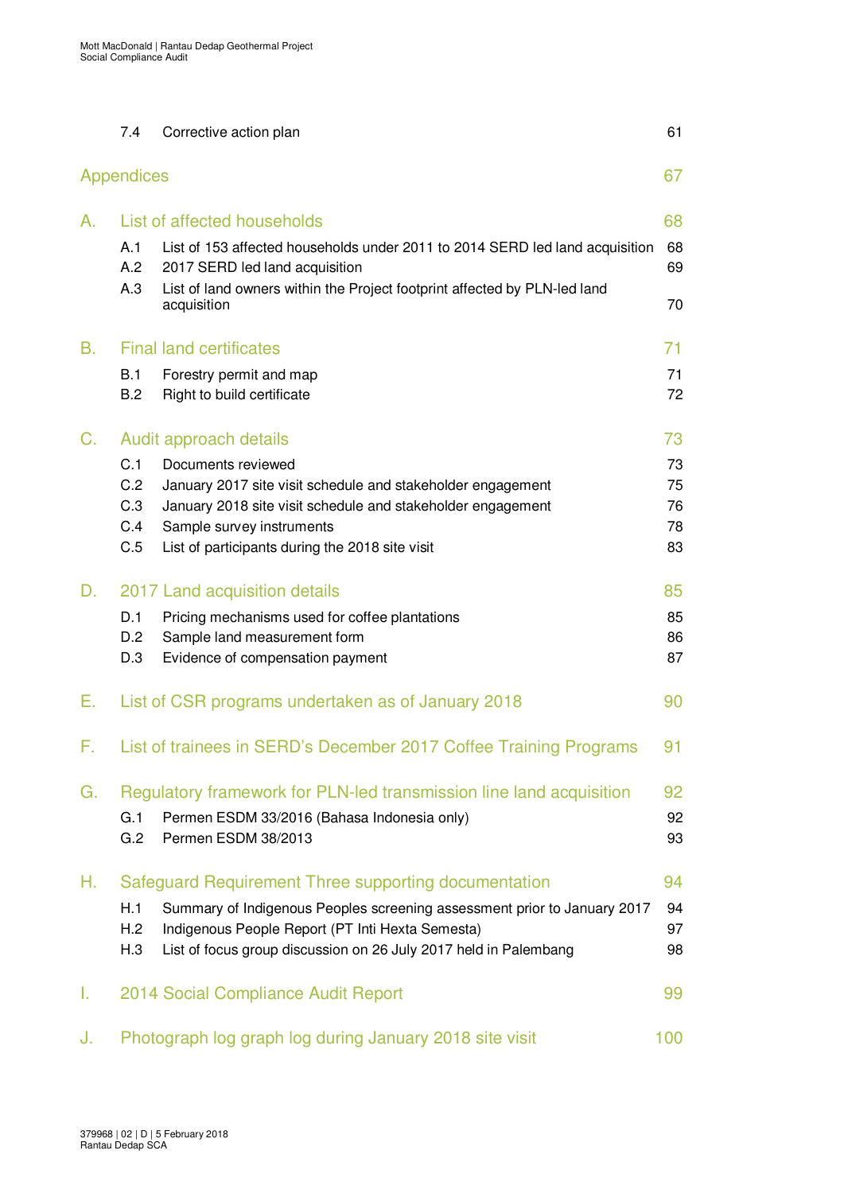| | | |
|---|---|---|
| 7.4 | Corrective action plan | 61 |

**Appendices** 67

| | | |
|---|---|---|
| **A.** | **List of affected households** | **68** |
| A.1 | List of 153 affected households under 2011 to 2014 SERD led land acquisition | 68 |
| A.2 | 2017 SERD led land acquisition | 69 |
| A.3 | List of land owners within the Project footprint affected by PLN-led land acquisition | 70 |
| **B.** | **Final land certificates** | **71** |
| B.1 | Forestry permit and map | 71 |
| B.2 | Right to build certificate | 72 |
| **C.** | **Audit approach details** | **73** |
| C.1 | Documents reviewed | 73 |
| C.2 | January 2017 site visit schedule and stakeholder engagement | 75 |
| C.3 | January 2018 site visit schedule and stakeholder engagement | 76 |
| C.4 | Sample survey instruments | 78 |
| C.5 | List of participants during the 2018 site visit | 83 |
| **D.** | **2017 Land acquisition details** | **85** |
| D.1 | Pricing mechanisms used for coffee plantations | 85 |
| D.2 | Sample land measurement form | 86 |
| D.3 | Evidence of compensation payment | 87 |
| **E.** | **List of CSR programs undertaken as of January 2018** | **90** |
| **F.** | **List of trainees in SERD's December 2017 Coffee Training Programs** | **91** |
| **G.** | **Regulatory framework for PLN-led transmission line land acquisition** | **92** |
| G.1 | Permen ESDM 33/2016 (Bahasa Indonesia only) | 92 |
| G.2 | Permen ESDM 38/2013 | 93 |
| **H.** | **Safeguard Requirement Three supporting documentation** | **94** |
| H.1 | Summary of Indigenous Peoples screening assessment prior to January 2017 | 94 |
| H.2 | Indigenous People Report (PT Inti Hexta Semesta) | 97 |
| H.3 | List of focus group discussion on 26 July 2017 held in Palembang | 98 |
| **I.** | **2014 Social Compliance Audit Report** | **99** |
| **J.** | **Photograph log graph log during January 2018 site visit** | **100** |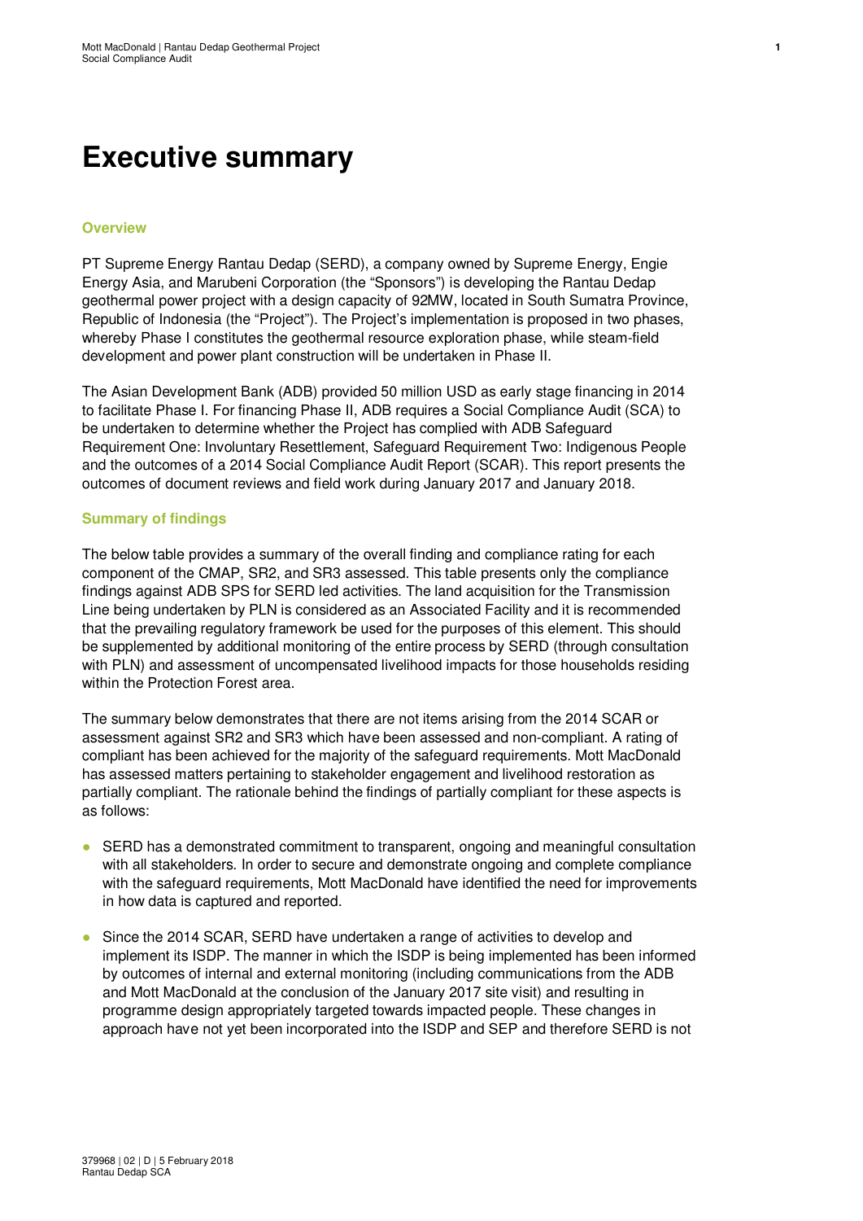# Executive summary

### Overview

PT Supreme Energy Rantau Dedap (SERD), a company owned by Supreme Energy, Engie Energy Asia, and Marubeni Corporation (the "Sponsors") is developing the Rantau Dedap geothermal power project with a design capacity of 92MW, located in South Sumatra Province, Republic of Indonesia (the "Project"). The Project's implementation is proposed in two phases, whereby Phase I constitutes the geothermal resource exploration phase, while steam-field development and power plant construction will be undertaken in Phase II.

The Asian Development Bank (ADB) provided 50 million USD as early stage financing in 2014 to facilitate Phase I. For financing Phase II, ADB requires a Social Compliance Audit (SCA) to be undertaken to determine whether the Project has complied with ADB Safeguard Requirement One: Involuntary Resettlement, Safeguard Requirement Two: Indigenous People and the outcomes of a 2014 Social Compliance Audit Report (SCAR). This report presents the outcomes of document reviews and field work during January 2017 and January 2018.

### Summary of findings

The below table provides a summary of the overall finding and compliance rating for each component of the CMAP, SR2, and SR3 assessed. This table presents only the compliance findings against ADB SPS for SERD led activities. The land acquisition for the Transmission Line being undertaken by PLN is considered as an Associated Facility and it is recommended that the prevailing regulatory framework be used for the purposes of this element. This should be supplemented by additional monitoring of the entire process by SERD (through consultation with PLN) and assessment of uncompensated livelihood impacts for those households residing within the Protection Forest area.

The summary below demonstrates that there are not items arising from the 2014 SCAR or assessment against SR2 and SR3 which have been assessed and non-compliant. A rating of compliant has been achieved for the majority of the safeguard requirements. Mott MacDonald has assessed matters pertaining to stakeholder engagement and livelihood restoration as partially compliant. The rationale behind the findings of partially compliant for these aspects is as follows:

- SERD has a demonstrated commitment to transparent, ongoing and meaningful consultation with all stakeholders. In order to secure and demonstrate ongoing and complete compliance with the safeguard requirements, Mott MacDonald have identified the need for improvements in how data is captured and reported.
- Since the 2014 SCAR, SERD have undertaken a range of activities to develop and implement its ISDP. The manner in which the ISDP is being implemented has been informed by outcomes of internal and external monitoring (including communications from the ADB and Mott MacDonald at the conclusion of the January 2017 site visit) and resulting in programme design appropriately targeted towards impacted people. These changes in approach have not yet been incorporated into the ISDP and SEP and therefore SERD is not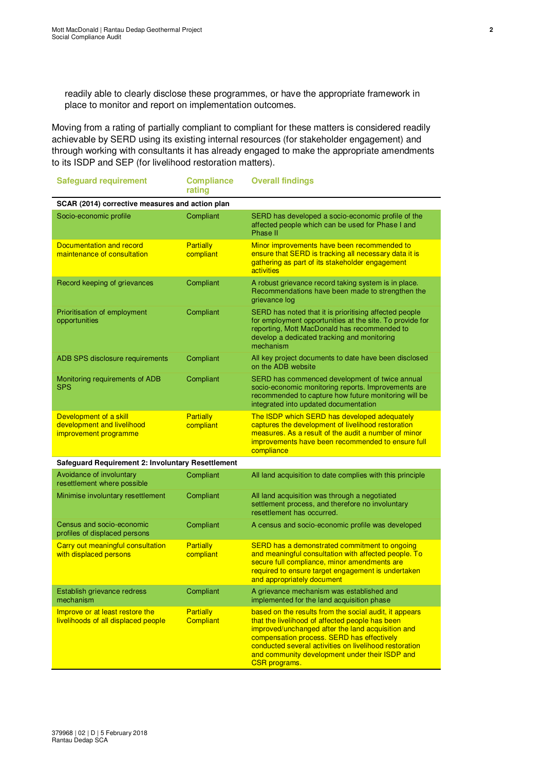readily able to clearly disclose these programmes, or have the appropriate framework in place to monitor and report on implementation outcomes.

Moving from a rating of partially compliant to compliant for these matters is considered readily achievable by SERD using its existing internal resources (for stakeholder engagement) and through working with consultants it has already engaged to make the appropriate amendments to its ISDP and SEP (for livelihood restoration matters).

| Safeguard requirement | Compliance rating | Overall findings |
|---|---|---|
| **SCAR (2014) corrective measures and action plan** | | |
| Socio-economic profile | Compliant | SERD has developed a socio-economic profile of the affected people which can be used for Phase I and Phase II |
| Documentation and record maintenance of consultation | Partially compliant | Minor improvements have been recommended to ensure that SERD is tracking all necessary data it is gathering as part of its stakeholder engagement activities |
| Record keeping of grievances | Compliant | A robust grievance record taking system is in place. Recommendations have been made to strengthen the grievance log |
| Prioritisation of employment opportunities | Compliant | SERD has noted that it is prioritising affected people for employment opportunities at the site. To provide for reporting, Mott MacDonald has recommended to develop a dedicated tracking and monitoring mechanism |
| ADB SPS disclosure requirements | Compliant | All key project documents to date have been disclosed on the ADB website |
| Monitoring requirements of ADB SPS | Compliant | SERD has commenced development of twice annual socio-economic monitoring reports. Improvements are recommended to capture how future monitoring will be integrated into updated documentation |
| Development of a skill development and livelihood improvement programme | Partially compliant | The ISDP which SERD has developed adequately captures the development of livelihood restoration measures. As a result of the audit a number of minor improvements have been recommended to ensure full compliance |
| **Safeguard Requirement 2: Involuntary Resettlement** | | |
| Avoidance of involuntary resettlement where possible | Compliant | All land acquisition to date complies with this principle |
| Minimise involuntary resettlement | Compliant | All land acquisition was through a negotiated settlement process, and therefore no involuntary resettlement has occurred. |
| Census and socio-economic profiles of displaced persons | Compliant | A census and socio-economic profile was developed |
| Carry out meaningful consultation with displaced persons | Partially compliant | SERD has a demonstrated commitment to ongoing and meaningful consultation with affected people. To secure full compliance, minor amendments are required to ensure target engagement is undertaken and appropriately document |
| Establish grievance redress mechanism | Compliant | A grievance mechanism was established and implemented for the land acquisition phase |
| Improve or at least restore the livelihoods of all displaced people | Partially Compliant | based on the results from the social audit, it appears that the livelihood of affected people has been improved/unchanged after the land acquisition and compensation process. SERD has effectively conducted several activities on livelihood restoration and community development under their ISDP and CSR programs. |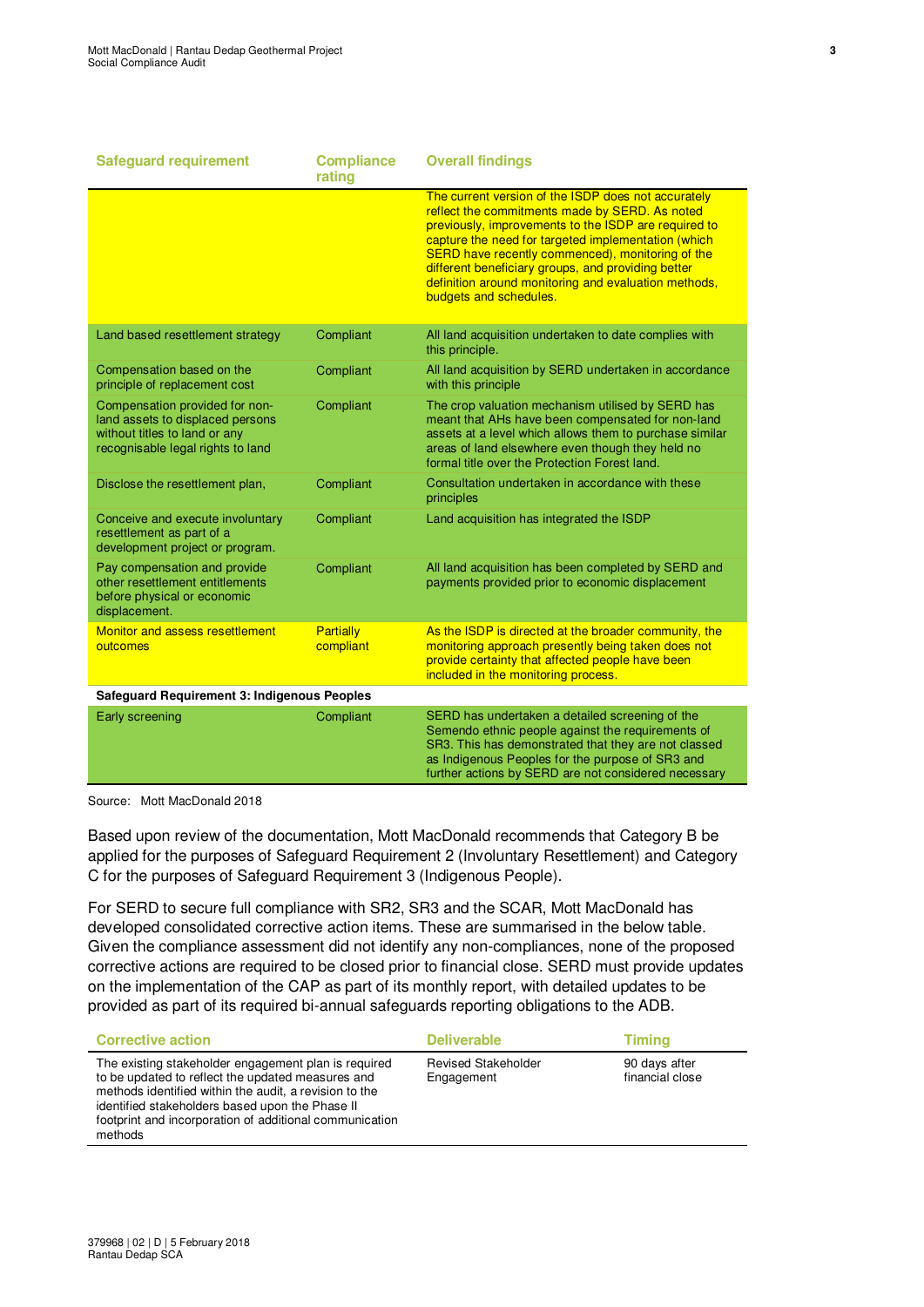| Safeguard requirement | Compliance rating | Overall findings |
|---|---|---|
| | | The current version of the ISDP does not accurately reflect the commitments made by SERD. As noted previously, improvements to the ISDP are required to capture the need for targeted implementation (which SERD have recently commenced), monitoring of the different beneficiary groups, and providing better definition around monitoring and evaluation methods, budgets and schedules. |
| Land based resettlement strategy | Compliant | All land acquisition undertaken to date complies with this principle. |
| Compensation based on the principle of replacement cost | Compliant | All land acquisition by SERD undertaken in accordance with this principle |
| Compensation provided for non-land assets to displaced persons without titles to land or any recognisable legal rights to land | Compliant | The crop valuation mechanism utilised by SERD has meant that AHs have been compensated for non-land assets at a level which allows them to purchase similar areas of land elsewhere even though they held no formal title over the Protection Forest land. |
| Disclose the resettlement plan, | Compliant | Consultation undertaken in accordance with these principles |
| Conceive and execute involuntary resettlement as part of a development project or program. | Compliant | Land acquisition has integrated the ISDP |
| Pay compensation and provide other resettlement entitlements before physical or economic displacement. | Compliant | All land acquisition has been completed by SERD and payments provided prior to economic displacement |
| Monitor and assess resettlement outcomes | Partially compliant | As the ISDP is directed at the broader community, the monitoring approach presently being taken does not provide certainty that affected people have been included in the monitoring process. |
| **Safeguard Requirement 3: Indigenous Peoples** | | |
| Early screening | Compliant | SERD has undertaken a detailed screening of the Semendo ethnic people against the requirements of SR3. This has demonstrated that they are not classed as Indigenous Peoples for the purpose of SR3 and further actions by SERD are not considered necessary |

Source: Mott MacDonald 2018

Based upon review of the documentation, Mott MacDonald recommends that Category B be applied for the purposes of Safeguard Requirement 2 (Involuntary Resettlement) and Category C for the purposes of Safeguard Requirement 3 (Indigenous People).

For SERD to secure full compliance with SR2, SR3 and the SCAR, Mott MacDonald has developed consolidated corrective action items. These are summarised in the below table. Given the compliance assessment did not identify any non-compliances, none of the proposed corrective actions are required to be closed prior to financial close. SERD must provide updates on the implementation of the CAP as part of its monthly report, with detailed updates to be provided as part of its required bi-annual safeguards reporting obligations to the ADB.

| Corrective action | Deliverable | Timing |
|---|---|---|
| The existing stakeholder engagement plan is required to be updated to reflect the updated measures and methods identified within the audit, a revision to the identified stakeholders based upon the Phase II footprint and incorporation of additional communication methods | Revised Stakeholder Engagement | 90 days after financial close |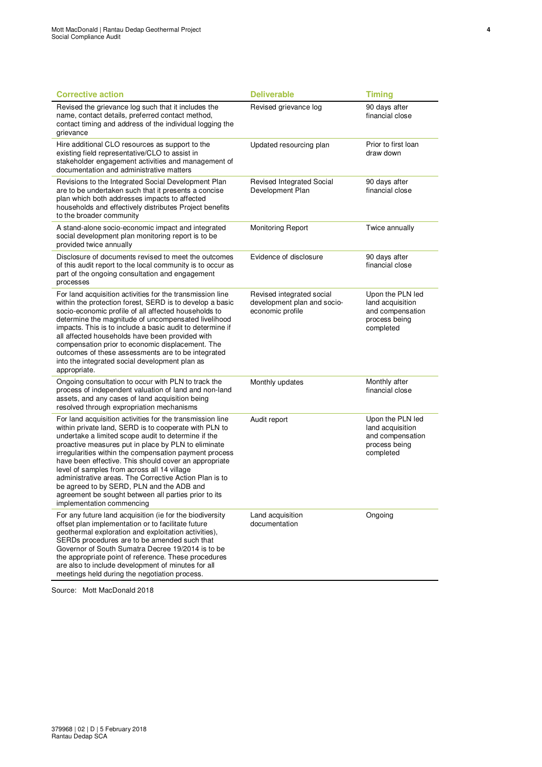| Corrective action | Deliverable | Timing |
|---|---|---|
| Revised the grievance log such that it includes the name, contact details, preferred contact method, contact timing and address of the individual logging the grievance | Revised grievance log | 90 days after financial close |
| Hire additional CLO resources as support to the existing field representative/CLO to assist in stakeholder engagement activities and management of documentation and administrative matters | Updated resourcing plan | Prior to first loan draw down |
| Revisions to the Integrated Social Development Plan are to be undertaken such that it presents a concise plan which both addresses impacts to affected households and effectively distributes Project benefits to the broader community | Revised Integrated Social Development Plan | 90 days after financial close |
| A stand-alone socio-economic impact and integrated social development plan monitoring report is to be provided twice annually | Monitoring Report | Twice annually |
| Disclosure of documents revised to meet the outcomes of this audit report to the local community is to occur as part of the ongoing consultation and engagement processes | Evidence of disclosure | 90 days after financial close |
| For land acquisition activities for the transmission line within the protection forest, SERD is to develop a basic socio-economic profile of all affected households to determine the magnitude of uncompensated livelihood impacts. This is to include a basic audit to determine if all affected households have been provided with compensation prior to economic displacement. The outcomes of these assessments are to be integrated into the integrated social development plan as appropriate. | Revised integrated social development plan and socio-economic profile | Upon the PLN led land acquisition and compensation process being completed |
| Ongoing consultation to occur with PLN to track the process of independent valuation of land and non-land assets, and any cases of land acquisition being resolved through expropriation mechanisms | Monthly updates | Monthly after financial close |
| For land acquisition activities for the transmission line within private land, SERD is to cooperate with PLN to undertake a limited scope audit to determine if the proactive measures put in place by PLN to eliminate irregularities within the compensation payment process have been effective. This should cover an appropriate level of samples from across all 14 village administrative areas. The Corrective Action Plan is to be agreed to by SERD, PLN and the ADB and agreement be sought between all parties prior to its implementation commencing | Audit report | Upon the PLN led land acquisition and compensation process being completed |
| For any future land acquisition (ie for the biodiversity offset plan implementation or to facilitate future geothermal exploration and exploitation activities), SERDs procedures are to be amended such that Governor of South Sumatra Decree 19/2014 is to be the appropriate point of reference. These procedures are also to include development of minutes for all meetings held during the negotiation process. | Land acquisition documentation | Ongoing |

Source: Mott MacDonald 2018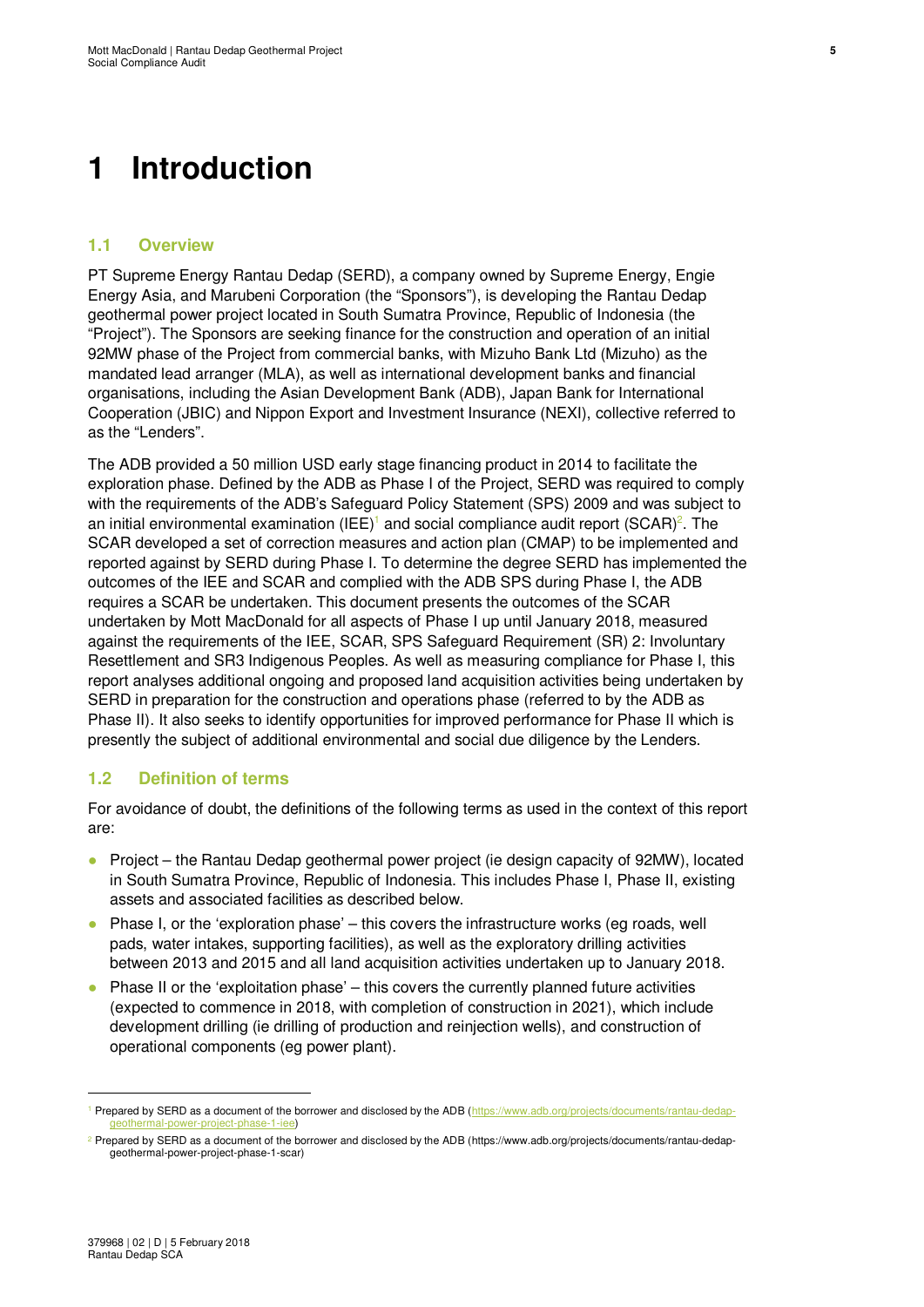# 1 Introduction

## 1.1 Overview

PT Supreme Energy Rantau Dedap (SERD), a company owned by Supreme Energy, Engie Energy Asia, and Marubeni Corporation (the "Sponsors"), is developing the Rantau Dedap geothermal power project located in South Sumatra Province, Republic of Indonesia (the "Project"). The Sponsors are seeking finance for the construction and operation of an initial 92MW phase of the Project from commercial banks, with Mizuho Bank Ltd (Mizuho) as the mandated lead arranger (MLA), as well as international development banks and financial organisations, including the Asian Development Bank (ADB), Japan Bank for International Cooperation (JBIC) and Nippon Export and Investment Insurance (NEXI), collective referred to as the "Lenders".

The ADB provided a 50 million USD early stage financing product in 2014 to facilitate the exploration phase. Defined by the ADB as Phase I of the Project, SERD was required to comply with the requirements of the ADB's Safeguard Policy Statement (SPS) 2009 and was subject to an initial environmental examination (IEE)[1] and social compliance audit report (SCAR)[2]. The SCAR developed a set of correction measures and action plan (CMAP) to be implemented and reported against by SERD during Phase I. To determine the degree SERD has implemented the outcomes of the IEE and SCAR and complied with the ADB SPS during Phase I, the ADB requires a SCAR be undertaken. This document presents the outcomes of the SCAR undertaken by Mott MacDonald for all aspects of Phase I up until January 2018, measured against the requirements of the IEE, SCAR, SPS Safeguard Requirement (SR) 2: Involuntary Resettlement and SR3 Indigenous Peoples. As well as measuring compliance for Phase I, this report analyses additional ongoing and proposed land acquisition activities being undertaken by SERD in preparation for the construction and operations phase (referred to by the ADB as Phase II). It also seeks to identify opportunities for improved performance for Phase II which is presently the subject of additional environmental and social due diligence by the Lenders.

## 1.2 Definition of terms

For avoidance of doubt, the definitions of the following terms as used in the context of this report are:

- Project – the Rantau Dedap geothermal power project (ie design capacity of 92MW), located in South Sumatra Province, Republic of Indonesia. This includes Phase I, Phase II, existing assets and associated facilities as described below.
- Phase I, or the 'exploration phase' – this covers the infrastructure works (eg roads, well pads, water intakes, supporting facilities), as well as the exploratory drilling activities between 2013 and 2015 and all land acquisition activities undertaken up to January 2018.
- Phase II or the 'exploitation phase' – this covers the currently planned future activities (expected to commence in 2018, with completion of construction in 2021), which include development drilling (ie drilling of production and reinjection wells), and construction of operational components (eg power plant).

[1] Prepared by SERD as a document of the borrower and disclosed by the ADB (https://www.adb.org/projects/documents/rantau-dedap-geothermal-power-project-phase-1-iee)

[2] Prepared by SERD as a document of the borrower and disclosed by the ADB (https://www.adb.org/projects/documents/rantau-dedap-geothermal-power-project-phase-1-scar)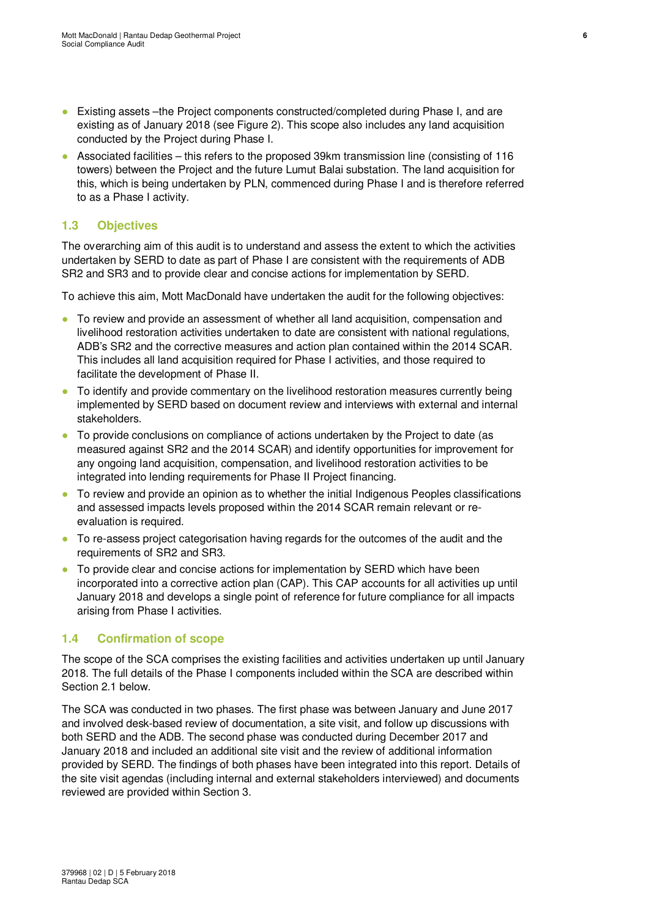- Existing assets –the Project components constructed/completed during Phase I, and are existing as of January 2018 (see Figure 2). This scope also includes any land acquisition conducted by the Project during Phase I.
- Associated facilities – this refers to the proposed 39km transmission line (consisting of 116 towers) between the Project and the future Lumut Balai substation. The land acquisition for this, which is being undertaken by PLN, commenced during Phase I and is therefore referred to as a Phase I activity.

## 1.3 Objectives

The overarching aim of this audit is to understand and assess the extent to which the activities undertaken by SERD to date as part of Phase I are consistent with the requirements of ADB SR2 and SR3 and to provide clear and concise actions for implementation by SERD.

To achieve this aim, Mott MacDonald have undertaken the audit for the following objectives:

- To review and provide an assessment of whether all land acquisition, compensation and livelihood restoration activities undertaken to date are consistent with national regulations, ADB's SR2 and the corrective measures and action plan contained within the 2014 SCAR. This includes all land acquisition required for Phase I activities, and those required to facilitate the development of Phase II.
- To identify and provide commentary on the livelihood restoration measures currently being implemented by SERD based on document review and interviews with external and internal stakeholders.
- To provide conclusions on compliance of actions undertaken by the Project to date (as measured against SR2 and the 2014 SCAR) and identify opportunities for improvement for any ongoing land acquisition, compensation, and livelihood restoration activities to be integrated into lending requirements for Phase II Project financing.
- To review and provide an opinion as to whether the initial Indigenous Peoples classifications and assessed impacts levels proposed within the 2014 SCAR remain relevant or re-evaluation is required.
- To re-assess project categorisation having regards for the outcomes of the audit and the requirements of SR2 and SR3.
- To provide clear and concise actions for implementation by SERD which have been incorporated into a corrective action plan (CAP). This CAP accounts for all activities up until January 2018 and develops a single point of reference for future compliance for all impacts arising from Phase I activities.

## 1.4 Confirmation of scope

The scope of the SCA comprises the existing facilities and activities undertaken up until January 2018. The full details of the Phase I components included within the SCA are described within Section 2.1 below.

The SCA was conducted in two phases. The first phase was between January and June 2017 and involved desk-based review of documentation, a site visit, and follow up discussions with both SERD and the ADB. The second phase was conducted during December 2017 and January 2018 and included an additional site visit and the review of additional information provided by SERD. The findings of both phases have been integrated into this report. Details of the site visit agendas (including internal and external stakeholders interviewed) and documents reviewed are provided within Section 3.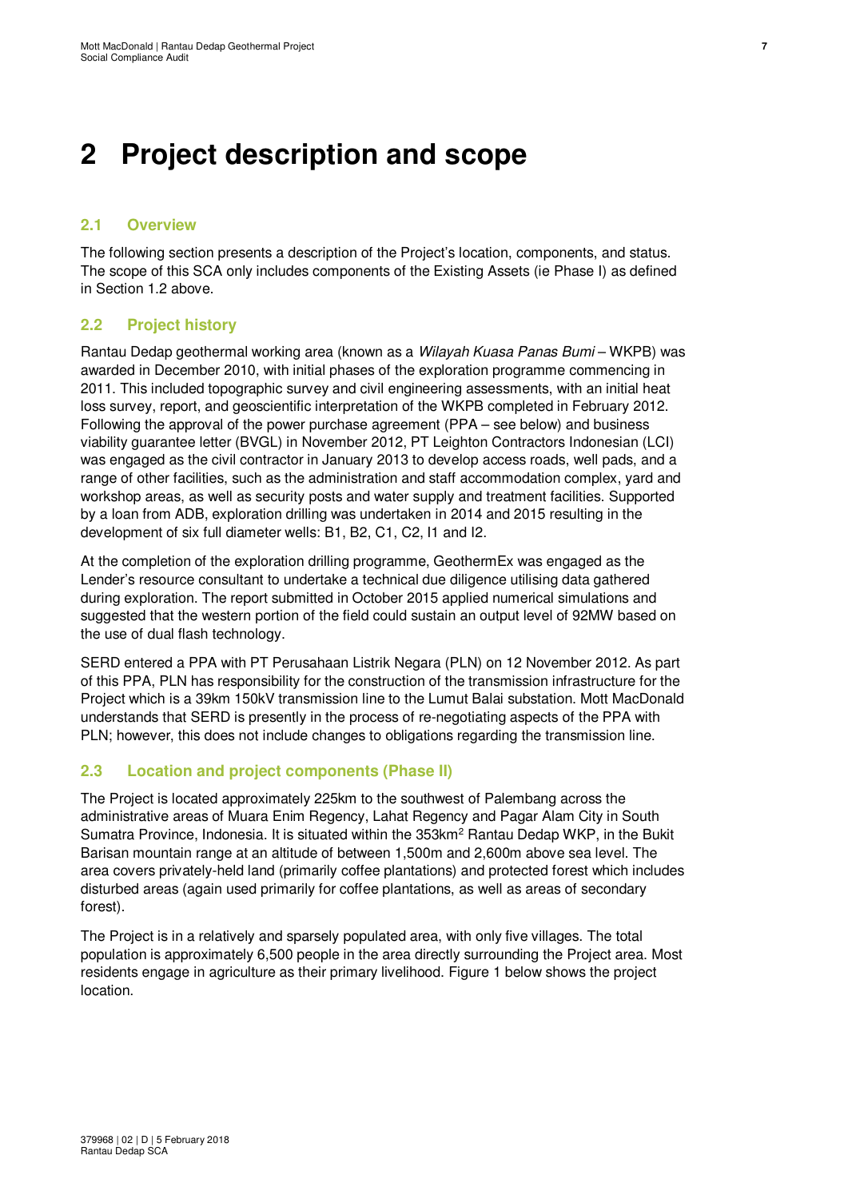# 2 Project description and scope

## 2.1 Overview

The following section presents a description of the Project's location, components, and status. The scope of this SCA only includes components of the Existing Assets (ie Phase I) as defined in Section 1.2 above.

## 2.2 Project history

Rantau Dedap geothermal working area (known as a *Wilayah Kuasa Panas Bumi* – WKPB) was awarded in December 2010, with initial phases of the exploration programme commencing in 2011. This included topographic survey and civil engineering assessments, with an initial heat loss survey, report, and geoscientific interpretation of the WKPB completed in February 2012. Following the approval of the power purchase agreement (PPA – see below) and business viability guarantee letter (BVGL) in November 2012, PT Leighton Contractors Indonesian (LCI) was engaged as the civil contractor in January 2013 to develop access roads, well pads, and a range of other facilities, such as the administration and staff accommodation complex, yard and workshop areas, as well as security posts and water supply and treatment facilities. Supported by a loan from ADB, exploration drilling was undertaken in 2014 and 2015 resulting in the development of six full diameter wells: B1, B2, C1, C2, I1 and I2.

At the completion of the exploration drilling programme, GeothermEx was engaged as the Lender's resource consultant to undertake a technical due diligence utilising data gathered during exploration. The report submitted in October 2015 applied numerical simulations and suggested that the western portion of the field could sustain an output level of 92MW based on the use of dual flash technology.

SERD entered a PPA with PT Perusahaan Listrik Negara (PLN) on 12 November 2012. As part of this PPA, PLN has responsibility for the construction of the transmission infrastructure for the Project which is a 39km 150kV transmission line to the Lumut Balai substation. Mott MacDonald understands that SERD is presently in the process of re-negotiating aspects of the PPA with PLN; however, this does not include changes to obligations regarding the transmission line.

## 2.3 Location and project components (Phase II)

The Project is located approximately 225km to the southwest of Palembang across the administrative areas of Muara Enim Regency, Lahat Regency and Pagar Alam City in South Sumatra Province, Indonesia. It is situated within the 353km$^2$ Rantau Dedap WKP, in the Bukit Barisan mountain range at an altitude of between 1,500m and 2,600m above sea level. The area covers privately-held land (primarily coffee plantations) and protected forest which includes disturbed areas (again used primarily for coffee plantations, as well as areas of secondary forest).

The Project is in a relatively and sparsely populated area, with only five villages. The total population is approximately 6,500 people in the area directly surrounding the Project area. Most residents engage in agriculture as their primary livelihood. Figure 1 below shows the project location.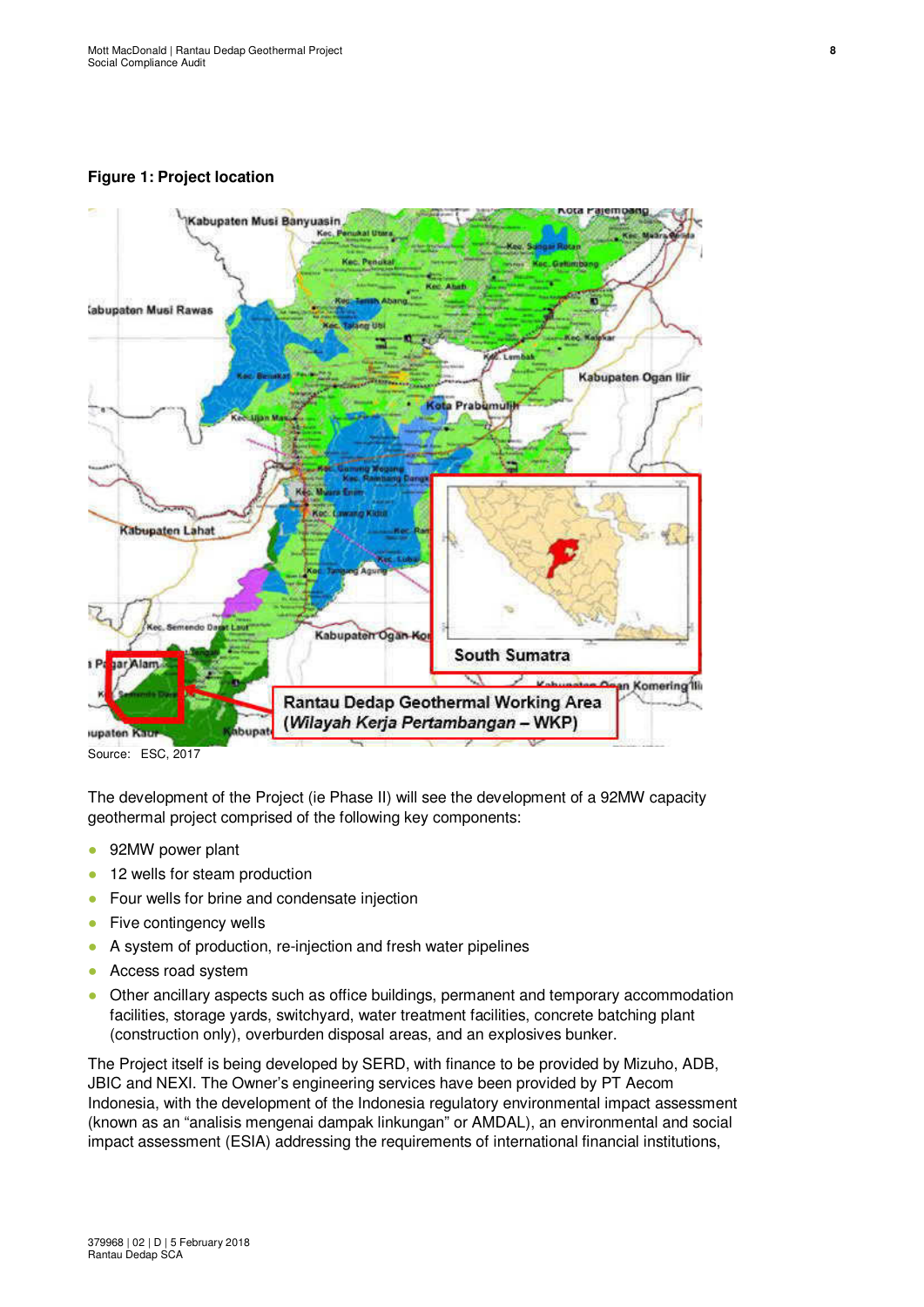**Figure 1: Project location**

Source: ESC, 2017

The development of the Project (ie Phase II) will see the development of a 92MW capacity geothermal project comprised of the following key components:

- 92MW power plant
- 12 wells for steam production
- Four wells for brine and condensate injection
- Five contingency wells
- A system of production, re-injection and fresh water pipelines
- Access road system
- Other ancillary aspects such as office buildings, permanent and temporary accommodation facilities, storage yards, switchyard, water treatment facilities, concrete batching plant (construction only), overburden disposal areas, and an explosives bunker.

The Project itself is being developed by SERD, with finance to be provided by Mizuho, ADB, JBIC and NEXI. The Owner's engineering services have been provided by PT Aecom Indonesia, with the development of the Indonesia regulatory environmental impact assessment (known as an "analisis mengenai dampak linkungan" or AMDAL), an environmental and social impact assessment (ESIA) addressing the requirements of international financial institutions,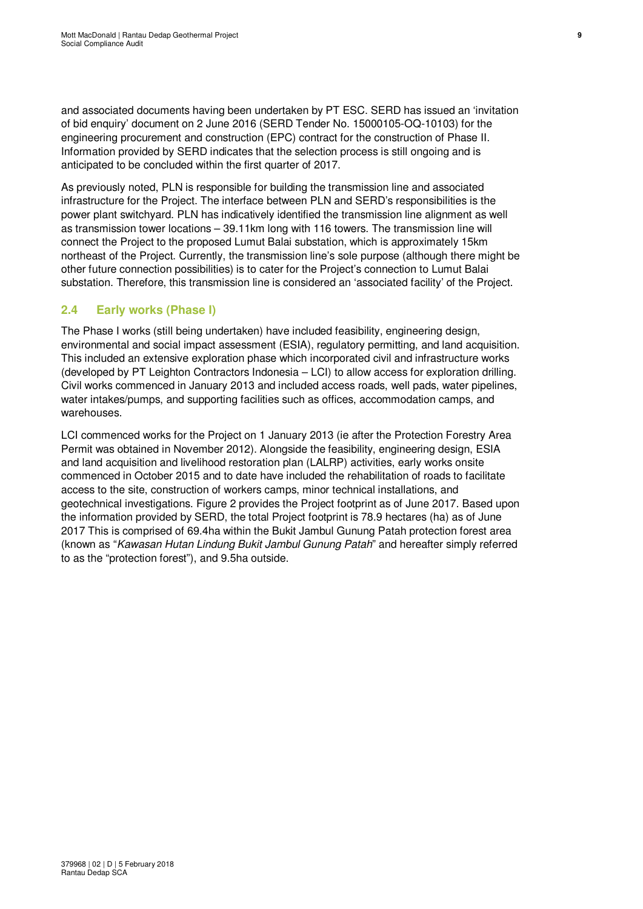and associated documents having been undertaken by PT ESC. SERD has issued an 'invitation of bid enquiry' document on 2 June 2016 (SERD Tender No. 15000105-OQ-10103) for the engineering procurement and construction (EPC) contract for the construction of Phase II. Information provided by SERD indicates that the selection process is still ongoing and is anticipated to be concluded within the first quarter of 2017.

As previously noted, PLN is responsible for building the transmission line and associated infrastructure for the Project. The interface between PLN and SERD's responsibilities is the power plant switchyard. PLN has indicatively identified the transmission line alignment as well as transmission tower locations – 39.11km long with 116 towers. The transmission line will connect the Project to the proposed Lumut Balai substation, which is approximately 15km northeast of the Project. Currently, the transmission line's sole purpose (although there might be other future connection possibilities) is to cater for the Project's connection to Lumut Balai substation. Therefore, this transmission line is considered an 'associated facility' of the Project.

## 2.4 Early works (Phase I)

The Phase I works (still being undertaken) have included feasibility, engineering design, environmental and social impact assessment (ESIA), regulatory permitting, and land acquisition. This included an extensive exploration phase which incorporated civil and infrastructure works (developed by PT Leighton Contractors Indonesia – LCI) to allow access for exploration drilling. Civil works commenced in January 2013 and included access roads, well pads, water pipelines, water intakes/pumps, and supporting facilities such as offices, accommodation camps, and warehouses.

LCI commenced works for the Project on 1 January 2013 (ie after the Protection Forestry Area Permit was obtained in November 2012). Alongside the feasibility, engineering design, ESIA and land acquisition and livelihood restoration plan (LALRP) activities, early works onsite commenced in October 2015 and to date have included the rehabilitation of roads to facilitate access to the site, construction of workers camps, minor technical installations, and geotechnical investigations. Figure 2 provides the Project footprint as of June 2017. Based upon the information provided by SERD, the total Project footprint is 78.9 hectares (ha) as of June 2017 This is comprised of 69.4ha within the Bukit Jambul Gunung Patah protection forest area (known as "*Kawasan Hutan Lindung Bukit Jambul Gunung Patah*" and hereafter simply referred to as the "protection forest"), and 9.5ha outside.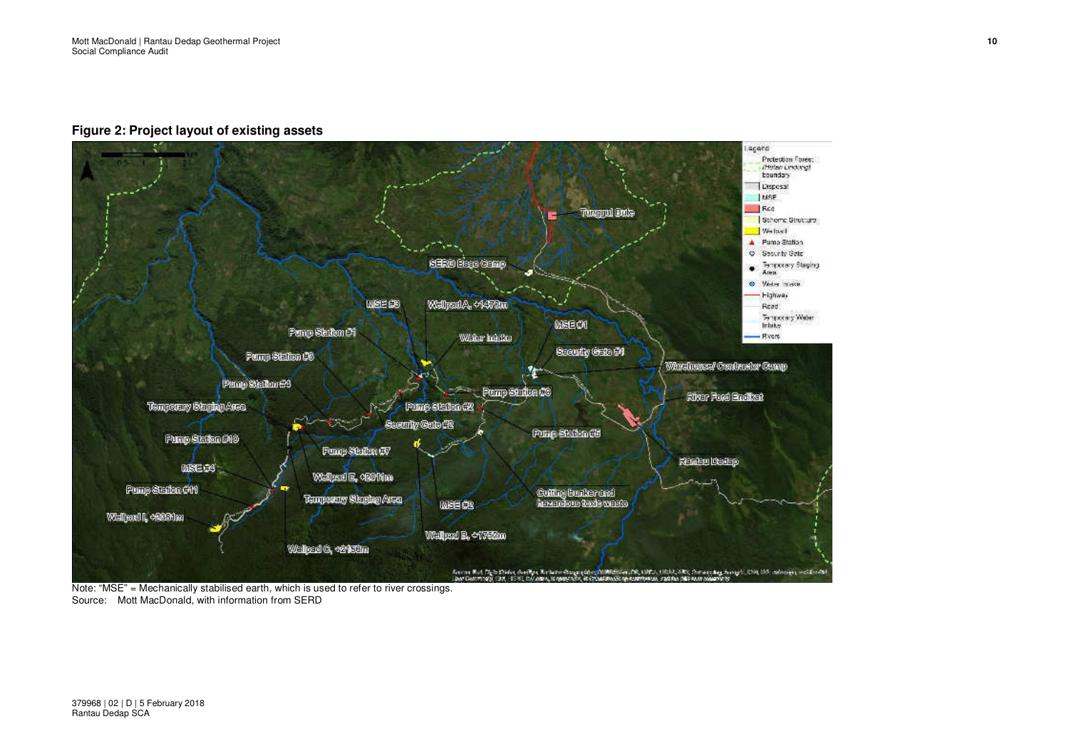## Figure 2: Project layout of existing assets

Note: "MSE" = Mechanically stabilised earth, which is used to refer to river crossings.

Source: Mott MacDonald, with information from SERD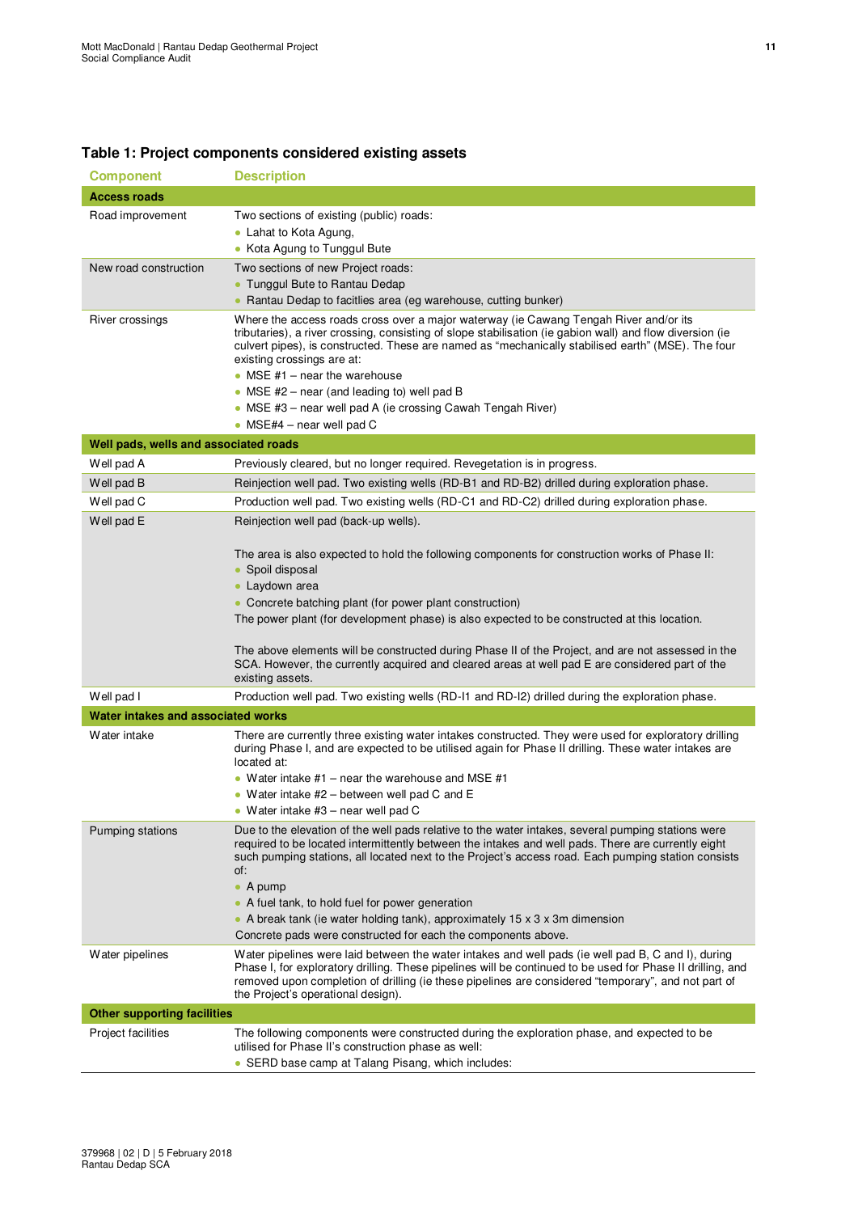## Table 1: Project components considered existing assets

| Component | Description |
|---|---|
| **Access roads** | |
| Road improvement | Two sections of existing (public) roads:<br>• Lahat to Kota Agung,<br>• Kota Agung to Tunggul Bute |
| New road construction | Two sections of new Project roads:<br>• Tunggul Bute to Rantau Dedap<br>• Rantau Dedap to facitlies area (eg warehouse, cutting bunker) |
| River crossings | Where the access roads cross over a major waterway (ie Cawang Tengah River and/or its tributaries), a river crossing, consisting of slope stabilisation (ie gabion wall) and flow diversion (ie culvert pipes), is constructed. These are named as "mechanically stabilised earth" (MSE). The four existing crossings are at:<br>• MSE #1 – near the warehouse<br>• MSE #2 – near (and leading to) well pad B<br>• MSE #3 – near well pad A (ie crossing Cawah Tengah River)<br>• MSE#4 – near well pad C |
| **Well pads, wells and associated roads** | |
| Well pad A | Previously cleared, but no longer required. Revegetation is in progress. |
| Well pad B | Reinjection well pad. Two existing wells (RD-B1 and RD-B2) drilled during exploration phase. |
| Well pad C | Production well pad. Two existing wells (RD-C1 and RD-C2) drilled during exploration phase. |
| Well pad E | Reinjection well pad (back-up wells).<br><br>The area is also expected to hold the following components for construction works of Phase II:<br>• Spoil disposal<br>• Laydown area<br>• Concrete batching plant (for power plant construction)<br>The power plant (for development phase) is also expected to be constructed at this location.<br><br>The above elements will be constructed during Phase II of the Project, and are not assessed in the SCA. However, the currently acquired and cleared areas at well pad E are considered part of the existing assets. |
| Well pad I | Production well pad. Two existing wells (RD-I1 and RD-I2) drilled during the exploration phase. |
| **Water intakes and associated works** | |
| Water intake | There are currently three existing water intakes constructed. They were used for exploratory drilling during Phase I, and are expected to be utilised again for Phase II drilling. These water intakes are located at:<br>• Water intake #1 – near the warehouse and MSE #1<br>• Water intake #2 – between well pad C and E<br>• Water intake #3 – near well pad C |
| Pumping stations | Due to the elevation of the well pads relative to the water intakes, several pumping stations were required to be located intermittently between the intakes and well pads. There are currently eight such pumping stations, all located next to the Project's access road. Each pumping station consists of:<br>• A pump<br>• A fuel tank, to hold fuel for power generation<br>• A break tank (ie water holding tank), approximately 15 x 3 x 3m dimension<br>Concrete pads were constructed for each the components above. |
| Water pipelines | Water pipelines were laid between the water intakes and well pads (ie well pad B, C and I), during Phase I, for exploratory drilling. These pipelines will be continued to be used for Phase II drilling, and removed upon completion of drilling (ie these pipelines are considered "temporary", and not part of the Project's operational design). |
| **Other supporting facilities** | |
| Project facilities | The following components were constructed during the exploration phase, and expected to be utilised for Phase II's construction phase as well:<br>• SERD base camp at Talang Pisang, which includes: |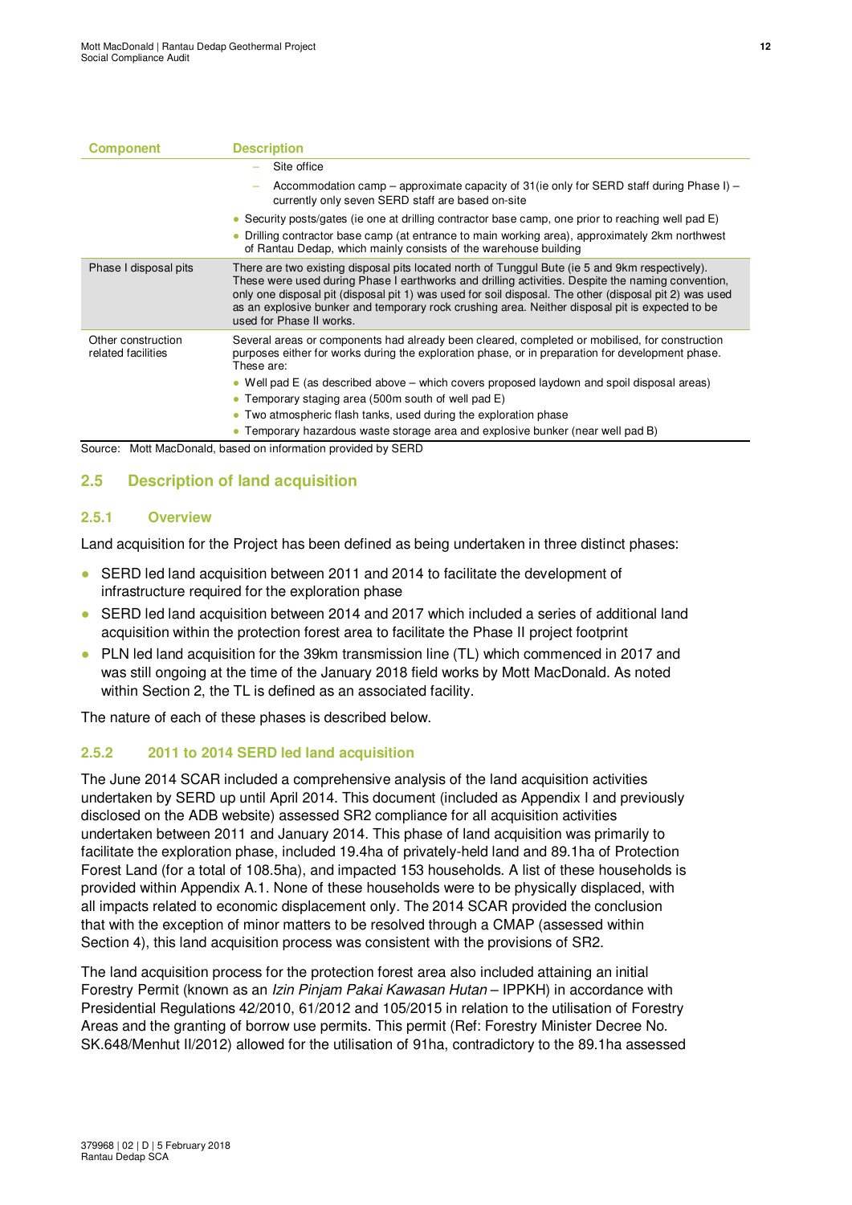| Component | Description |
|---|---|
| | – Site office<br>– Accommodation camp – approximate capacity of 31(ie only for SERD staff during Phase I) – currently only seven SERD staff are based on-site<br>• Security posts/gates (ie one at drilling contractor base camp, one prior to reaching well pad E)<br>• Drilling contractor base camp (at entrance to main working area), approximately 2km northwest of Rantau Dedap, which mainly consists of the warehouse building |
| Phase I disposal pits | There are two existing disposal pits located north of Tunggul Bute (ie 5 and 9km respectively). These were used during Phase I earthworks and drilling activities. Despite the naming convention, only one disposal pit (disposal pit 1) was used for soil disposal. The other (disposal pit 2) was used as an explosive bunker and temporary rock crushing area. Neither disposal pit is expected to be used for Phase II works. |
| Other construction related facilities | Several areas or components had already been cleared, completed or mobilised, for construction purposes either for works during the exploration phase, or in preparation for development phase. These are:<br>• Well pad E (as described above – which covers proposed laydown and spoil disposal areas)<br>• Temporary staging area (500m south of well pad E)<br>• Two atmospheric flash tanks, used during the exploration phase<br>• Temporary hazardous waste storage area and explosive bunker (near well pad B) |

Source: Mott MacDonald, based on information provided by SERD

## 2.5 Description of land acquisition

### 2.5.1 Overview

Land acquisition for the Project has been defined as being undertaken in three distinct phases:

- SERD led land acquisition between 2011 and 2014 to facilitate the development of infrastructure required for the exploration phase
- SERD led land acquisition between 2014 and 2017 which included a series of additional land acquisition within the protection forest area to facilitate the Phase II project footprint
- PLN led land acquisition for the 39km transmission line (TL) which commenced in 2017 and was still ongoing at the time of the January 2018 field works by Mott MacDonald. As noted within Section 2, the TL is defined as an associated facility.

The nature of each of these phases is described below.

### 2.5.2 2011 to 2014 SERD led land acquisition

The June 2014 SCAR included a comprehensive analysis of the land acquisition activities undertaken by SERD up until April 2014. This document (included as Appendix I and previously disclosed on the ADB website) assessed SR2 compliance for all acquisition activities undertaken between 2011 and January 2014. This phase of land acquisition was primarily to facilitate the exploration phase, included 19.4ha of privately-held land and 89.1ha of Protection Forest Land (for a total of 108.5ha), and impacted 153 households. A list of these households is provided within Appendix A.1. None of these households were to be physically displaced, with all impacts related to economic displacement only. The 2014 SCAR provided the conclusion that with the exception of minor matters to be resolved through a CMAP (assessed within Section 4), this land acquisition process was consistent with the provisions of SR2.

The land acquisition process for the protection forest area also included attaining an initial Forestry Permit (known as an *Izin Pinjam Pakai Kawasan Hutan* – IPPKH) in accordance with Presidential Regulations 42/2010, 61/2012 and 105/2015 in relation to the utilisation of Forestry Areas and the granting of borrow use permits. This permit (Ref: Forestry Minister Decree No. SK.648/Menhut II/2012) allowed for the utilisation of 91ha, contradictory to the 89.1ha assessed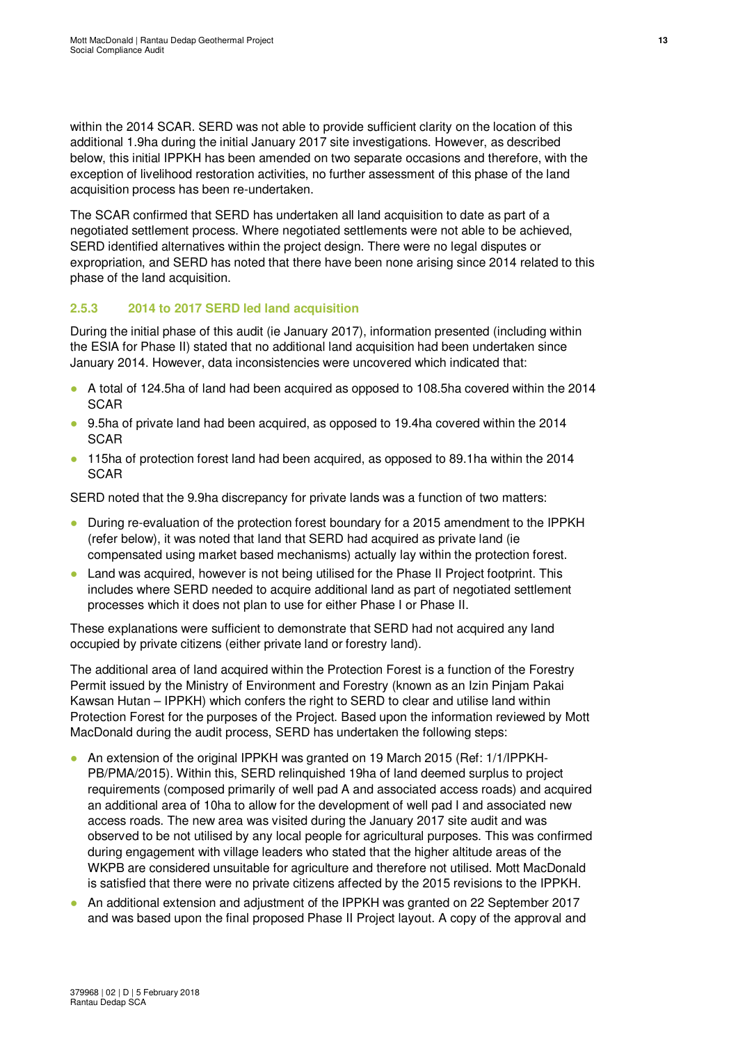within the 2014 SCAR. SERD was not able to provide sufficient clarity on the location of this additional 1.9ha during the initial January 2017 site investigations. However, as described below, this initial IPPKH has been amended on two separate occasions and therefore, with the exception of livelihood restoration activities, no further assessment of this phase of the land acquisition process has been re-undertaken.

The SCAR confirmed that SERD has undertaken all land acquisition to date as part of a negotiated settlement process. Where negotiated settlements were not able to be achieved, SERD identified alternatives within the project design. There were no legal disputes or expropriation, and SERD has noted that there have been none arising since 2014 related to this phase of the land acquisition.

### 2.5.3 2014 to 2017 SERD led land acquisition

During the initial phase of this audit (ie January 2017), information presented (including within the ESIA for Phase II) stated that no additional land acquisition had been undertaken since January 2014. However, data inconsistencies were uncovered which indicated that:

- A total of 124.5ha of land had been acquired as opposed to 108.5ha covered within the 2014 SCAR
- 9.5ha of private land had been acquired, as opposed to 19.4ha covered within the 2014 SCAR
- 115ha of protection forest land had been acquired, as opposed to 89.1ha within the 2014 SCAR

SERD noted that the 9.9ha discrepancy for private lands was a function of two matters:

- During re-evaluation of the protection forest boundary for a 2015 amendment to the IPPKH (refer below), it was noted that land that SERD had acquired as private land (ie compensated using market based mechanisms) actually lay within the protection forest.
- Land was acquired, however is not being utilised for the Phase II Project footprint. This includes where SERD needed to acquire additional land as part of negotiated settlement processes which it does not plan to use for either Phase I or Phase II.

These explanations were sufficient to demonstrate that SERD had not acquired any land occupied by private citizens (either private land or forestry land).

The additional area of land acquired within the Protection Forest is a function of the Forestry Permit issued by the Ministry of Environment and Forestry (known as an Izin Pinjam Pakai Kawsan Hutan – IPPKH) which confers the right to SERD to clear and utilise land within Protection Forest for the purposes of the Project. Based upon the information reviewed by Mott MacDonald during the audit process, SERD has undertaken the following steps:

- An extension of the original IPPKH was granted on 19 March 2015 (Ref: 1/1/IPPKH-PB/PMA/2015). Within this, SERD relinquished 19ha of land deemed surplus to project requirements (composed primarily of well pad A and associated access roads) and acquired an additional area of 10ha to allow for the development of well pad I and associated new access roads. The new area was visited during the January 2017 site audit and was observed to be not utilised by any local people for agricultural purposes. This was confirmed during engagement with village leaders who stated that the higher altitude areas of the WKPB are considered unsuitable for agriculture and therefore not utilised. Mott MacDonald is satisfied that there were no private citizens affected by the 2015 revisions to the IPPKH.
- An additional extension and adjustment of the IPPKH was granted on 22 September 2017 and was based upon the final proposed Phase II Project layout. A copy of the approval and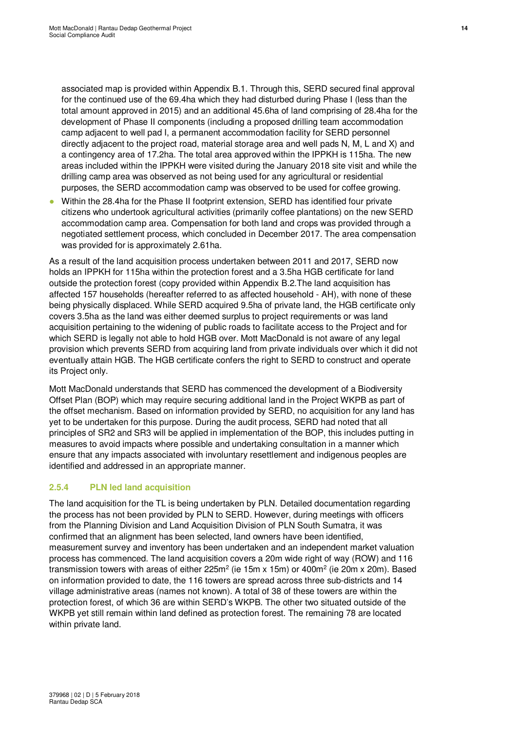associated map is provided within Appendix B.1. Through this, SERD secured final approval for the continued use of the 69.4ha which they had disturbed during Phase I (less than the total amount approved in 2015) and an additional 45.6ha of land comprising of 28.4ha for the development of Phase II components (including a proposed drilling team accommodation camp adjacent to well pad I, a permanent accommodation facility for SERD personnel directly adjacent to the project road, material storage area and well pads N, M, L and X) and a contingency area of 17.2ha. The total area approved within the IPPKH is 115ha. The new areas included within the IPPKH were visited during the January 2018 site visit and while the drilling camp area was observed as not being used for any agricultural or residential purposes, the SERD accommodation camp was observed to be used for coffee growing.

- Within the 28.4ha for the Phase II footprint extension, SERD has identified four private citizens who undertook agricultural activities (primarily coffee plantations) on the new SERD accommodation camp area. Compensation for both land and crops was provided through a negotiated settlement process, which concluded in December 2017. The area compensation was provided for is approximately 2.61ha.

As a result of the land acquisition process undertaken between 2011 and 2017, SERD now holds an IPPKH for 115ha within the protection forest and a 3.5ha HGB certificate for land outside the protection forest (copy provided within Appendix B.2.The land acquisition has affected 157 households (hereafter referred to as affected household - AH), with none of these being physically displaced. While SERD acquired 9.5ha of private land, the HGB certificate only covers 3.5ha as the land was either deemed surplus to project requirements or was land acquisition pertaining to the widening of public roads to facilitate access to the Project and for which SERD is legally not able to hold HGB over. Mott MacDonald is not aware of any legal provision which prevents SERD from acquiring land from private individuals over which it did not eventually attain HGB. The HGB certificate confers the right to SERD to construct and operate its Project only.

Mott MacDonald understands that SERD has commenced the development of a Biodiversity Offset Plan (BOP) which may require securing additional land in the Project WKPB as part of the offset mechanism. Based on information provided by SERD, no acquisition for any land has yet to be undertaken for this purpose. During the audit process, SERD had noted that all principles of SR2 and SR3 will be applied in implementation of the BOP, this includes putting in measures to avoid impacts where possible and undertaking consultation in a manner which ensure that any impacts associated with involuntary resettlement and indigenous peoples are identified and addressed in an appropriate manner.

### 2.5.4 PLN led land acquisition

The land acquisition for the TL is being undertaken by PLN. Detailed documentation regarding the process has not been provided by PLN to SERD. However, during meetings with officers from the Planning Division and Land Acquisition Division of PLN South Sumatra, it was confirmed that an alignment has been selected, land owners have been identified, measurement survey and inventory has been undertaken and an independent market valuation process has commenced. The land acquisition covers a 20m wide right of way (ROW) and 116 transmission towers with areas of either 225m$^2$ (ie 15m x 15m) or 400m$^2$ (ie 20m x 20m). Based on information provided to date, the 116 towers are spread across three sub-districts and 14 village administrative areas (names not known). A total of 38 of these towers are within the protection forest, of which 36 are within SERD's WKPB. The other two situated outside of the WKPB yet still remain within land defined as protection forest. The remaining 78 are located within private land.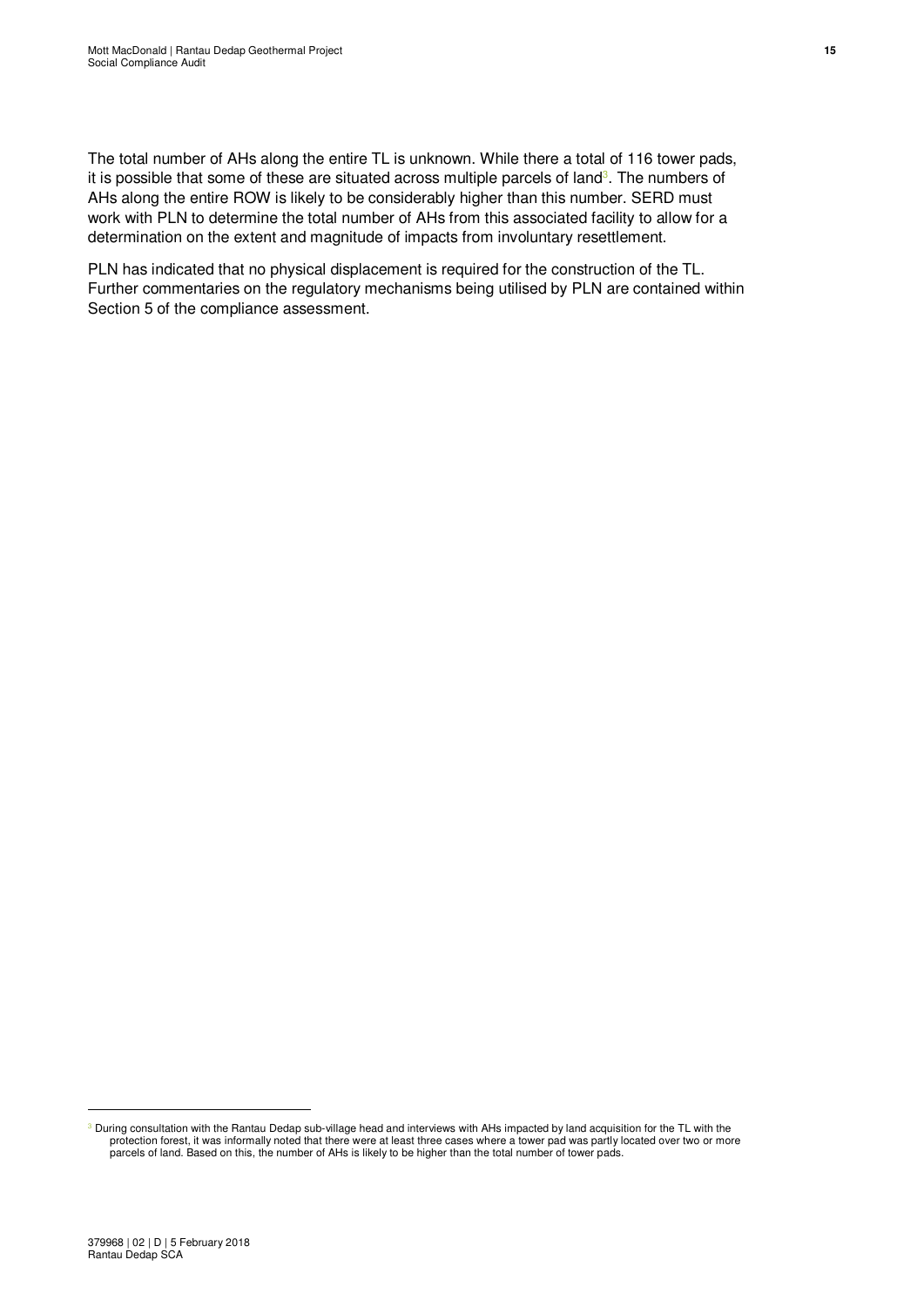The total number of AHs along the entire TL is unknown. While there a total of 116 tower pads, it is possible that some of these are situated across multiple parcels of land[3]. The numbers of AHs along the entire ROW is likely to be considerably higher than this number. SERD must work with PLN to determine the total number of AHs from this associated facility to allow for a determination on the extent and magnitude of impacts from involuntary resettlement.

PLN has indicated that no physical displacement is required for the construction of the TL. Further commentaries on the regulatory mechanisms being utilised by PLN are contained within Section 5 of the compliance assessment.

[3] During consultation with the Rantau Dedap sub-village head and interviews with AHs impacted by land acquisition for the TL with the protection forest, it was informally noted that there were at least three cases where a tower pad was partly located over two or more parcels of land. Based on this, the number of AHs is likely to be higher than the total number of tower pads.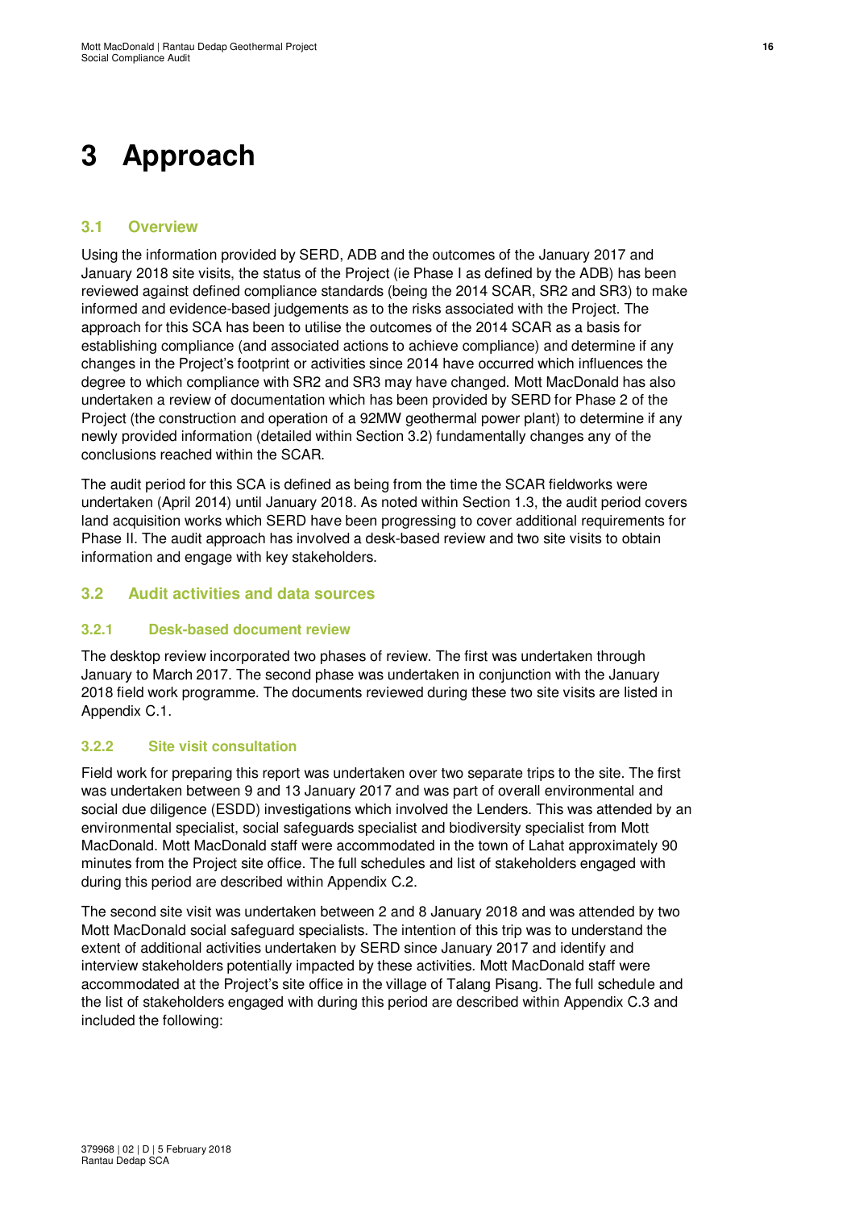# 3 Approach

## 3.1 Overview

Using the information provided by SERD, ADB and the outcomes of the January 2017 and January 2018 site visits, the status of the Project (ie Phase I as defined by the ADB) has been reviewed against defined compliance standards (being the 2014 SCAR, SR2 and SR3) to make informed and evidence-based judgements as to the risks associated with the Project. The approach for this SCA has been to utilise the outcomes of the 2014 SCAR as a basis for establishing compliance (and associated actions to achieve compliance) and determine if any changes in the Project's footprint or activities since 2014 have occurred which influences the degree to which compliance with SR2 and SR3 may have changed. Mott MacDonald has also undertaken a review of documentation which has been provided by SERD for Phase 2 of the Project (the construction and operation of a 92MW geothermal power plant) to determine if any newly provided information (detailed within Section 3.2) fundamentally changes any of the conclusions reached within the SCAR.

The audit period for this SCA is defined as being from the time the SCAR fieldworks were undertaken (April 2014) until January 2018. As noted within Section 1.3, the audit period covers land acquisition works which SERD have been progressing to cover additional requirements for Phase II. The audit approach has involved a desk-based review and two site visits to obtain information and engage with key stakeholders.

## 3.2 Audit activities and data sources

### 3.2.1 Desk-based document review

The desktop review incorporated two phases of review. The first was undertaken through January to March 2017. The second phase was undertaken in conjunction with the January 2018 field work programme. The documents reviewed during these two site visits are listed in Appendix C.1.

### 3.2.2 Site visit consultation

Field work for preparing this report was undertaken over two separate trips to the site. The first was undertaken between 9 and 13 January 2017 and was part of overall environmental and social due diligence (ESDD) investigations which involved the Lenders. This was attended by an environmental specialist, social safeguards specialist and biodiversity specialist from Mott MacDonald. Mott MacDonald staff were accommodated in the town of Lahat approximately 90 minutes from the Project site office. The full schedules and list of stakeholders engaged with during this period are described within Appendix C.2.

The second site visit was undertaken between 2 and 8 January 2018 and was attended by two Mott MacDonald social safeguard specialists. The intention of this trip was to understand the extent of additional activities undertaken by SERD since January 2017 and identify and interview stakeholders potentially impacted by these activities. Mott MacDonald staff were accommodated at the Project's site office in the village of Talang Pisang. The full schedule and the list of stakeholders engaged with during this period are described within Appendix C.3 and included the following: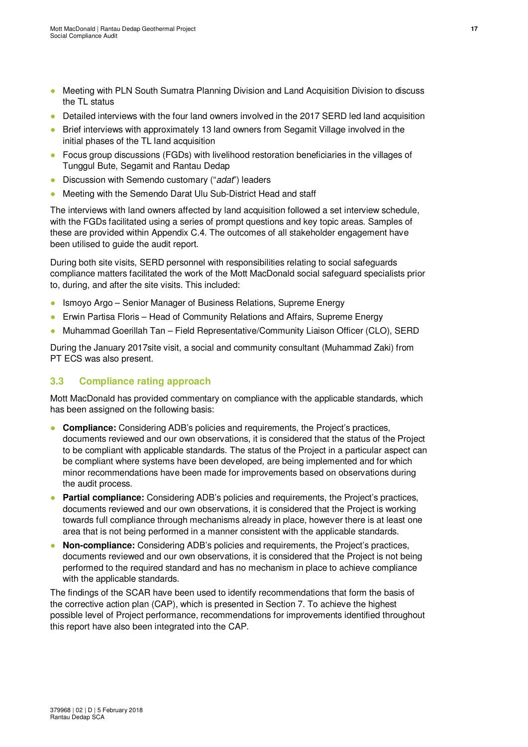- Meeting with PLN South Sumatra Planning Division and Land Acquisition Division to discuss the TL status
- Detailed interviews with the four land owners involved in the 2017 SERD led land acquisition
- Brief interviews with approximately 13 land owners from Segamit Village involved in the initial phases of the TL land acquisition
- Focus group discussions (FGDs) with livelihood restoration beneficiaries in the villages of Tunggul Bute, Segamit and Rantau Dedap
- Discussion with Semendo customary ("*adat*") leaders
- Meeting with the Semendo Darat Ulu Sub-District Head and staff

The interviews with land owners affected by land acquisition followed a set interview schedule, with the FGDs facilitated using a series of prompt questions and key topic areas. Samples of these are provided within Appendix C.4. The outcomes of all stakeholder engagement have been utilised to guide the audit report.

During both site visits, SERD personnel with responsibilities relating to social safeguards compliance matters facilitated the work of the Mott MacDonald social safeguard specialists prior to, during, and after the site visits. This included:

- Ismoyo Argo – Senior Manager of Business Relations, Supreme Energy
- Erwin Partisa Floris – Head of Community Relations and Affairs, Supreme Energy
- Muhammad Goerillah Tan – Field Representative/Community Liaison Officer (CLO), SERD

During the January 2017site visit, a social and community consultant (Muhammad Zaki) from PT ECS was also present.

### 3.3 Compliance rating approach

Mott MacDonald has provided commentary on compliance with the applicable standards, which has been assigned on the following basis:

- **Compliance:** Considering ADB's policies and requirements, the Project's practices, documents reviewed and our own observations, it is considered that the status of the Project to be compliant with applicable standards. The status of the Project in a particular aspect can be compliant where systems have been developed, are being implemented and for which minor recommendations have been made for improvements based on observations during the audit process.
- **Partial compliance:** Considering ADB's policies and requirements, the Project's practices, documents reviewed and our own observations, it is considered that the Project is working towards full compliance through mechanisms already in place, however there is at least one area that is not being performed in a manner consistent with the applicable standards.
- **Non-compliance:** Considering ADB's policies and requirements, the Project's practices, documents reviewed and our own observations, it is considered that the Project is not being performed to the required standard and has no mechanism in place to achieve compliance with the applicable standards.

The findings of the SCAR have been used to identify recommendations that form the basis of the corrective action plan (CAP), which is presented in Section 7. To achieve the highest possible level of Project performance, recommendations for improvements identified throughout this report have also been integrated into the CAP.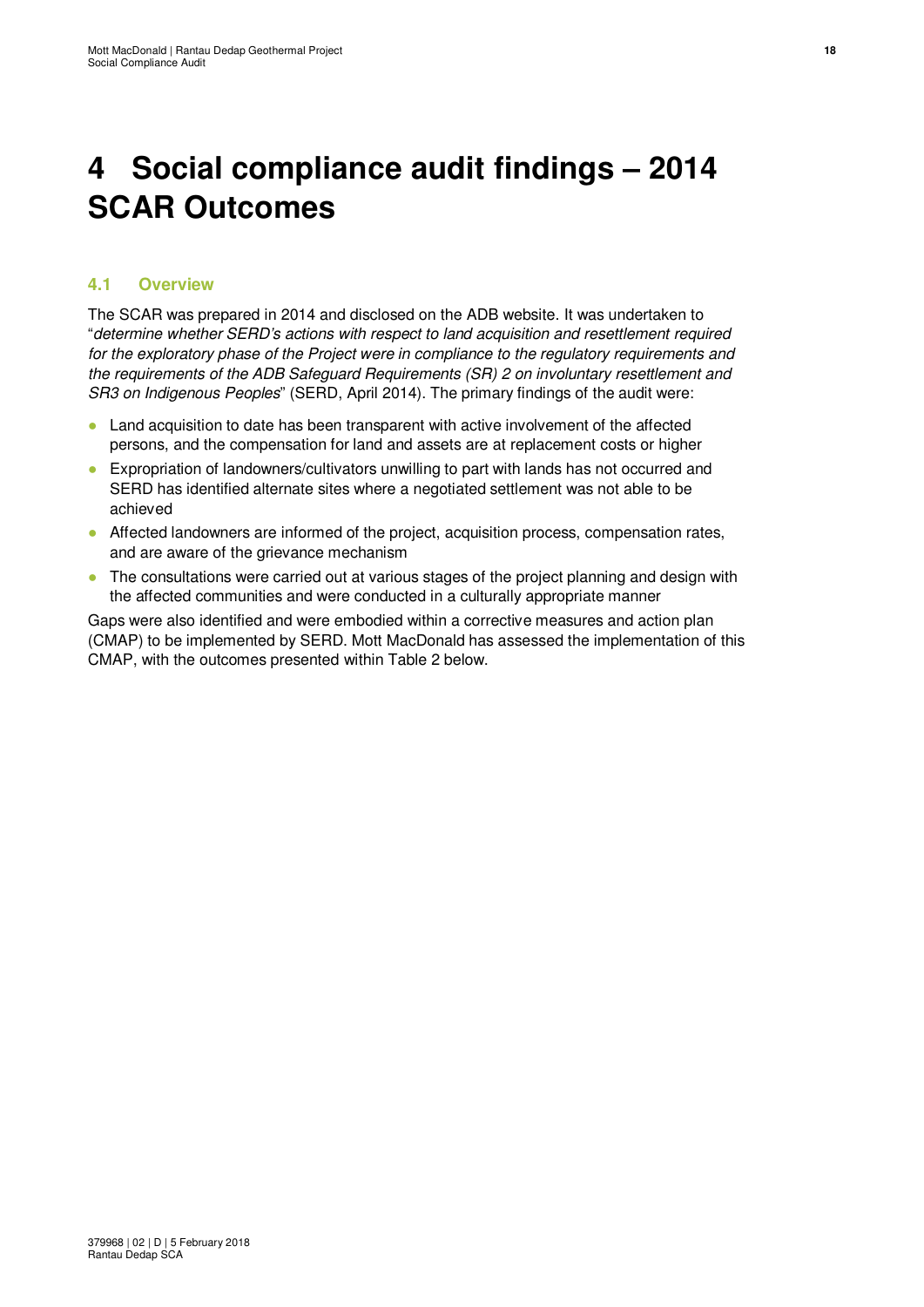# 4 Social compliance audit findings – 2014 SCAR Outcomes

## 4.1 Overview

The SCAR was prepared in 2014 and disclosed on the ADB website. It was undertaken to "*determine whether SERD's actions with respect to land acquisition and resettlement required for the exploratory phase of the Project were in compliance to the regulatory requirements and the requirements of the ADB Safeguard Requirements (SR) 2 on involuntary resettlement and SR3 on Indigenous Peoples*" (SERD, April 2014). The primary findings of the audit were:

- Land acquisition to date has been transparent with active involvement of the affected persons, and the compensation for land and assets are at replacement costs or higher
- Expropriation of landowners/cultivators unwilling to part with lands has not occurred and SERD has identified alternate sites where a negotiated settlement was not able to be achieved
- Affected landowners are informed of the project, acquisition process, compensation rates, and are aware of the grievance mechanism
- The consultations were carried out at various stages of the project planning and design with the affected communities and were conducted in a culturally appropriate manner

Gaps were also identified and were embodied within a corrective measures and action plan (CMAP) to be implemented by SERD. Mott MacDonald has assessed the implementation of this CMAP, with the outcomes presented within Table 2 below.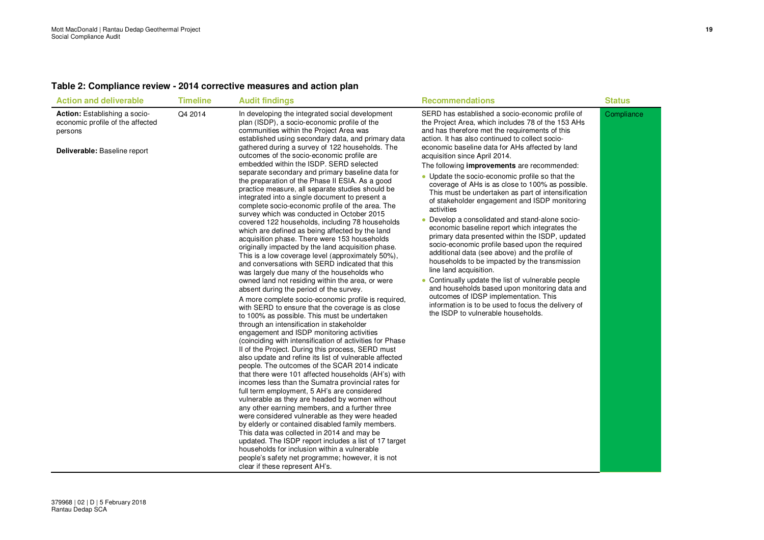## Table 2: Compliance review - 2014 corrective measures and action plan

| Action and deliverable | Timeline | Audit findings | Recommendations | Status |
|---|---|---|---|---|
| **Action:** Establishing a socio-economic profile of the affected persons<br><br>**Deliverable:** Baseline report | Q4 2014 | In developing the integrated social development plan (ISDP), a socio-economic profile of the communities within the Project Area was established using secondary data, and primary data gathered during a survey of 122 households. The outcomes of the socio-economic profile are embedded within the ISDP. SERD selected separate secondary and primary baseline data for the preparation of the Phase II ESIA. As a good practice measure, all separate studies should be integrated into a single document to present a complete socio-economic profile of the area. The survey which was conducted in October 2015 covered 122 households, including 78 households which are defined as being affected by the land acquisition phase. There were 153 households originally impacted by the land acquisition phase. This is a low coverage level (approximately 50%), and conversations with SERD indicated that this was largely due many of the households who owned land not residing within the area, or were absent during the period of the survey.<br><br>A more complete socio-economic profile is required, with SERD to ensure that the coverage is as close to 100% as possible. This must be undertaken through an intensification in stakeholder engagement and ISDP monitoring activities (coinciding with intensification of activities for Phase II of the Project. During this process, SERD must also update and refine its list of vulnerable affected people. The outcomes of the SCAR 2014 indicate that there were 101 affected households (AH's) with incomes less than the Sumatra provincial rates for full term employment, 5 AH's are considered vulnerable as they are headed by women without any other earning members, and a further three were considered vulnerable as they were headed by elderly or contained disabled family members. This data was collected in 2014 and may be updated. The ISDP report includes a list of 17 target households for inclusion within a vulnerable people's safety net programme; however, it is not clear if these represent AH's. | SERD has established a socio-economic profile of the Project Area, which includes 78 of the 153 AHs and has therefore met the requirements of this action. It has also continued to collect socio-economic baseline data for AHs affected by land acquisition since April 2014.<br><br>The following **improvements** are recommended:<br><br>• Update the socio-economic profile so that the coverage of AHs is as close to 100% as possible. This must be undertaken as part of intensification of stakeholder engagement and ISDP monitoring activities<br><br>• Develop a consolidated and stand-alone socio-economic baseline report which integrates the primary data presented within the ISDP, updated socio-economic profile based upon the required additional data (see above) and the profile of households to be impacted by the transmission line land acquisition.<br><br>• Continually update the list of vulnerable people and households based upon monitoring data and outcomes of IDSP implementation. This information is to be used to focus the delivery of the ISDP to vulnerable households. | Compliance |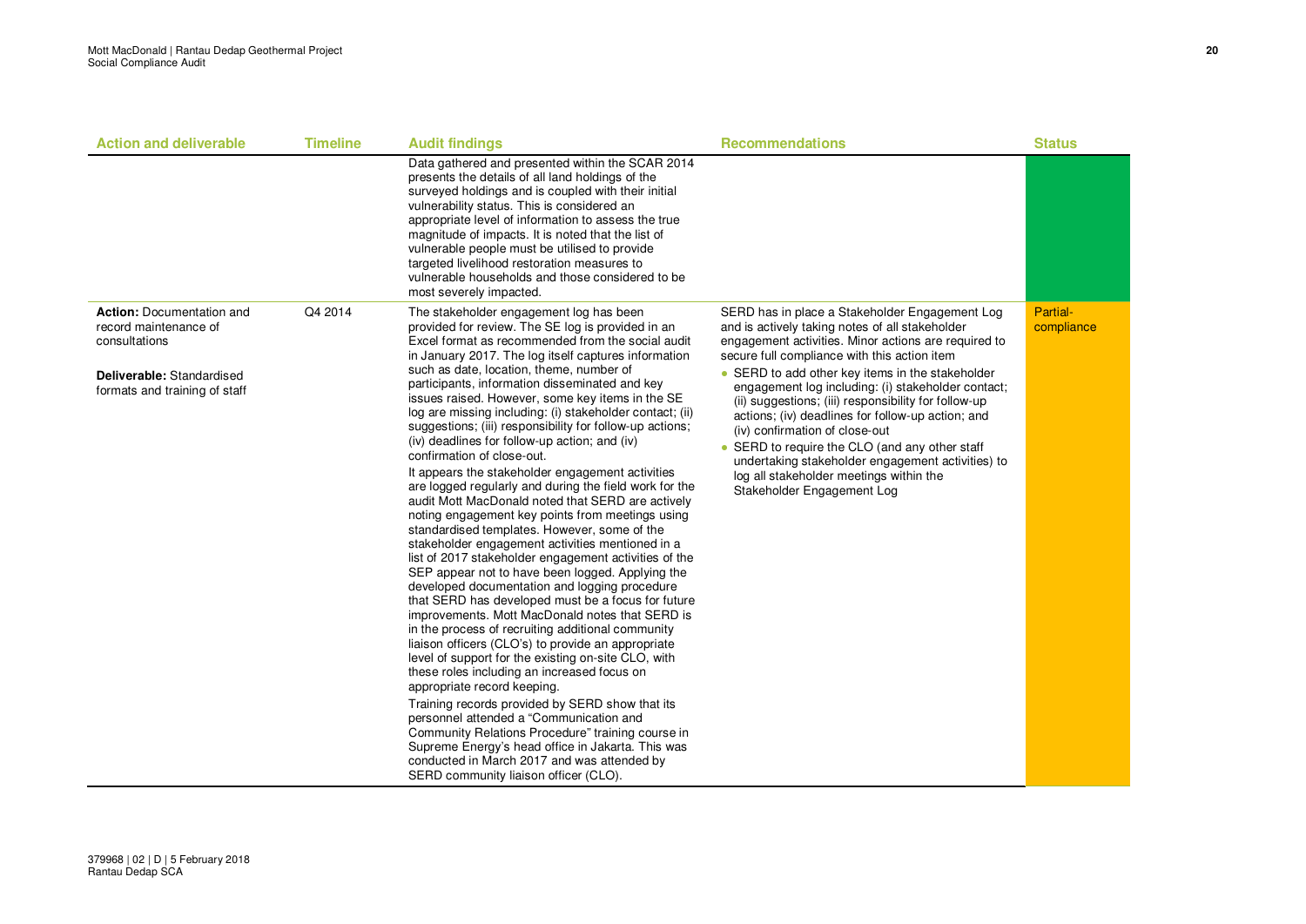| Action and deliverable | Timeline | Audit findings | Recommendations | Status |
|---|---|---|---|---|
| | | Data gathered and presented within the SCAR 2014 presents the details of all land holdings of the surveyed holdings and is coupled with their initial vulnerability status. This is considered an appropriate level of information to assess the true magnitude of impacts. It is noted that the list of vulnerable people must be utilised to provide targeted livelihood restoration measures to vulnerable households and those considered to be most severely impacted. | | |
| **Action:** Documentation and record maintenance of consultations<br><br>**Deliverable:** Standardised formats and training of staff | Q4 2014 | The stakeholder engagement log has been provided for review. The SE log is provided in an Excel format as recommended from the social audit in January 2017. The log itself captures information such as date, location, theme, number of participants, information disseminated and key issues raised. However, some key items in the SE log are missing including: (i) stakeholder contact; (ii) suggestions; (iii) responsibility for follow-up actions; (iv) deadlines for follow-up action; and (iv) confirmation of close-out.<br><br>It appears the stakeholder engagement activities are logged regularly and during the field work for the audit Mott MacDonald noted that SERD are actively noting engagement key points from meetings using standardised templates. However, some of the stakeholder engagement activities mentioned in a list of 2017 stakeholder engagement activities of the SEP appear not to have been logged. Applying the developed documentation and logging procedure that SERD has developed must be a focus for future improvements. Mott MacDonald notes that SERD is in the process of recruiting additional community liaison officers (CLO's) to provide an appropriate level of support for the existing on-site CLO, with these roles including an increased focus on appropriate record keeping.<br><br>Training records provided by SERD show that its personnel attended a "Communication and Community Relations Procedure" training course in Supreme Energy's head office in Jakarta. This was conducted in March 2017 and was attended by SERD community liaison officer (CLO). | SERD has in place a Stakeholder Engagement Log and is actively taking notes of all stakeholder engagement activities. Minor actions are required to secure full compliance with this action item<br><br>• SERD to add other key items in the stakeholder engagement log including: (i) stakeholder contact; (ii) suggestions; (iii) responsibility for follow-up actions; (iv) deadlines for follow-up action; and (iv) confirmation of close-out<br>• SERD to require the CLO (and any other staff undertaking stakeholder engagement activities) to log all stakeholder meetings within the Stakeholder Engagement Log | Partial-compliance |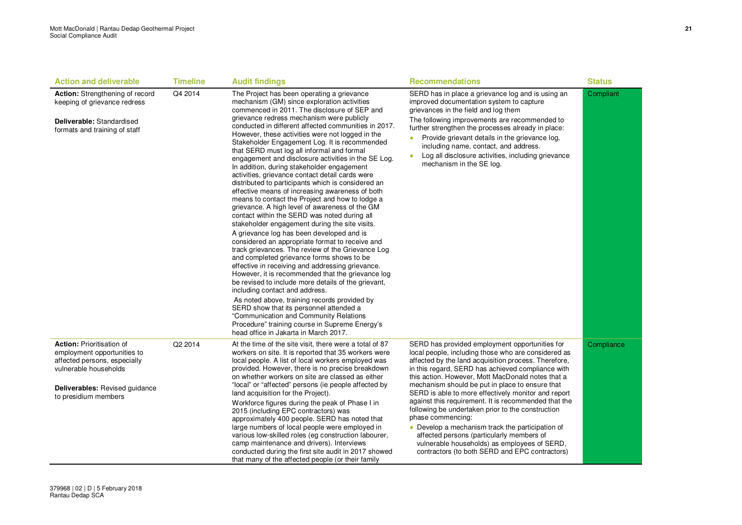| Action and deliverable | Timeline | Audit findings | Recommendations | Status |
|---|---|---|---|---|
| **Action:** Strengthening of record keeping of grievance redress<br><br>**Deliverable:** Standardised formats and training of staff | Q4 2014 | The Project has been operating a grievance mechanism (GM) since exploration activities commenced in 2011. The disclosure of SEP and grievance redress mechanism were publicly conducted in different affected communities in 2017. However, these activities were not logged in the Stakeholder Engagement Log. It is recommended that SERD must log all informal and formal engagement and disclosure activities in the SE Log. In addition, during stakeholder engagement activities, grievance contact detail cards were distributed to participants which is considered an effective means of increasing awareness of both means to contact the Project and how to lodge a grievance. A high level of awareness of the GM contact within the SERD was noted during all stakeholder engagement during the site visits.<br><br>A grievance log has been developed and is considered an appropriate format to receive and track grievances. The review of the Grievance Log and completed grievance forms shows to be effective in receiving and addressing grievance. However, it is recommended that the grievance log be revised to include more details of the grievant, including contact and address.<br><br>As noted above, training records provided by SERD show that its personnel attended a "Communication and Community Relations Procedure" training course in Supreme Energy's head office in Jakarta in March 2017. | SERD has in place a grievance log and is using an improved documentation system to capture grievances in the field and log them<br><br>The following improvements are recommended to further strengthen the processes already in place:<br><br>• Provide grievant details in the grievance log, including name, contact, and address.<br>• Log all disclosure activities, including grievance mechanism in the SE log. | Compliant |
| **Action:** Prioritisation of employment opportunities to affected persons, especially vulnerable households<br><br>**Deliverables:** Revised guidance to presidium members | Q2 2014 | At the time of the site visit, there were a total of 87 workers on site. It is reported that 35 workers were local people. A list of local workers employed was provided. However, there is no precise breakdown on whether workers on site are classed as either "local" or "affected" persons (ie people affected by land acquisition for the Project).<br><br>Workforce figures during the peak of Phase I in 2015 (including EPC contractors) was approximately 400 people. SERD has noted that large numbers of local people were employed in various low-skilled roles (eg construction labourer, camp maintenance and drivers). Interviews conducted during the first site audit in 2017 showed that many of the affected people (or their family | SERD has provided employment opportunities for local people, including those who are considered as affected by the land acquisition process. Therefore, in this regard, SERD has achieved compliance with this action. However, Mott MacDonald notes that a mechanism should be put in place to ensure that SERD is able to more effectively monitor and report against this requirement. It is recommended that the following be undertaken prior to the construction phase commencing:<br><br>• Develop a mechanism track the participation of affected persons (particularly members of vulnerable households) as employees of SERD, contractors (to both SERD and EPC contractors) | Compliance |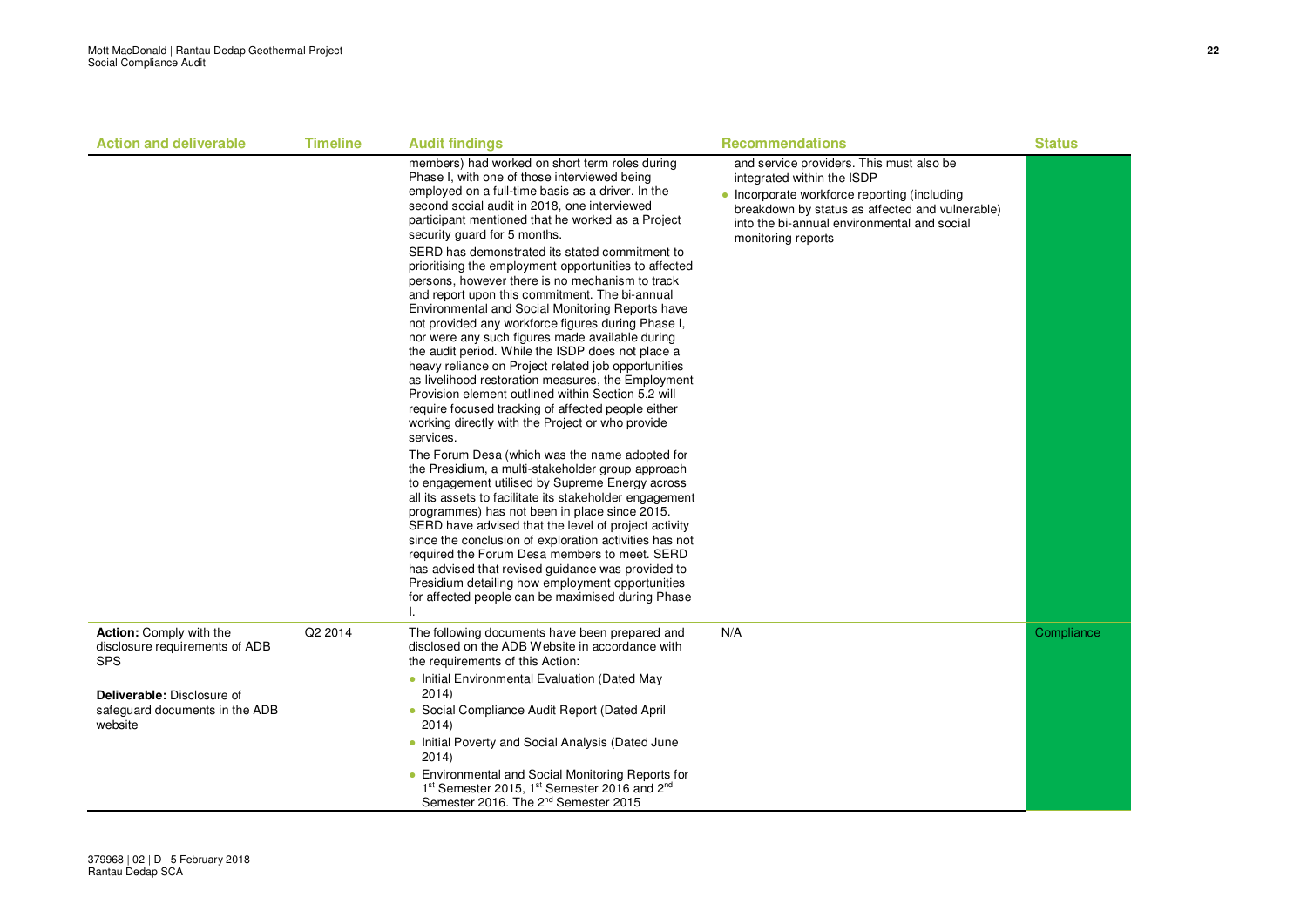| Action and deliverable | Timeline | Audit findings | Recommendations | Status |
|---|---|---|---|---|
| | | members) had worked on short term roles during Phase I, with one of those interviewed being employed on a full-time basis as a driver. In the second social audit in 2018, one interviewed participant mentioned that he worked as a Project security guard for 5 months.<br><br>SERD has demonstrated its stated commitment to prioritising the employment opportunities to affected persons, however there is no mechanism to track and report upon this commitment. The bi-annual Environmental and Social Monitoring Reports have not provided any workforce figures during Phase I, nor were any such figures made available during the audit period. While the ISDP does not place a heavy reliance on Project related job opportunities as livelihood restoration measures, the Employment Provision element outlined within Section 5.2 will require focused tracking of affected people either working directly with the Project or who provide services.<br><br>The Forum Desa (which was the name adopted for the Presidium, a multi-stakeholder group approach to engagement utilised by Supreme Energy across all its assets to facilitate its stakeholder engagement programmes) has not been in place since 2015. SERD have advised that the level of project activity since the conclusion of exploration activities has not required the Forum Desa members to meet. SERD has advised that revised guidance was provided to Presidium detailing how employment opportunities for affected people can be maximised during Phase I. | and service providers. This must also be integrated within the ISDP<br><br>• Incorporate workforce reporting (including breakdown by status as affected and vulnerable) into the bi-annual environmental and social monitoring reports | |
| **Action:** Comply with the disclosure requirements of ADB SPS<br><br>**Deliverable:** Disclosure of safeguard documents in the ADB website | Q2 2014 | The following documents have been prepared and disclosed on the ADB Website in accordance with the requirements of this Action:<br><br>• Initial Environmental Evaluation (Dated May 2014)<br>• Social Compliance Audit Report (Dated April 2014)<br>• Initial Poverty and Social Analysis (Dated June 2014)<br>• Environmental and Social Monitoring Reports for 1st Semester 2015, 1st Semester 2016 and 2nd Semester 2016. The 2nd Semester 2015 | N/A | Compliance |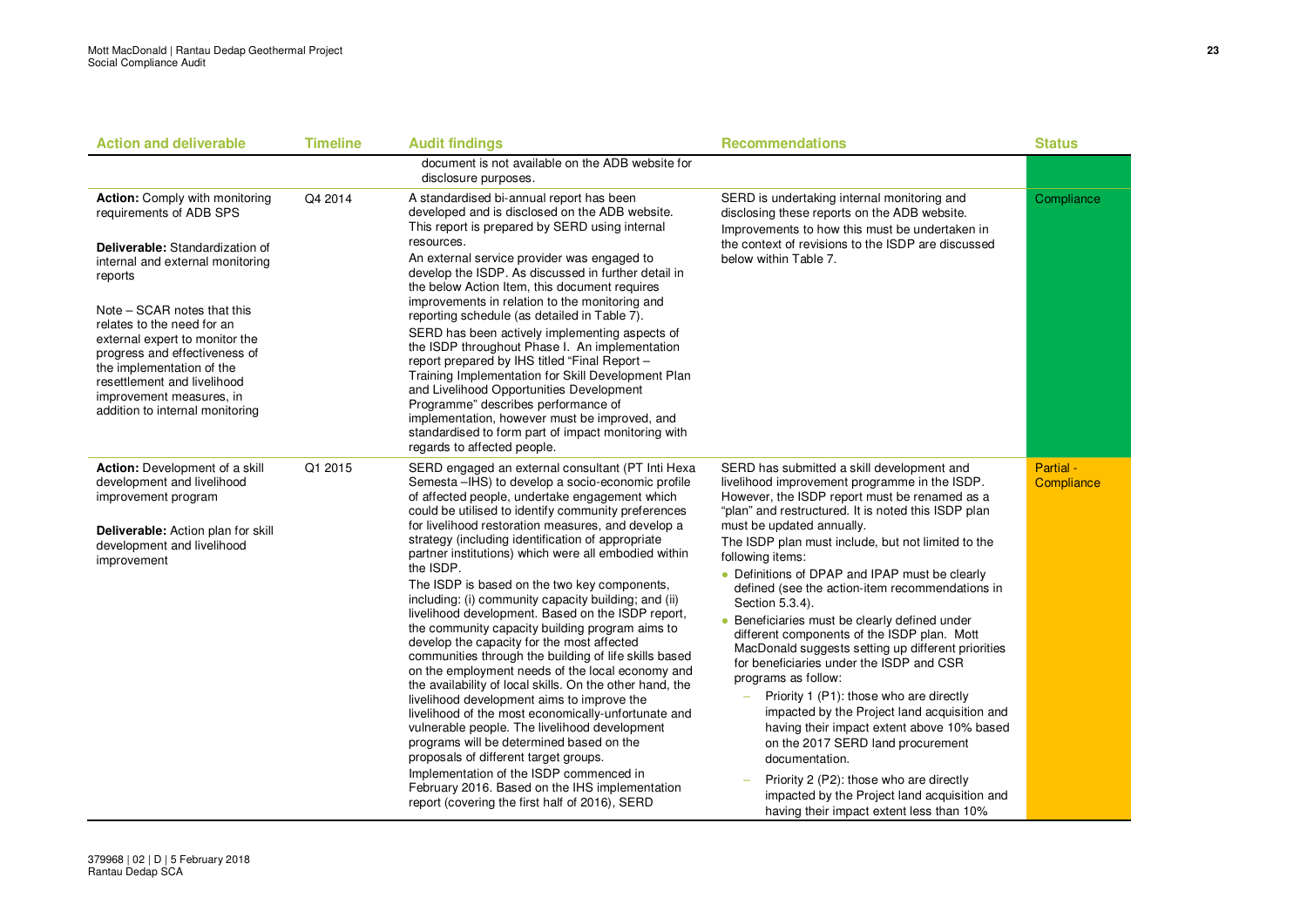| Action and deliverable | Timeline | Audit findings | Recommendations | Status |
|---|---|---|---|---|
| | | document is not available on the ADB website for disclosure purposes. | | |
| **Action:** Comply with monitoring requirements of ADB SPS<br><br>**Deliverable:** Standardization of internal and external monitoring reports<br><br>Note – SCAR notes that this relates to the need for an external expert to monitor the progress and effectiveness of the implementation of the resettlement and livelihood improvement measures, in addition to internal monitoring | Q4 2014 | A standardised bi-annual report has been developed and is disclosed on the ADB website. This report is prepared by SERD using internal resources.<br><br>An external service provider was engaged to develop the ISDP. As discussed in further detail in the below Action Item, this document requires improvements in relation to the monitoring and reporting schedule (as detailed in Table 7).<br><br>SERD has been actively implementing aspects of the ISDP throughout Phase I. An implementation report prepared by IHS titled "Final Report – Training Implementation for Skill Development Plan and Livelihood Opportunities Development Programme" describes performance of implementation, however must be improved, and standardised to form part of impact monitoring with regards to affected people. | SERD is undertaking internal monitoring and disclosing these reports on the ADB website. Improvements to how this must be undertaken in the context of revisions to the ISDP are discussed below within Table 7. | Compliance |
| **Action:** Development of a skill development and livelihood improvement program<br><br>**Deliverable:** Action plan for skill development and livelihood improvement | Q1 2015 | SERD engaged an external consultant (PT Inti Hexa Semesta –IHS) to develop a socio-economic profile of affected people, undertake engagement which could be utilised to identify community preferences for livelihood restoration measures, and develop a strategy (including identification of appropriate partner institutions) which were all embodied within the ISDP.<br><br>The ISDP is based on the two key components, including: (i) community capacity building; and (ii) livelihood development. Based on the ISDP report, the community capacity building program aims to develop the capacity for the most affected communities through the building of life skills based on the employment needs of the local economy and the availability of local skills. On the other hand, the livelihood development aims to improve the livelihood of the most economically-unfortunate and vulnerable people. The livelihood development programs will be determined based on the proposals of different target groups.<br><br>Implementation of the ISDP commenced in February 2016. Based on the IHS implementation report (covering the first half of 2016), SERD | SERD has submitted a skill development and livelihood improvement programme in the ISDP. However, the ISDP report must be renamed as a "plan" and restructured. It is noted this ISDP plan must be updated annually.<br><br>The ISDP plan must include, but not limited to the following items:<br><br>• Definitions of DPAP and IPAP must be clearly defined (see the action-item recommendations in Section 5.3.4).<br>• Beneficiaries must be clearly defined under different components of the ISDP plan. Mott MacDonald suggests setting up different priorities for beneficiaries under the ISDP and CSR programs as follow:<br>&nbsp;&nbsp;– Priority 1 (P1): those who are directly impacted by the Project land acquisition and having their impact extent above 10% based on the 2017 SERD land procurement documentation.<br>&nbsp;&nbsp;– Priority 2 (P2): those who are directly impacted by the Project land acquisition and having their impact extent less than 10% | Partial - Compliance |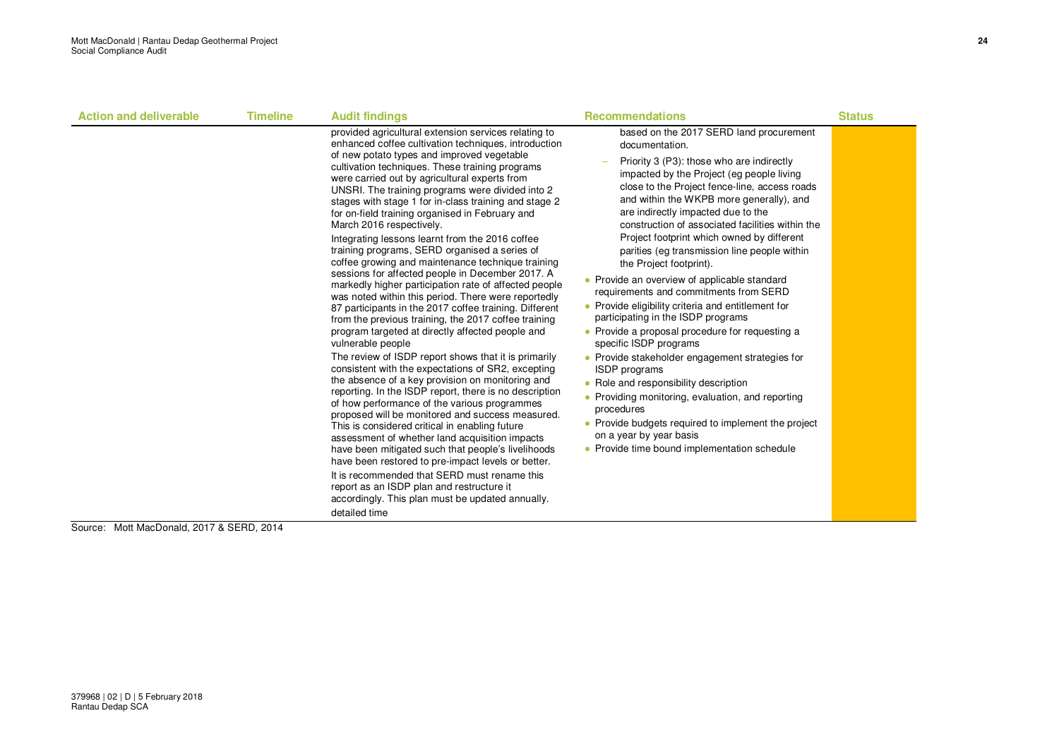| Action and deliverable | Timeline | Audit findings | Recommendations | Status |
|---|---|---|---|---|
| | | provided agricultural extension services relating to enhanced coffee cultivation techniques, introduction of new potato types and improved vegetable cultivation techniques. These training programs were carried out by agricultural experts from UNSRI. The training programs were divided into 2 stages with stage 1 for in-class training and stage 2 for on-field training organised in February and March 2016 respectively.<br>Integrating lessons learnt from the 2016 coffee training programs, SERD organised a series of coffee growing and maintenance technique training sessions for affected people in December 2017. A markedly higher participation rate of affected people was noted within this period. There were reportedly 87 participants in the 2017 coffee training. Different from the previous training, the 2017 coffee training program targeted at directly affected people and vulnerable people<br>The review of ISDP report shows that it is primarily consistent with the expectations of SR2, excepting the absence of a key provision on monitoring and reporting. In the ISDP report, there is no description of how performance of the various programmes proposed will be monitored and success measured. This is considered critical in enabling future assessment of whether land acquisition impacts have been mitigated such that people's livelihoods have been restored to pre-impact levels or better.<br>It is recommended that SERD must rename this report as an ISDP plan and restructure it accordingly. This plan must be updated annually.<br>detailed time | based on the 2017 SERD land procurement documentation.<br>– Priority 3 (P3): those who are indirectly impacted by the Project (eg people living close to the Project fence-line, access roads and within the WKPB more generally), and are indirectly impacted due to the construction of associated facilities within the Project footprint which owned by different parities (eg transmission line people within the Project footprint).<br>• Provide an overview of applicable standard requirements and commitments from SERD<br>• Provide eligibility criteria and entitlement for participating in the ISDP programs<br>• Provide a proposal procedure for requesting a specific ISDP programs<br>• Provide stakeholder engagement strategies for ISDP programs<br>• Role and responsibility description<br>• Providing monitoring, evaluation, and reporting procedures<br>• Provide budgets required to implement the project on a year by year basis<br>• Provide time bound implementation schedule | |

Source: Mott MacDonald, 2017 & SERD, 2014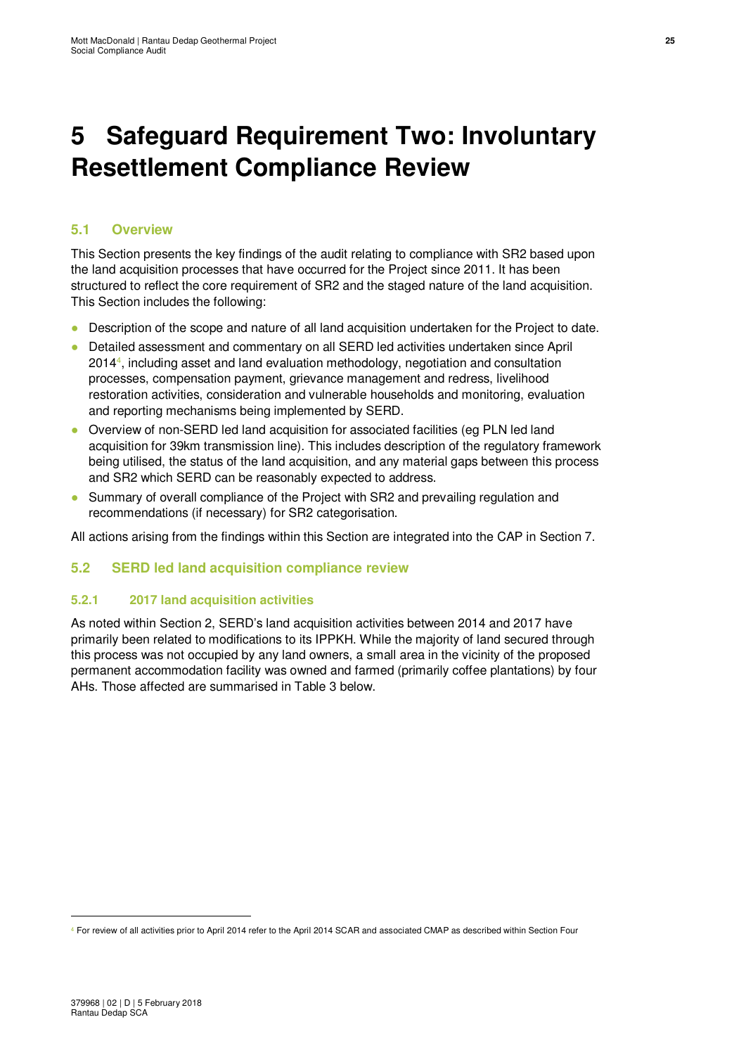# 5 Safeguard Requirement Two: Involuntary Resettlement Compliance Review

## 5.1 Overview

This Section presents the key findings of the audit relating to compliance with SR2 based upon the land acquisition processes that have occurred for the Project since 2011. It has been structured to reflect the core requirement of SR2 and the staged nature of the land acquisition. This Section includes the following:

- Description of the scope and nature of all land acquisition undertaken for the Project to date.
- Detailed assessment and commentary on all SERD led activities undertaken since April 2014[4], including asset and land evaluation methodology, negotiation and consultation processes, compensation payment, grievance management and redress, livelihood restoration activities, consideration and vulnerable households and monitoring, evaluation and reporting mechanisms being implemented by SERD.
- Overview of non-SERD led land acquisition for associated facilities (eg PLN led land acquisition for 39km transmission line). This includes description of the regulatory framework being utilised, the status of the land acquisition, and any material gaps between this process and SR2 which SERD can be reasonably expected to address.
- Summary of overall compliance of the Project with SR2 and prevailing regulation and recommendations (if necessary) for SR2 categorisation.

All actions arising from the findings within this Section are integrated into the CAP in Section 7.

## 5.2 SERD led land acquisition compliance review

### 5.2.1 2017 land acquisition activities

As noted within Section 2, SERD's land acquisition activities between 2014 and 2017 have primarily been related to modifications to its IPPKH. While the majority of land secured through this process was not occupied by any land owners, a small area in the vicinity of the proposed permanent accommodation facility was owned and farmed (primarily coffee plantations) by four AHs. Those affected are summarised in Table 3 below.

[4] For review of all activities prior to April 2014 refer to the April 2014 SCAR and associated CMAP as described within Section Four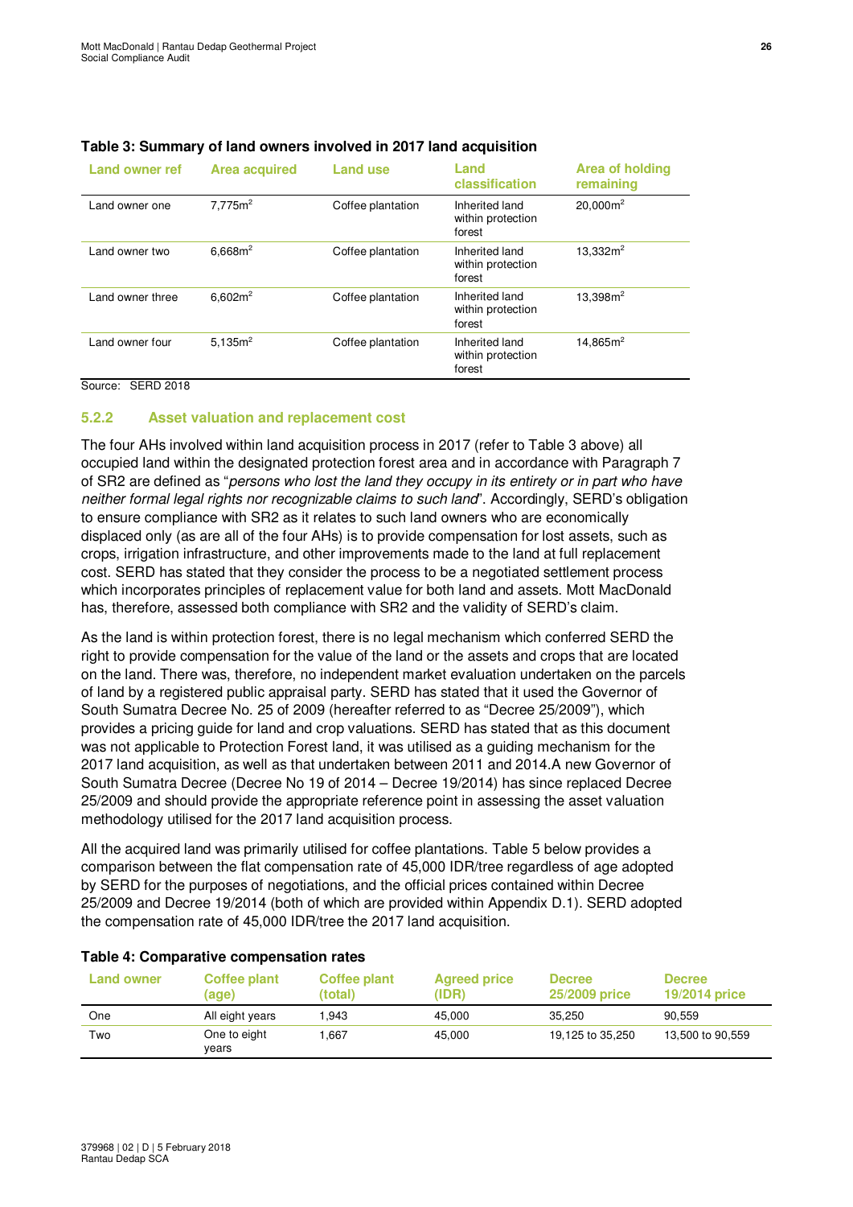**Table 3: Summary of land owners involved in 2017 land acquisition**

| Land owner ref | Area acquired | Land use | Land classification | Area of holding remaining |
|---|---|---|---|---|
| Land owner one | 7,775m$^2$ | Coffee plantation | Inherited land within protection forest | 20,000m$^2$ |
| Land owner two | 6,668m$^2$ | Coffee plantation | Inherited land within protection forest | 13,332m$^2$ |
| Land owner three | 6,602m$^2$ | Coffee plantation | Inherited land within protection forest | 13,398m$^2$ |
| Land owner four | 5,135m$^2$ | Coffee plantation | Inherited land within protection forest | 14,865m$^2$ |

Source: SERD 2018

### 5.2.2 Asset valuation and replacement cost

The four AHs involved within land acquisition process in 2017 (refer to Table 3 above) all occupied land within the designated protection forest area and in accordance with Paragraph 7 of SR2 are defined as "*persons who lost the land they occupy in its entirety or in part who have neither formal legal rights nor recognizable claims to such land*". Accordingly, SERD's obligation to ensure compliance with SR2 as it relates to such land owners who are economically displaced only (as are all of the four AHs) is to provide compensation for lost assets, such as crops, irrigation infrastructure, and other improvements made to the land at full replacement cost. SERD has stated that they consider the process to be a negotiated settlement process which incorporates principles of replacement value for both land and assets. Mott MacDonald has, therefore, assessed both compliance with SR2 and the validity of SERD's claim.

As the land is within protection forest, there is no legal mechanism which conferred SERD the right to provide compensation for the value of the land or the assets and crops that are located on the land. There was, therefore, no independent market evaluation undertaken on the parcels of land by a registered public appraisal party. SERD has stated that it used the Governor of South Sumatra Decree No. 25 of 2009 (hereafter referred to as "Decree 25/2009"), which provides a pricing guide for land and crop valuations. SERD has stated that as this document was not applicable to Protection Forest land, it was utilised as a guiding mechanism for the 2017 land acquisition, as well as that undertaken between 2011 and 2014.A new Governor of South Sumatra Decree (Decree No 19 of 2014 – Decree 19/2014) has since replaced Decree 25/2009 and should provide the appropriate reference point in assessing the asset valuation methodology utilised for the 2017 land acquisition process.

All the acquired land was primarily utilised for coffee plantations. Table 5 below provides a comparison between the flat compensation rate of 45,000 IDR/tree regardless of age adopted by SERD for the purposes of negotiations, and the official prices contained within Decree 25/2009 and Decree 19/2014 (both of which are provided within Appendix D.1). SERD adopted the compensation rate of 45,000 IDR/tree the 2017 land acquisition.

**Table 4: Comparative compensation rates**

| Land owner | Coffee plant (age) | Coffee plant (total) | Agreed price (IDR) | Decree 25/2009 price | Decree 19/2014 price |
|---|---|---|---|---|---|
| One | All eight years | 1,943 | 45,000 | 35,250 | 90,559 |
| Two | One to eight years | 1,667 | 45,000 | 19,125 to 35,250 | 13,500 to 90,559 |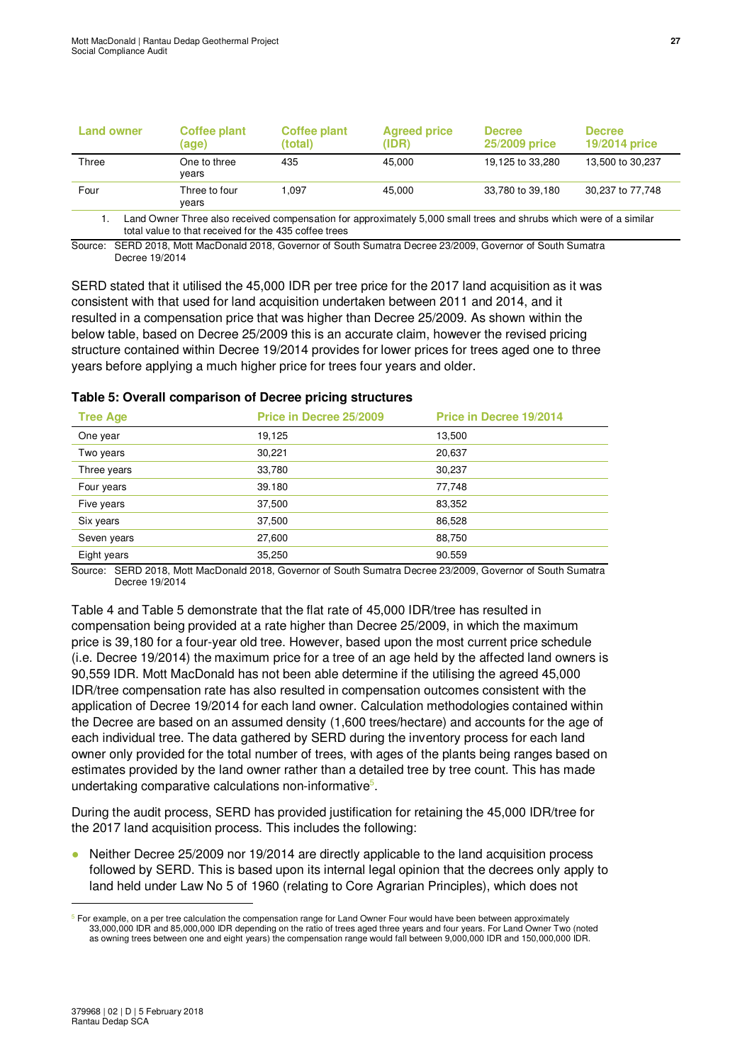| Land owner | Coffee plant (age) | Coffee plant (total) | Agreed price (IDR) | Decree 25/2009 price | Decree 19/2014 price |
|---|---|---|---|---|---|
| Three | One to three years | 435 | 45,000 | 19,125 to 33,280 | 13,500 to 30,237 |
| Four | Three to four years | 1,097 | 45,000 | 33,780 to 39,180 | 30,237 to 77,748 |

1. Land Owner Three also received compensation for approximately 5,000 small trees and shrubs which were of a similar total value to that received for the 435 coffee trees

Source: SERD 2018, Mott MacDonald 2018, Governor of South Sumatra Decree 23/2009, Governor of South Sumatra Decree 19/2014

SERD stated that it utilised the 45,000 IDR per tree price for the 2017 land acquisition as it was consistent with that used for land acquisition undertaken between 2011 and 2014, and it resulted in a compensation price that was higher than Decree 25/2009. As shown within the below table, based on Decree 25/2009 this is an accurate claim, however the revised pricing structure contained within Decree 19/2014 provides for lower prices for trees aged one to three years before applying a much higher price for trees four years and older.

**Table 5: Overall comparison of Decree pricing structures**

| Tree Age | Price in Decree 25/2009 | Price in Decree 19/2014 |
|---|---|---|
| One year | 19,125 | 13,500 |
| Two years | 30,221 | 20,637 |
| Three years | 33,780 | 30,237 |
| Four years | 39.180 | 77,748 |
| Five years | 37,500 | 83,352 |
| Six years | 37,500 | 86,528 |
| Seven years | 27,600 | 88,750 |
| Eight years | 35,250 | 90.559 |

Source: SERD 2018, Mott MacDonald 2018, Governor of South Sumatra Decree 23/2009, Governor of South Sumatra Decree 19/2014

Table 4 and Table 5 demonstrate that the flat rate of 45,000 IDR/tree has resulted in compensation being provided at a rate higher than Decree 25/2009, in which the maximum price is 39,180 for a four-year old tree. However, based upon the most current price schedule (i.e. Decree 19/2014) the maximum price for a tree of an age held by the affected land owners is 90,559 IDR. Mott MacDonald has not been able determine if the utilising the agreed 45,000 IDR/tree compensation rate has also resulted in compensation outcomes consistent with the application of Decree 19/2014 for each land owner. Calculation methodologies contained within the Decree are based on an assumed density (1,600 trees/hectare) and accounts for the age of each individual tree. The data gathered by SERD during the inventory process for each land owner only provided for the total number of trees, with ages of the plants being ranges based on estimates provided by the land owner rather than a detailed tree by tree count. This has made undertaking comparative calculations non-informative[5].

During the audit process, SERD has provided justification for retaining the 45,000 IDR/tree for the 2017 land acquisition process. This includes the following:

- Neither Decree 25/2009 nor 19/2014 are directly applicable to the land acquisition process followed by SERD. This is based upon its internal legal opinion that the decrees only apply to land held under Law No 5 of 1960 (relating to Core Agrarian Principles), which does not

[5] For example, on a per tree calculation the compensation range for Land Owner Four would have been between approximately 33,000,000 IDR and 85,000,000 IDR depending on the ratio of trees aged three years and four years. For Land Owner Two (noted as owning trees between one and eight years) the compensation range would fall between 9,000,000 IDR and 150,000,000 IDR.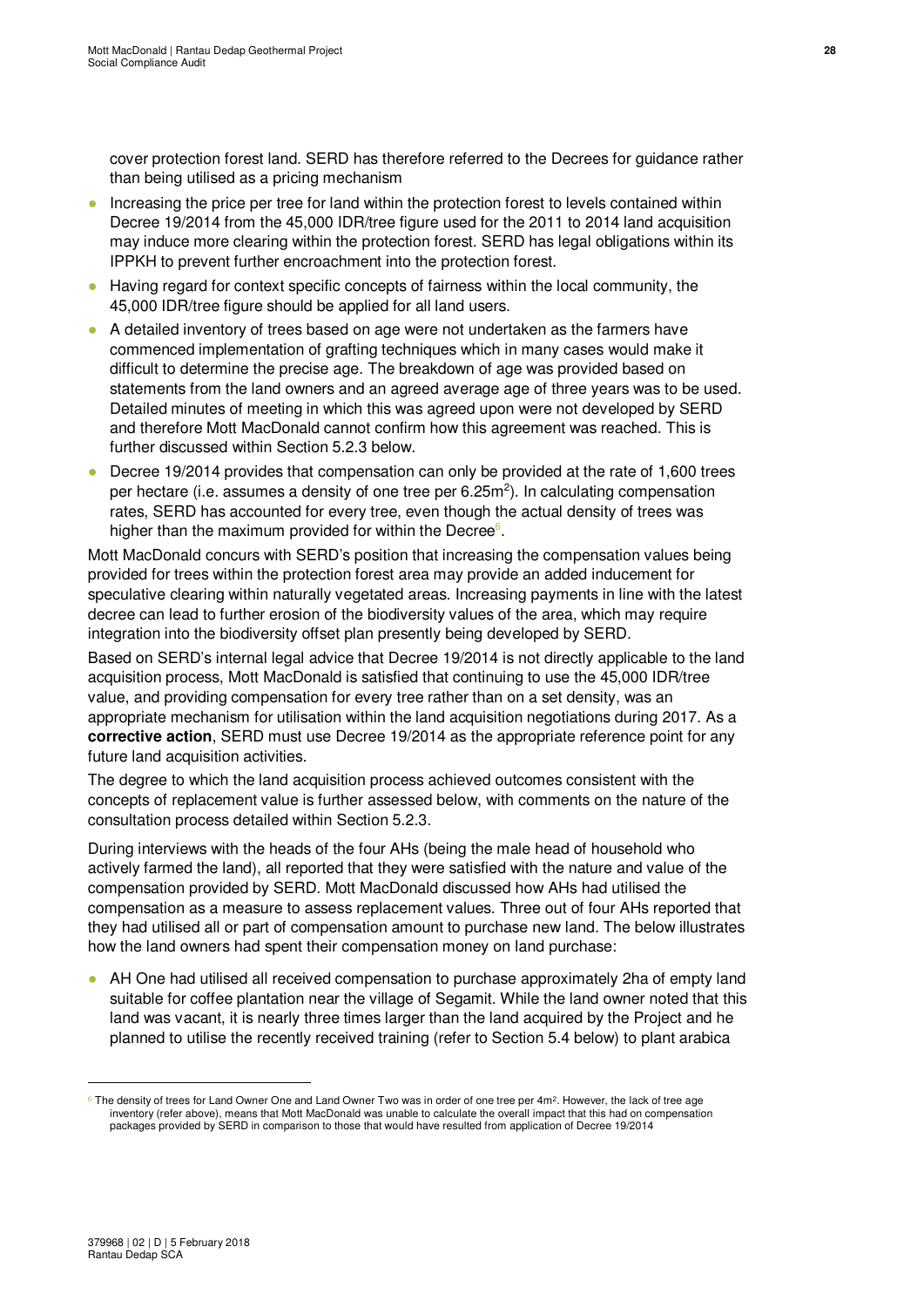cover protection forest land. SERD has therefore referred to the Decrees for guidance rather than being utilised as a pricing mechanism

- Increasing the price per tree for land within the protection forest to levels contained within Decree 19/2014 from the 45,000 IDR/tree figure used for the 2011 to 2014 land acquisition may induce more clearing within the protection forest. SERD has legal obligations within its IPPKH to prevent further encroachment into the protection forest.
- Having regard for context specific concepts of fairness within the local community, the 45,000 IDR/tree figure should be applied for all land users.
- A detailed inventory of trees based on age were not undertaken as the farmers have commenced implementation of grafting techniques which in many cases would make it difficult to determine the precise age. The breakdown of age was provided based on statements from the land owners and an agreed average age of three years was to be used. Detailed minutes of meeting in which this was agreed upon were not developed by SERD and therefore Mott MacDonald cannot confirm how this agreement was reached. This is further discussed within Section 5.2.3 below.
- Decree 19/2014 provides that compensation can only be provided at the rate of 1,600 trees per hectare (i.e. assumes a density of one tree per 6.25m$^2$). In calculating compensation rates, SERD has accounted for every tree, even though the actual density of trees was higher than the maximum provided for within the Decree[6].

Mott MacDonald concurs with SERD's position that increasing the compensation values being provided for trees within the protection forest area may provide an added inducement for speculative clearing within naturally vegetated areas. Increasing payments in line with the latest decree can lead to further erosion of the biodiversity values of the area, which may require integration into the biodiversity offset plan presently being developed by SERD.

Based on SERD's internal legal advice that Decree 19/2014 is not directly applicable to the land acquisition process, Mott MacDonald is satisfied that continuing to use the 45,000 IDR/tree value, and providing compensation for every tree rather than on a set density, was an appropriate mechanism for utilisation within the land acquisition negotiations during 2017. As a **corrective action**, SERD must use Decree 19/2014 as the appropriate reference point for any future land acquisition activities.

The degree to which the land acquisition process achieved outcomes consistent with the concepts of replacement value is further assessed below, with comments on the nature of the consultation process detailed within Section 5.2.3.

During interviews with the heads of the four AHs (being the male head of household who actively farmed the land), all reported that they were satisfied with the nature and value of the compensation provided by SERD. Mott MacDonald discussed how AHs had utilised the compensation as a measure to assess replacement values. Three out of four AHs reported that they had utilised all or part of compensation amount to purchase new land. The below illustrates how the land owners had spent their compensation money on land purchase:

- AH One had utilised all received compensation to purchase approximately 2ha of empty land suitable for coffee plantation near the village of Segamit. While the land owner noted that this land was vacant, it is nearly three times larger than the land acquired by the Project and he planned to utilise the recently received training (refer to Section 5.4 below) to plant arabica

[6] The density of trees for Land Owner One and Land Owner Two was in order of one tree per 4m$^2$. However, the lack of tree age inventory (refer above), means that Mott MacDonald was unable to calculate the overall impact that this had on compensation packages provided by SERD in comparison to those that would have resulted from application of Decree 19/2014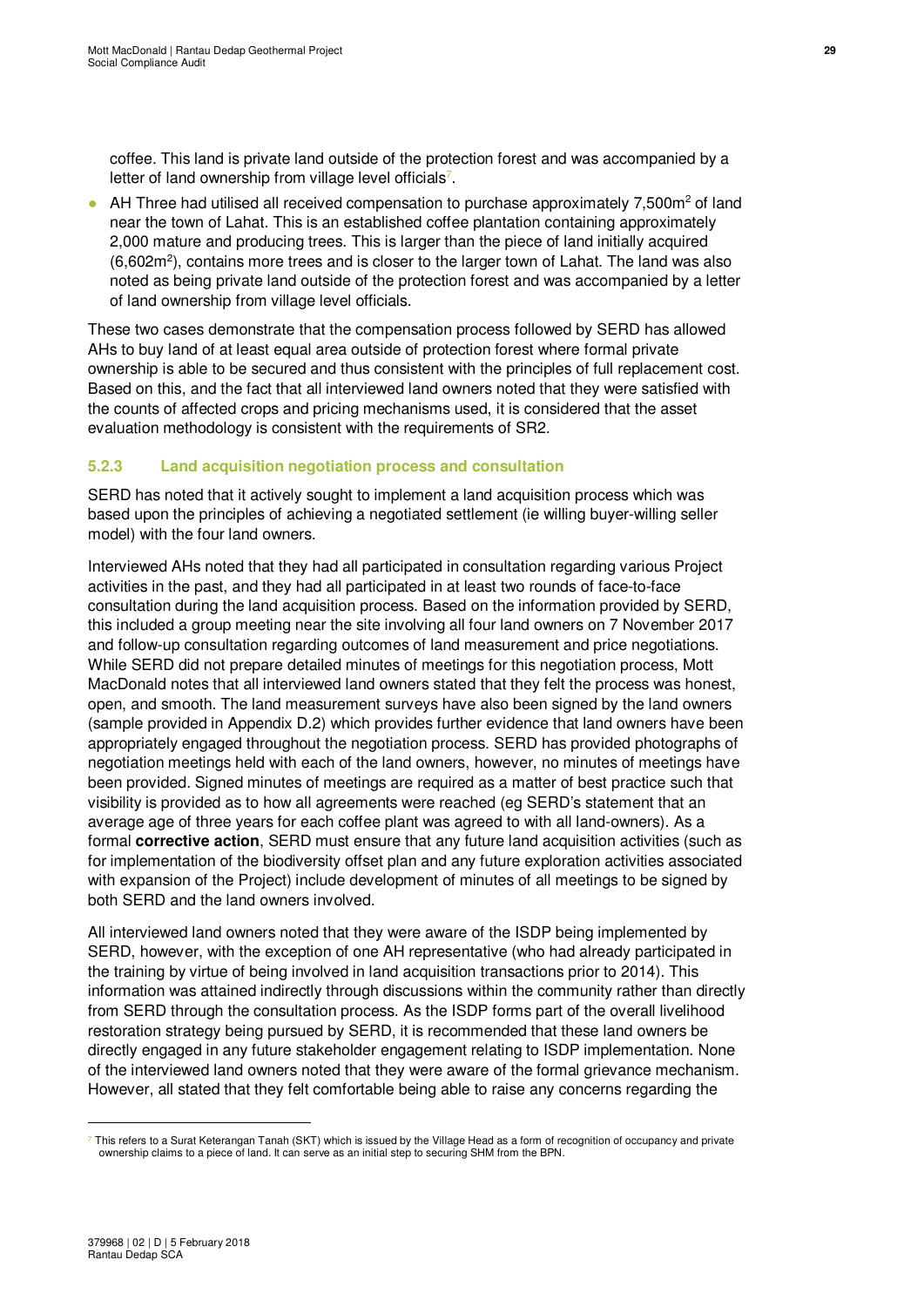coffee. This land is private land outside of the protection forest and was accompanied by a letter of land ownership from village level officials[7].

- AH Three had utilised all received compensation to purchase approximately 7,500m$^2$ of land near the town of Lahat. This is an established coffee plantation containing approximately 2,000 mature and producing trees. This is larger than the piece of land initially acquired (6,602m$^2$), contains more trees and is closer to the larger town of Lahat. The land was also noted as being private land outside of the protection forest and was accompanied by a letter of land ownership from village level officials.

These two cases demonstrate that the compensation process followed by SERD has allowed AHs to buy land of at least equal area outside of protection forest where formal private ownership is able to be secured and thus consistent with the principles of full replacement cost. Based on this, and the fact that all interviewed land owners noted that they were satisfied with the counts of affected crops and pricing mechanisms used, it is considered that the asset evaluation methodology is consistent with the requirements of SR2.

### 5.2.3 Land acquisition negotiation process and consultation

SERD has noted that it actively sought to implement a land acquisition process which was based upon the principles of achieving a negotiated settlement (ie willing buyer-willing seller model) with the four land owners.

Interviewed AHs noted that they had all participated in consultation regarding various Project activities in the past, and they had all participated in at least two rounds of face-to-face consultation during the land acquisition process. Based on the information provided by SERD, this included a group meeting near the site involving all four land owners on 7 November 2017 and follow-up consultation regarding outcomes of land measurement and price negotiations. While SERD did not prepare detailed minutes of meetings for this negotiation process, Mott MacDonald notes that all interviewed land owners stated that they felt the process was honest, open, and smooth. The land measurement surveys have also been signed by the land owners (sample provided in Appendix D.2) which provides further evidence that land owners have been appropriately engaged throughout the negotiation process. SERD has provided photographs of negotiation meetings held with each of the land owners, however, no minutes of meetings have been provided. Signed minutes of meetings are required as a matter of best practice such that visibility is provided as to how all agreements were reached (eg SERD's statement that an average age of three years for each coffee plant was agreed to with all land-owners). As a formal **corrective action**, SERD must ensure that any future land acquisition activities (such as for implementation of the biodiversity offset plan and any future exploration activities associated with expansion of the Project) include development of minutes of all meetings to be signed by both SERD and the land owners involved.

All interviewed land owners noted that they were aware of the ISDP being implemented by SERD, however, with the exception of one AH representative (who had already participated in the training by virtue of being involved in land acquisition transactions prior to 2014). This information was attained indirectly through discussions within the community rather than directly from SERD through the consultation process. As the ISDP forms part of the overall livelihood restoration strategy being pursued by SERD, it is recommended that these land owners be directly engaged in any future stakeholder engagement relating to ISDP implementation. None of the interviewed land owners noted that they were aware of the formal grievance mechanism. However, all stated that they felt comfortable being able to raise any concerns regarding the

---

[7] This refers to a Surat Keterangan Tanah (SKT) which is issued by the Village Head as a form of recognition of occupancy and private ownership claims to a piece of land. It can serve as an initial step to securing SHM from the BPN.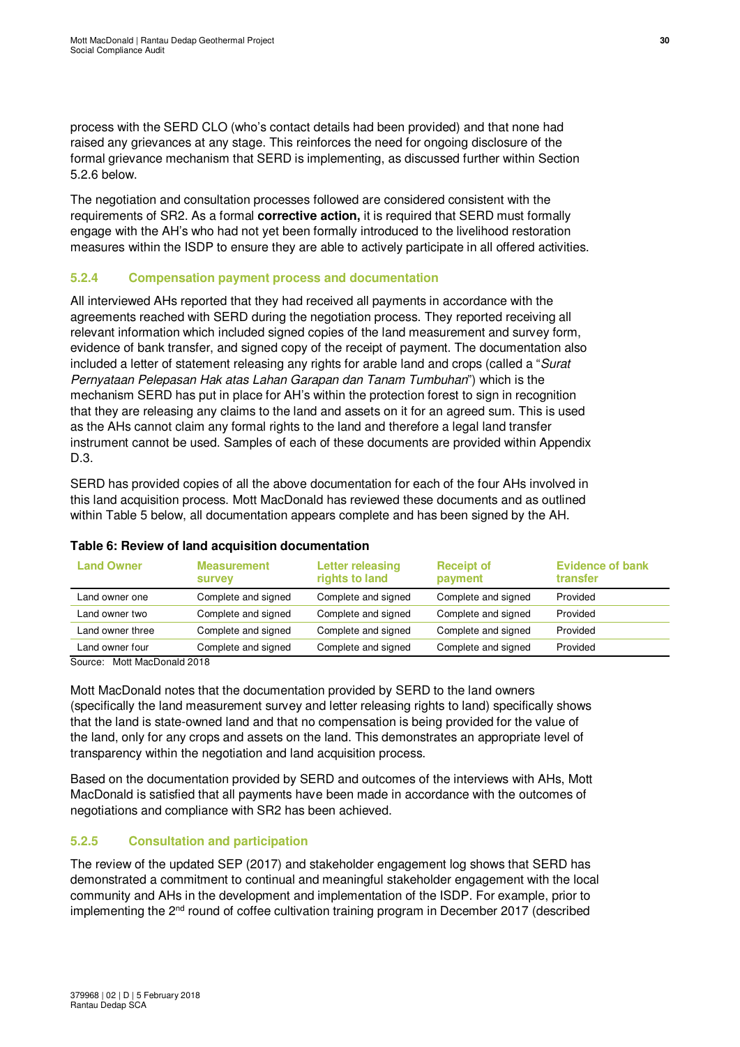process with the SERD CLO (who's contact details had been provided) and that none had raised any grievances at any stage. This reinforces the need for ongoing disclosure of the formal grievance mechanism that SERD is implementing, as discussed further within Section 5.2.6 below.

The negotiation and consultation processes followed are considered consistent with the requirements of SR2. As a formal **corrective action,** it is required that SERD must formally engage with the AH's who had not yet been formally introduced to the livelihood restoration measures within the ISDP to ensure they are able to actively participate in all offered activities.

### 5.2.4 Compensation payment process and documentation

All interviewed AHs reported that they had received all payments in accordance with the agreements reached with SERD during the negotiation process. They reported receiving all relevant information which included signed copies of the land measurement and survey form, evidence of bank transfer, and signed copy of the receipt of payment. The documentation also included a letter of statement releasing any rights for arable land and crops (called a "*Surat Pernyataan Pelepasan Hak atas Lahan Garapan dan Tanam Tumbuhan*") which is the mechanism SERD has put in place for AH's within the protection forest to sign in recognition that they are releasing any claims to the land and assets on it for an agreed sum. This is used as the AHs cannot claim any formal rights to the land and therefore a legal land transfer instrument cannot be used. Samples of each of these documents are provided within Appendix D.3.

SERD has provided copies of all the above documentation for each of the four AHs involved in this land acquisition process. Mott MacDonald has reviewed these documents and as outlined within Table 5 below, all documentation appears complete and has been signed by the AH.

**Table 6: Review of land acquisition documentation**

| Land Owner | Measurement survey | Letter releasing rights to land | Receipt of payment | Evidence of bank transfer |
|---|---|---|---|---|
| Land owner one | Complete and signed | Complete and signed | Complete and signed | Provided |
| Land owner two | Complete and signed | Complete and signed | Complete and signed | Provided |
| Land owner three | Complete and signed | Complete and signed | Complete and signed | Provided |
| Land owner four | Complete and signed | Complete and signed | Complete and signed | Provided |

Source: Mott MacDonald 2018

Mott MacDonald notes that the documentation provided by SERD to the land owners (specifically the land measurement survey and letter releasing rights to land) specifically shows that the land is state-owned land and that no compensation is being provided for the value of the land, only for any crops and assets on the land. This demonstrates an appropriate level of transparency within the negotiation and land acquisition process.

Based on the documentation provided by SERD and outcomes of the interviews with AHs, Mott MacDonald is satisfied that all payments have been made in accordance with the outcomes of negotiations and compliance with SR2 has been achieved.

### 5.2.5 Consultation and participation

The review of the updated SEP (2017) and stakeholder engagement log shows that SERD has demonstrated a commitment to continual and meaningful stakeholder engagement with the local community and AHs in the development and implementation of the ISDP. For example, prior to implementing the 2nd round of coffee cultivation training program in December 2017 (described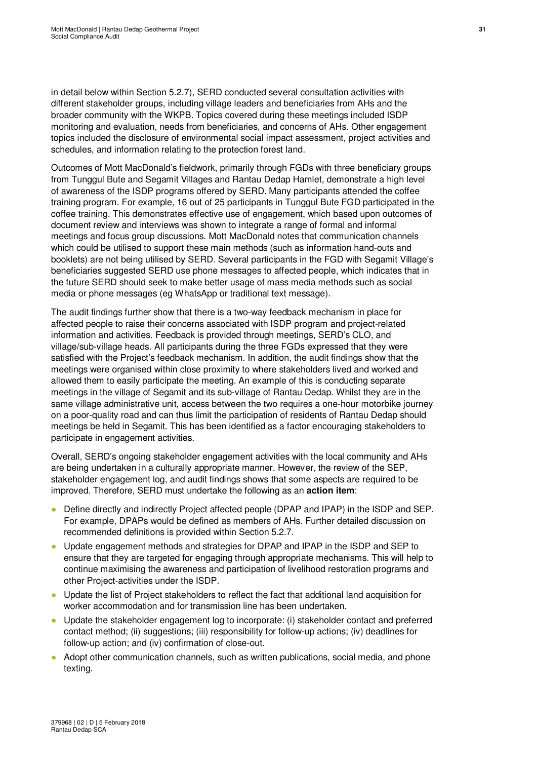in detail below within Section 5.2.7), SERD conducted several consultation activities with different stakeholder groups, including village leaders and beneficiaries from AHs and the broader community with the WKPB. Topics covered during these meetings included ISDP monitoring and evaluation, needs from beneficiaries, and concerns of AHs. Other engagement topics included the disclosure of environmental social impact assessment, project activities and schedules, and information relating to the protection forest land.

Outcomes of Mott MacDonald's fieldwork, primarily through FGDs with three beneficiary groups from Tunggul Bute and Segamit Villages and Rantau Dedap Hamlet, demonstrate a high level of awareness of the ISDP programs offered by SERD. Many participants attended the coffee training program. For example, 16 out of 25 participants in Tunggul Bute FGD participated in the coffee training. This demonstrates effective use of engagement, which based upon outcomes of document review and interviews was shown to integrate a range of formal and informal meetings and focus group discussions. Mott MacDonald notes that communication channels which could be utilised to support these main methods (such as information hand-outs and booklets) are not being utilised by SERD. Several participants in the FGD with Segamit Village's beneficiaries suggested SERD use phone messages to affected people, which indicates that in the future SERD should seek to make better usage of mass media methods such as social media or phone messages (eg WhatsApp or traditional text message).

The audit findings further show that there is a two-way feedback mechanism in place for affected people to raise their concerns associated with ISDP program and project-related information and activities. Feedback is provided through meetings, SERD's CLO, and village/sub-village heads. All participants during the three FGDs expressed that they were satisfied with the Project's feedback mechanism. In addition, the audit findings show that the meetings were organised within close proximity to where stakeholders lived and worked and allowed them to easily participate the meeting. An example of this is conducting separate meetings in the village of Segamit and its sub-village of Rantau Dedap. Whilst they are in the same village administrative unit, access between the two requires a one-hour motorbike journey on a poor-quality road and can thus limit the participation of residents of Rantau Dedap should meetings be held in Segamit. This has been identified as a factor encouraging stakeholders to participate in engagement activities.

Overall, SERD's ongoing stakeholder engagement activities with the local community and AHs are being undertaken in a culturally appropriate manner. However, the review of the SEP, stakeholder engagement log, and audit findings shows that some aspects are required to be improved. Therefore, SERD must undertake the following as an **action item**:

- Define directly and indirectly Project affected people (DPAP and IPAP) in the ISDP and SEP. For example, DPAPs would be defined as members of AHs. Further detailed discussion on recommended definitions is provided within Section 5.2.7.
- Update engagement methods and strategies for DPAP and IPAP in the ISDP and SEP to ensure that they are targeted for engaging through appropriate mechanisms. This will help to continue maximising the awareness and participation of livelihood restoration programs and other Project-activities under the ISDP.
- Update the list of Project stakeholders to reflect the fact that additional land acquisition for worker accommodation and for transmission line has been undertaken.
- Update the stakeholder engagement log to incorporate: (i) stakeholder contact and preferred contact method; (ii) suggestions; (iii) responsibility for follow-up actions; (iv) deadlines for follow-up action; and (iv) confirmation of close-out.
- Adopt other communication channels, such as written publications, social media, and phone texting.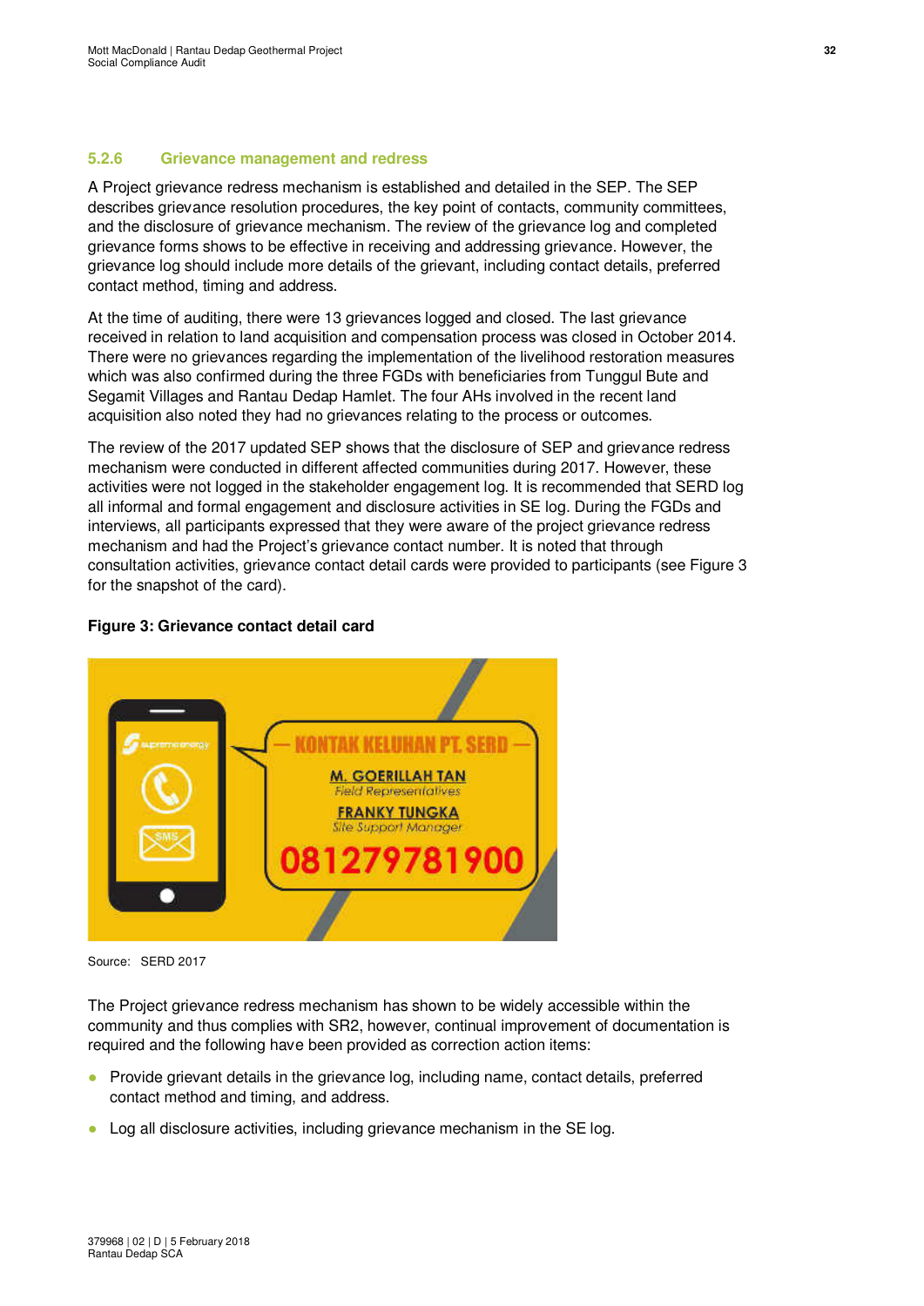### 5.2.6 Grievance management and redress

A Project grievance redress mechanism is established and detailed in the SEP. The SEP describes grievance resolution procedures, the key point of contacts, community committees, and the disclosure of grievance mechanism. The review of the grievance log and completed grievance forms shows to be effective in receiving and addressing grievance. However, the grievance log should include more details of the grievant, including contact details, preferred contact method, timing and address.

At the time of auditing, there were 13 grievances logged and closed. The last grievance received in relation to land acquisition and compensation process was closed in October 2014. There were no grievances regarding the implementation of the livelihood restoration measures which was also confirmed during the three FGDs with beneficiaries from Tunggul Bute and Segamit Villages and Rantau Dedap Hamlet. The four AHs involved in the recent land acquisition also noted they had no grievances relating to the process or outcomes.

The review of the 2017 updated SEP shows that the disclosure of SEP and grievance redress mechanism were conducted in different affected communities during 2017. However, these activities were not logged in the stakeholder engagement log. It is recommended that SERD log all informal and formal engagement and disclosure activities in SE log. During the FGDs and interviews, all participants expressed that they were aware of the project grievance redress mechanism and had the Project's grievance contact number. It is noted that through consultation activities, grievance contact detail cards were provided to participants (see Figure 3 for the snapshot of the card).

**Figure 3: Grievance contact detail card**

Source: SERD 2017

The Project grievance redress mechanism has shown to be widely accessible within the community and thus complies with SR2, however, continual improvement of documentation is required and the following have been provided as correction action items:

- Provide grievant details in the grievance log, including name, contact details, preferred contact method and timing, and address.
- Log all disclosure activities, including grievance mechanism in the SE log.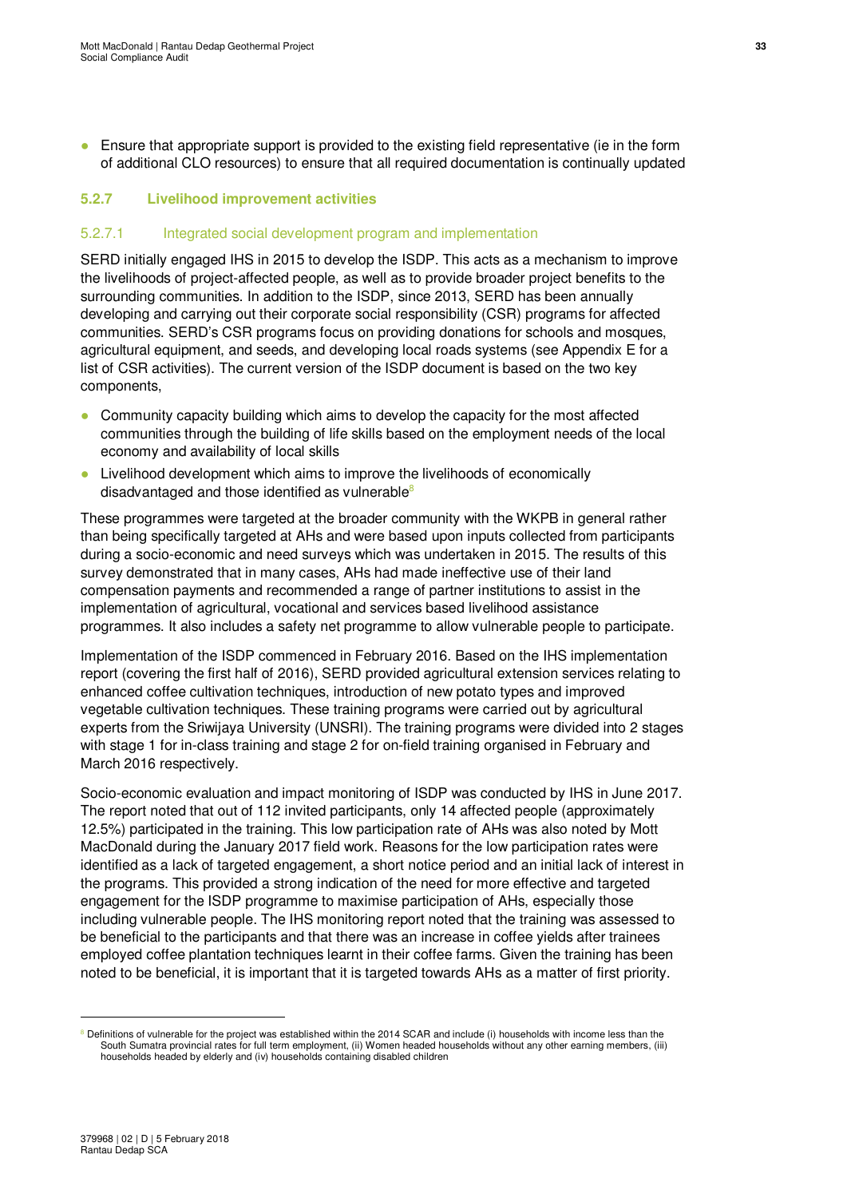- Ensure that appropriate support is provided to the existing field representative (ie in the form of additional CLO resources) to ensure that all required documentation is continually updated

### 5.2.7 Livelihood improvement activities

#### 5.2.7.1 Integrated social development program and implementation

SERD initially engaged IHS in 2015 to develop the ISDP. This acts as a mechanism to improve the livelihoods of project-affected people, as well as to provide broader project benefits to the surrounding communities. In addition to the ISDP, since 2013, SERD has been annually developing and carrying out their corporate social responsibility (CSR) programs for affected communities. SERD's CSR programs focus on providing donations for schools and mosques, agricultural equipment, and seeds, and developing local roads systems (see Appendix E for a list of CSR activities). The current version of the ISDP document is based on the two key components,

- Community capacity building which aims to develop the capacity for the most affected communities through the building of life skills based on the employment needs of the local economy and availability of local skills
- Livelihood development which aims to improve the livelihoods of economically disadvantaged and those identified as vulnerable[8]

These programmes were targeted at the broader community with the WKPB in general rather than being specifically targeted at AHs and were based upon inputs collected from participants during a socio-economic and need surveys which was undertaken in 2015. The results of this survey demonstrated that in many cases, AHs had made ineffective use of their land compensation payments and recommended a range of partner institutions to assist in the implementation of agricultural, vocational and services based livelihood assistance programmes. It also includes a safety net programme to allow vulnerable people to participate.

Implementation of the ISDP commenced in February 2016. Based on the IHS implementation report (covering the first half of 2016), SERD provided agricultural extension services relating to enhanced coffee cultivation techniques, introduction of new potato types and improved vegetable cultivation techniques. These training programs were carried out by agricultural experts from the Sriwijaya University (UNSRI). The training programs were divided into 2 stages with stage 1 for in-class training and stage 2 for on-field training organised in February and March 2016 respectively.

Socio-economic evaluation and impact monitoring of ISDP was conducted by IHS in June 2017. The report noted that out of 112 invited participants, only 14 affected people (approximately 12.5%) participated in the training. This low participation rate of AHs was also noted by Mott MacDonald during the January 2017 field work. Reasons for the low participation rates were identified as a lack of targeted engagement, a short notice period and an initial lack of interest in the programs. This provided a strong indication of the need for more effective and targeted engagement for the ISDP programme to maximise participation of AHs, especially those including vulnerable people. The IHS monitoring report noted that the training was assessed to be beneficial to the participants and that there was an increase in coffee yields after trainees employed coffee plantation techniques learnt in their coffee farms. Given the training has been noted to be beneficial, it is important that it is targeted towards AHs as a matter of first priority.

[8] Definitions of vulnerable for the project was established within the 2014 SCAR and include (i) households with income less than the South Sumatra provincial rates for full term employment, (ii) Women headed households without any other earning members, (iii) households headed by elderly and (iv) households containing disabled children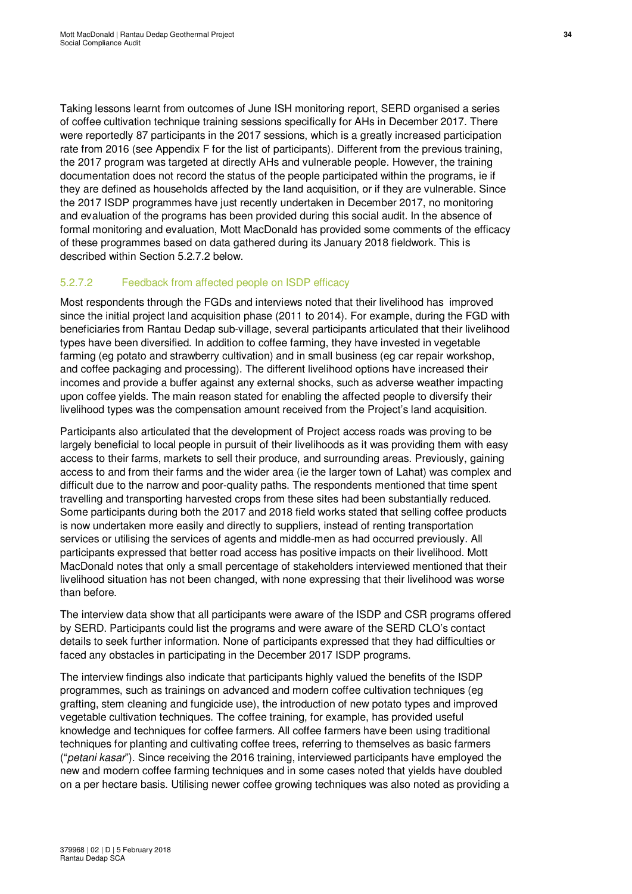Taking lessons learnt from outcomes of June ISH monitoring report, SERD organised a series of coffee cultivation technique training sessions specifically for AHs in December 2017. There were reportedly 87 participants in the 2017 sessions, which is a greatly increased participation rate from 2016 (see Appendix F for the list of participants). Different from the previous training, the 2017 program was targeted at directly AHs and vulnerable people. However, the training documentation does not record the status of the people participated within the programs, ie if they are defined as households affected by the land acquisition, or if they are vulnerable. Since the 2017 ISDP programmes have just recently undertaken in December 2017, no monitoring and evaluation of the programs has been provided during this social audit. In the absence of formal monitoring and evaluation, Mott MacDonald has provided some comments of the efficacy of these programmes based on data gathered during its January 2018 fieldwork. This is described within Section 5.2.7.2 below.

#### 5.2.7.2 Feedback from affected people on ISDP efficacy

Most respondents through the FGDs and interviews noted that their livelihood has improved since the initial project land acquisition phase (2011 to 2014). For example, during the FGD with beneficiaries from Rantau Dedap sub-village, several participants articulated that their livelihood types have been diversified. In addition to coffee farming, they have invested in vegetable farming (eg potato and strawberry cultivation) and in small business (eg car repair workshop, and coffee packaging and processing). The different livelihood options have increased their incomes and provide a buffer against any external shocks, such as adverse weather impacting upon coffee yields. The main reason stated for enabling the affected people to diversify their livelihood types was the compensation amount received from the Project's land acquisition.

Participants also articulated that the development of Project access roads was proving to be largely beneficial to local people in pursuit of their livelihoods as it was providing them with easy access to their farms, markets to sell their produce, and surrounding areas. Previously, gaining access to and from their farms and the wider area (ie the larger town of Lahat) was complex and difficult due to the narrow and poor-quality paths. The respondents mentioned that time spent travelling and transporting harvested crops from these sites had been substantially reduced. Some participants during both the 2017 and 2018 field works stated that selling coffee products is now undertaken more easily and directly to suppliers, instead of renting transportation services or utilising the services of agents and middle-men as had occurred previously. All participants expressed that better road access has positive impacts on their livelihood. Mott MacDonald notes that only a small percentage of stakeholders interviewed mentioned that their livelihood situation has not been changed, with none expressing that their livelihood was worse than before.

The interview data show that all participants were aware of the ISDP and CSR programs offered by SERD. Participants could list the programs and were aware of the SERD CLO's contact details to seek further information. None of participants expressed that they had difficulties or faced any obstacles in participating in the December 2017 ISDP programs.

The interview findings also indicate that participants highly valued the benefits of the ISDP programmes, such as trainings on advanced and modern coffee cultivation techniques (eg grafting, stem cleaning and fungicide use), the introduction of new potato types and improved vegetable cultivation techniques. The coffee training, for example, has provided useful knowledge and techniques for coffee farmers. All coffee farmers have been using traditional techniques for planting and cultivating coffee trees, referring to themselves as basic farmers ("*petani kasar*"). Since receiving the 2016 training, interviewed participants have employed the new and modern coffee farming techniques and in some cases noted that yields have doubled on a per hectare basis. Utilising newer coffee growing techniques was also noted as providing a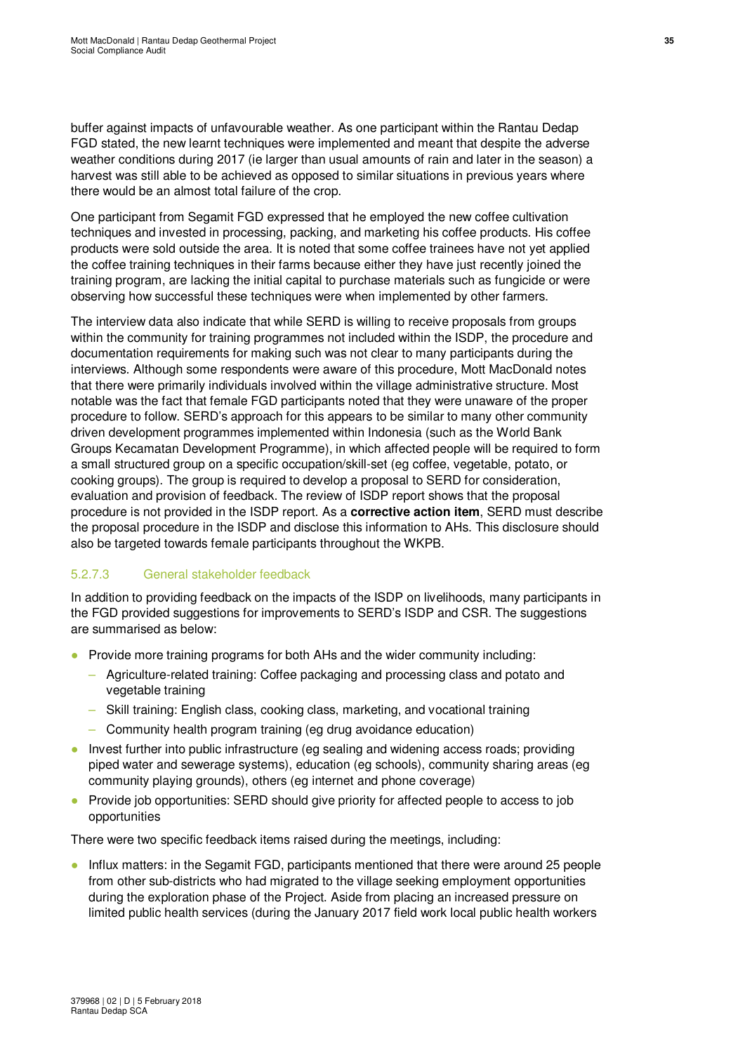buffer against impacts of unfavourable weather. As one participant within the Rantau Dedap FGD stated, the new learnt techniques were implemented and meant that despite the adverse weather conditions during 2017 (ie larger than usual amounts of rain and later in the season) a harvest was still able to be achieved as opposed to similar situations in previous years where there would be an almost total failure of the crop.

One participant from Segamit FGD expressed that he employed the new coffee cultivation techniques and invested in processing, packing, and marketing his coffee products. His coffee products were sold outside the area. It is noted that some coffee trainees have not yet applied the coffee training techniques in their farms because either they have just recently joined the training program, are lacking the initial capital to purchase materials such as fungicide or were observing how successful these techniques were when implemented by other farmers.

The interview data also indicate that while SERD is willing to receive proposals from groups within the community for training programmes not included within the ISDP, the procedure and documentation requirements for making such was not clear to many participants during the interviews. Although some respondents were aware of this procedure, Mott MacDonald notes that there were primarily individuals involved within the village administrative structure. Most notable was the fact that female FGD participants noted that they were unaware of the proper procedure to follow. SERD's approach for this appears to be similar to many other community driven development programmes implemented within Indonesia (such as the World Bank Groups Kecamatan Development Programme), in which affected people will be required to form a small structured group on a specific occupation/skill-set (eg coffee, vegetable, potato, or cooking groups). The group is required to develop a proposal to SERD for consideration, evaluation and provision of feedback. The review of ISDP report shows that the proposal procedure is not provided in the ISDP report. As a **corrective action item**, SERD must describe the proposal procedure in the ISDP and disclose this information to AHs. This disclosure should also be targeted towards female participants throughout the WKPB.

#### 5.2.7.3 General stakeholder feedback

In addition to providing feedback on the impacts of the ISDP on livelihoods, many participants in the FGD provided suggestions for improvements to SERD's ISDP and CSR. The suggestions are summarised as below:

- Provide more training programs for both AHs and the wider community including:
  - Agriculture-related training: Coffee packaging and processing class and potato and vegetable training
  - Skill training: English class, cooking class, marketing, and vocational training
  - Community health program training (eg drug avoidance education)
- Invest further into public infrastructure (eg sealing and widening access roads; providing piped water and sewerage systems), education (eg schools), community sharing areas (eg community playing grounds), others (eg internet and phone coverage)
- Provide job opportunities: SERD should give priority for affected people to access to job opportunities

There were two specific feedback items raised during the meetings, including:

- Influx matters: in the Segamit FGD, participants mentioned that there were around 25 people from other sub-districts who had migrated to the village seeking employment opportunities during the exploration phase of the Project. Aside from placing an increased pressure on limited public health services (during the January 2017 field work local public health workers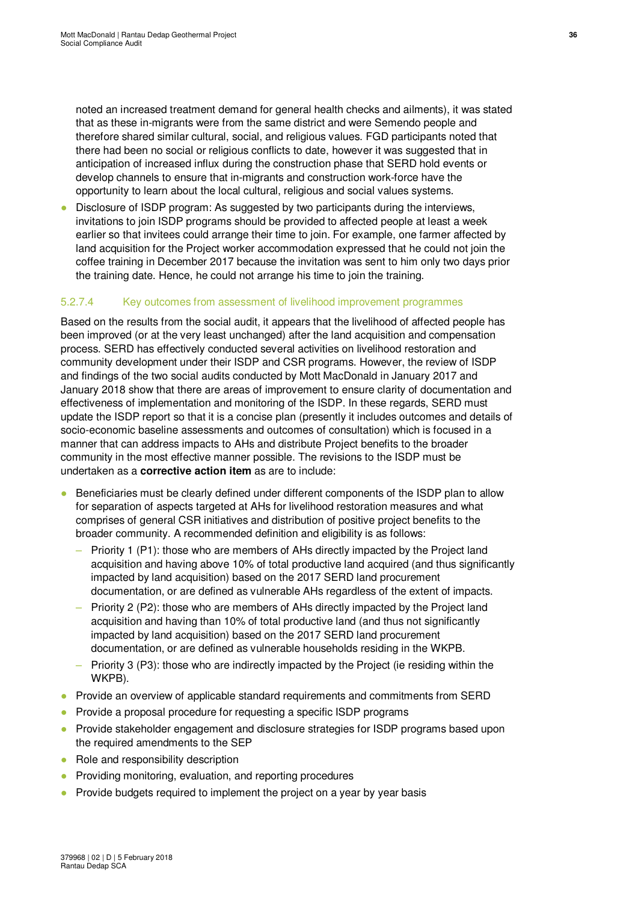noted an increased treatment demand for general health checks and ailments), it was stated that as these in-migrants were from the same district and were Semendo people and therefore shared similar cultural, social, and religious values. FGD participants noted that there had been no social or religious conflicts to date, however it was suggested that in anticipation of increased influx during the construction phase that SERD hold events or develop channels to ensure that in-migrants and construction work-force have the opportunity to learn about the local cultural, religious and social values systems.

- Disclosure of ISDP program: As suggested by two participants during the interviews, invitations to join ISDP programs should be provided to affected people at least a week earlier so that invitees could arrange their time to join. For example, one farmer affected by land acquisition for the Project worker accommodation expressed that he could not join the coffee training in December 2017 because the invitation was sent to him only two days prior the training date. Hence, he could not arrange his time to join the training.

#### 5.2.7.4 Key outcomes from assessment of livelihood improvement programmes

Based on the results from the social audit, it appears that the livelihood of affected people has been improved (or at the very least unchanged) after the land acquisition and compensation process. SERD has effectively conducted several activities on livelihood restoration and community development under their ISDP and CSR programs. However, the review of ISDP and findings of the two social audits conducted by Mott MacDonald in January 2017 and January 2018 show that there are areas of improvement to ensure clarity of documentation and effectiveness of implementation and monitoring of the ISDP. In these regards, SERD must update the ISDP report so that it is a concise plan (presently it includes outcomes and details of socio-economic baseline assessments and outcomes of consultation) which is focused in a manner that can address impacts to AHs and distribute Project benefits to the broader community in the most effective manner possible. The revisions to the ISDP must be undertaken as a **corrective action item** as are to include:

- Beneficiaries must be clearly defined under different components of the ISDP plan to allow for separation of aspects targeted at AHs for livelihood restoration measures and what comprises of general CSR initiatives and distribution of positive project benefits to the broader community. A recommended definition and eligibility is as follows:
  - Priority 1 (P1): those who are members of AHs directly impacted by the Project land acquisition and having above 10% of total productive land acquired (and thus significantly impacted by land acquisition) based on the 2017 SERD land procurement documentation, or are defined as vulnerable AHs regardless of the extent of impacts.
  - Priority 2 (P2): those who are members of AHs directly impacted by the Project land acquisition and having than 10% of total productive land (and thus not significantly impacted by land acquisition) based on the 2017 SERD land procurement documentation, or are defined as vulnerable households residing in the WKPB.
  - Priority 3 (P3): those who are indirectly impacted by the Project (ie residing within the WKPB).
- Provide an overview of applicable standard requirements and commitments from SERD
- Provide a proposal procedure for requesting a specific ISDP programs
- Provide stakeholder engagement and disclosure strategies for ISDP programs based upon the required amendments to the SEP
- Role and responsibility description
- Providing monitoring, evaluation, and reporting procedures
- Provide budgets required to implement the project on a year by year basis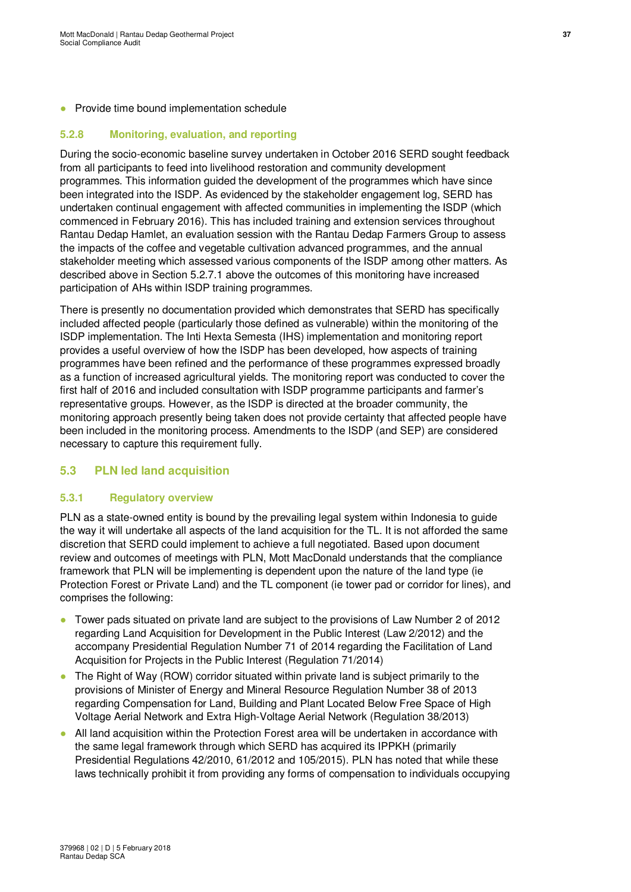- Provide time bound implementation schedule

### 5.2.8 Monitoring, evaluation, and reporting

During the socio-economic baseline survey undertaken in October 2016 SERD sought feedback from all participants to feed into livelihood restoration and community development programmes. This information guided the development of the programmes which have since been integrated into the ISDP. As evidenced by the stakeholder engagement log, SERD has undertaken continual engagement with affected communities in implementing the ISDP (which commenced in February 2016). This has included training and extension services throughout Rantau Dedap Hamlet, an evaluation session with the Rantau Dedap Farmers Group to assess the impacts of the coffee and vegetable cultivation advanced programmes, and the annual stakeholder meeting which assessed various components of the ISDP among other matters. As described above in Section 5.2.7.1 above the outcomes of this monitoring have increased participation of AHs within ISDP training programmes.

There is presently no documentation provided which demonstrates that SERD has specifically included affected people (particularly those defined as vulnerable) within the monitoring of the ISDP implementation. The Inti Hexta Semesta (IHS) implementation and monitoring report provides a useful overview of how the ISDP has been developed, how aspects of training programmes have been refined and the performance of these programmes expressed broadly as a function of increased agricultural yields. The monitoring report was conducted to cover the first half of 2016 and included consultation with ISDP programme participants and farmer's representative groups. However, as the ISDP is directed at the broader community, the monitoring approach presently being taken does not provide certainty that affected people have been included in the monitoring process. Amendments to the ISDP (and SEP) are considered necessary to capture this requirement fully.

## 5.3 PLN led land acquisition

### 5.3.1 Regulatory overview

PLN as a state-owned entity is bound by the prevailing legal system within Indonesia to guide the way it will undertake all aspects of the land acquisition for the TL. It is not afforded the same discretion that SERD could implement to achieve a full negotiated. Based upon document review and outcomes of meetings with PLN, Mott MacDonald understands that the compliance framework that PLN will be implementing is dependent upon the nature of the land type (ie Protection Forest or Private Land) and the TL component (ie tower pad or corridor for lines), and comprises the following:

- Tower pads situated on private land are subject to the provisions of Law Number 2 of 2012 regarding Land Acquisition for Development in the Public Interest (Law 2/2012) and the accompany Presidential Regulation Number 71 of 2014 regarding the Facilitation of Land Acquisition for Projects in the Public Interest (Regulation 71/2014)
- The Right of Way (ROW) corridor situated within private land is subject primarily to the provisions of Minister of Energy and Mineral Resource Regulation Number 38 of 2013 regarding Compensation for Land, Building and Plant Located Below Free Space of High Voltage Aerial Network and Extra High-Voltage Aerial Network (Regulation 38/2013)
- All land acquisition within the Protection Forest area will be undertaken in accordance with the same legal framework through which SERD has acquired its IPPKH (primarily Presidential Regulations 42/2010, 61/2012 and 105/2015). PLN has noted that while these laws technically prohibit it from providing any forms of compensation to individuals occupying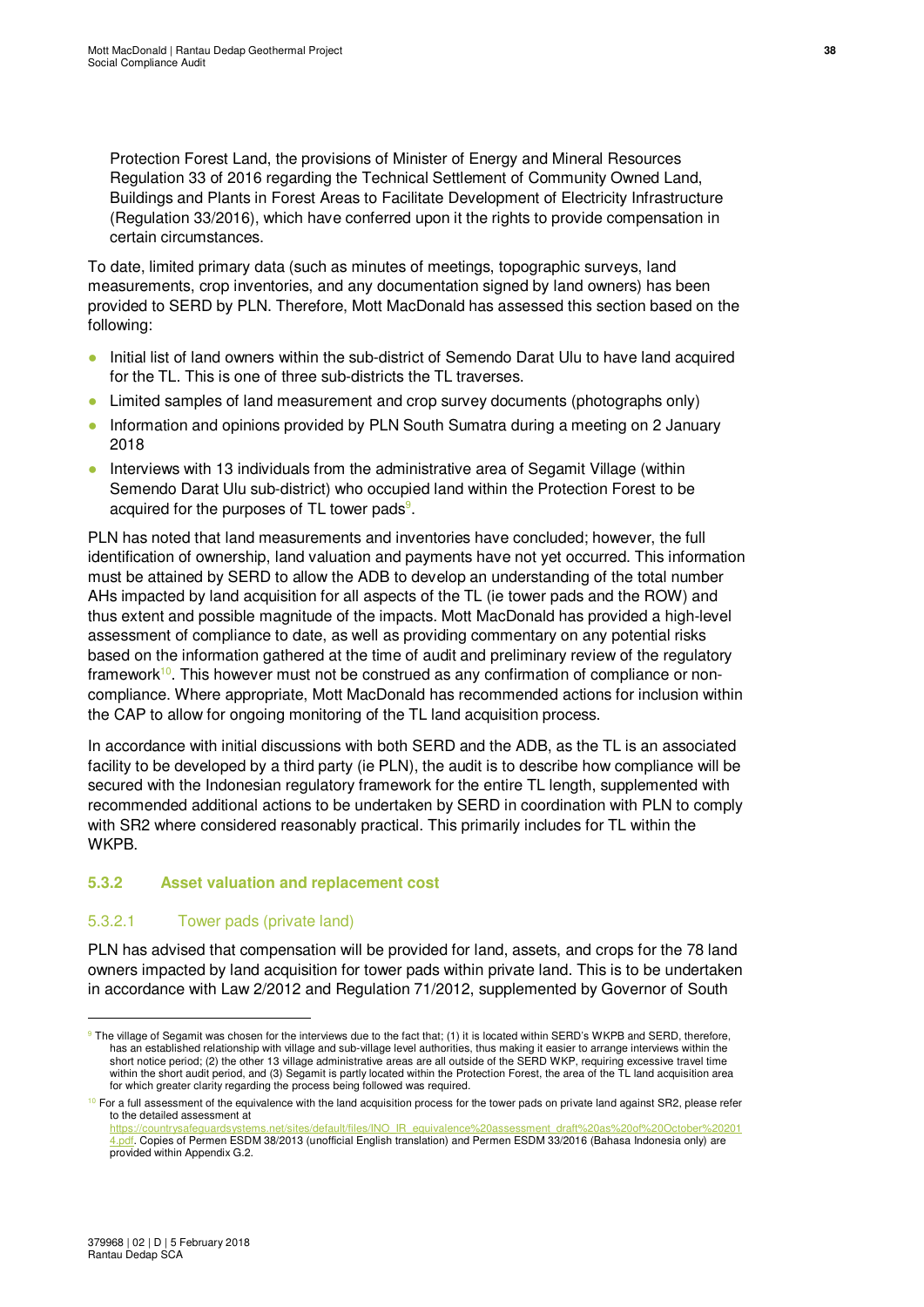Protection Forest Land, the provisions of Minister of Energy and Mineral Resources Regulation 33 of 2016 regarding the Technical Settlement of Community Owned Land, Buildings and Plants in Forest Areas to Facilitate Development of Electricity Infrastructure (Regulation 33/2016), which have conferred upon it the rights to provide compensation in certain circumstances.

To date, limited primary data (such as minutes of meetings, topographic surveys, land measurements, crop inventories, and any documentation signed by land owners) has been provided to SERD by PLN. Therefore, Mott MacDonald has assessed this section based on the following:

- Initial list of land owners within the sub-district of Semendo Darat Ulu to have land acquired for the TL. This is one of three sub-districts the TL traverses.
- Limited samples of land measurement and crop survey documents (photographs only)
- Information and opinions provided by PLN South Sumatra during a meeting on 2 January 2018
- Interviews with 13 individuals from the administrative area of Segamit Village (within Semendo Darat Ulu sub-district) who occupied land within the Protection Forest to be acquired for the purposes of TL tower pads[9].

PLN has noted that land measurements and inventories have concluded; however, the full identification of ownership, land valuation and payments have not yet occurred. This information must be attained by SERD to allow the ADB to develop an understanding of the total number AHs impacted by land acquisition for all aspects of the TL (ie tower pads and the ROW) and thus extent and possible magnitude of the impacts. Mott MacDonald has provided a high-level assessment of compliance to date, as well as providing commentary on any potential risks based on the information gathered at the time of audit and preliminary review of the regulatory framework[10]. This however must not be construed as any confirmation of compliance or non-compliance. Where appropriate, Mott MacDonald has recommended actions for inclusion within the CAP to allow for ongoing monitoring of the TL land acquisition process.

In accordance with initial discussions with both SERD and the ADB, as the TL is an associated facility to be developed by a third party (ie PLN), the audit is to describe how compliance will be secured with the Indonesian regulatory framework for the entire TL length, supplemented with recommended additional actions to be undertaken by SERD in coordination with PLN to comply with SR2 where considered reasonably practical. This primarily includes for TL within the WKPB.

### 5.3.2 Asset valuation and replacement cost

#### 5.3.2.1 Tower pads (private land)

PLN has advised that compensation will be provided for land, assets, and crops for the 78 land owners impacted by land acquisition for tower pads within private land. This is to be undertaken in accordance with Law 2/2012 and Regulation 71/2012, supplemented by Governor of South

---

[9] The village of Segamit was chosen for the interviews due to the fact that; (1) it is located within SERD's WKPB and SERD, therefore, has an established relationship with village and sub-village level authorities, thus making it easier to arrange interviews within the short notice period; (2) the other 13 village administrative areas are all outside of the SERD WKP, requiring excessive travel time within the short audit period, and (3) Segamit is partly located within the Protection Forest, the area of the TL land acquisition area for which greater clarity regarding the process being followed was required.

[10] For a full assessment of the equivalence with the land acquisition process for the tower pads on private land against SR2, please refer to the detailed assessment at https://countrysafeguardsystems.net/sites/default/files/INO_IR_equivalence%20assessment_draft%20as%20of%20October%202014.pdf. Copies of Permen ESDM 38/2013 (unofficial English translation) and Permen ESDM 33/2016 (Bahasa Indonesia only) are provided within Appendix G.2.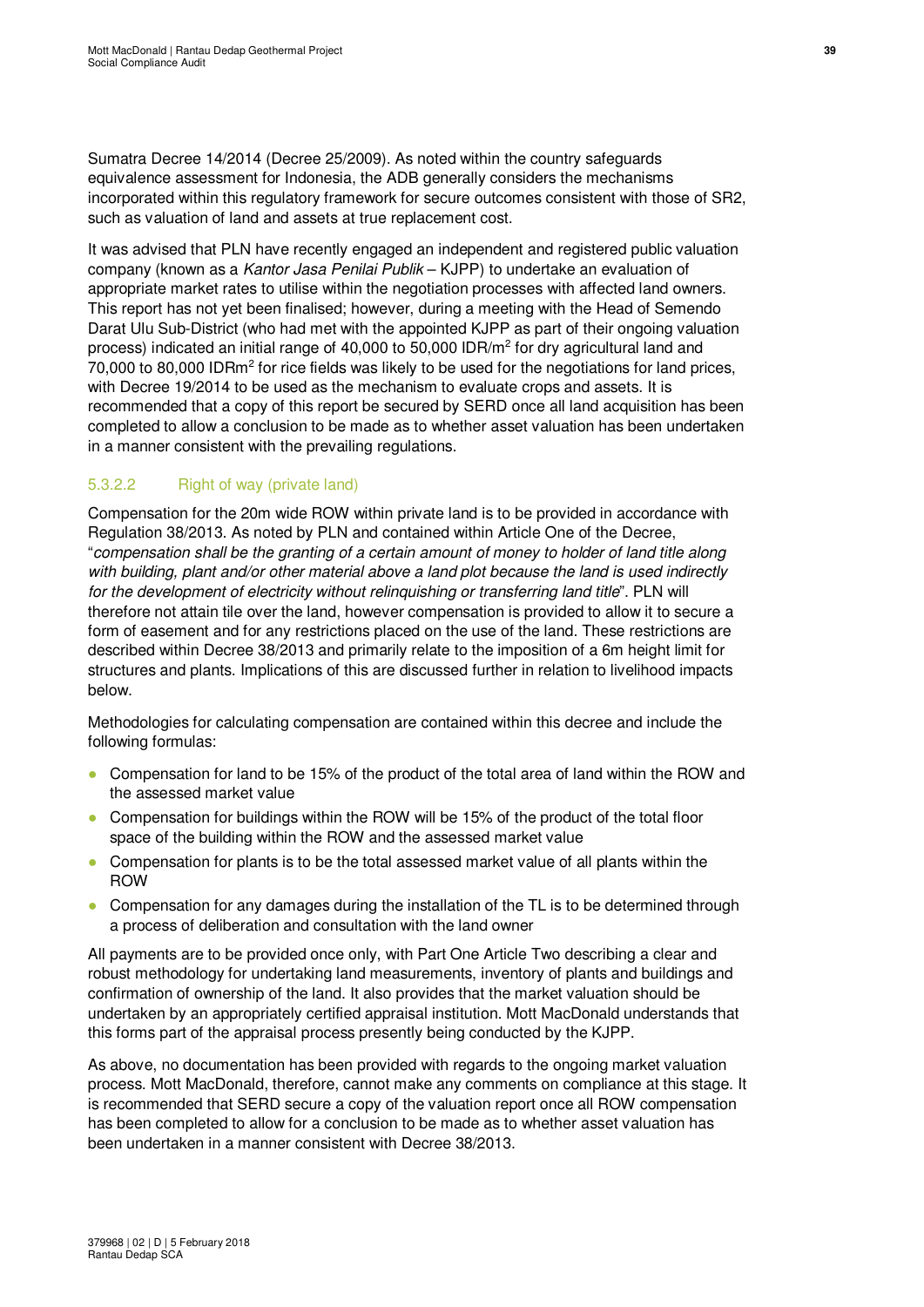Sumatra Decree 14/2014 (Decree 25/2009). As noted within the country safeguards equivalence assessment for Indonesia, the ADB generally considers the mechanisms incorporated within this regulatory framework for secure outcomes consistent with those of SR2, such as valuation of land and assets at true replacement cost.

It was advised that PLN have recently engaged an independent and registered public valuation company (known as a *Kantor Jasa Penilai Publik* – KJPP) to undertake an evaluation of appropriate market rates to utilise within the negotiation processes with affected land owners. This report has not yet been finalised; however, during a meeting with the Head of Semendo Darat Ulu Sub-District (who had met with the appointed KJPP as part of their ongoing valuation process) indicated an initial range of 40,000 to 50,000 IDR/m$^2$ for dry agricultural land and 70,000 to 80,000 IDRm$^2$ for rice fields was likely to be used for the negotiations for land prices, with Decree 19/2014 to be used as the mechanism to evaluate crops and assets. It is recommended that a copy of this report be secured by SERD once all land acquisition has been completed to allow a conclusion to be made as to whether asset valuation has been undertaken in a manner consistent with the prevailing regulations.

#### 5.3.2.2 Right of way (private land)

Compensation for the 20m wide ROW within private land is to be provided in accordance with Regulation 38/2013. As noted by PLN and contained within Article One of the Decree, "*compensation shall be the granting of a certain amount of money to holder of land title along with building, plant and/or other material above a land plot because the land is used indirectly for the development of electricity without relinquishing or transferring land title*". PLN will therefore not attain tile over the land, however compensation is provided to allow it to secure a form of easement and for any restrictions placed on the use of the land. These restrictions are described within Decree 38/2013 and primarily relate to the imposition of a 6m height limit for structures and plants. Implications of this are discussed further in relation to livelihood impacts below.

Methodologies for calculating compensation are contained within this decree and include the following formulas:

- Compensation for land to be 15% of the product of the total area of land within the ROW and the assessed market value
- Compensation for buildings within the ROW will be 15% of the product of the total floor space of the building within the ROW and the assessed market value
- Compensation for plants is to be the total assessed market value of all plants within the ROW
- Compensation for any damages during the installation of the TL is to be determined through a process of deliberation and consultation with the land owner

All payments are to be provided once only, with Part One Article Two describing a clear and robust methodology for undertaking land measurements, inventory of plants and buildings and confirmation of ownership of the land. It also provides that the market valuation should be undertaken by an appropriately certified appraisal institution. Mott MacDonald understands that this forms part of the appraisal process presently being conducted by the KJPP.

As above, no documentation has been provided with regards to the ongoing market valuation process. Mott MacDonald, therefore, cannot make any comments on compliance at this stage. It is recommended that SERD secure a copy of the valuation report once all ROW compensation has been completed to allow for a conclusion to be made as to whether asset valuation has been undertaken in a manner consistent with Decree 38/2013.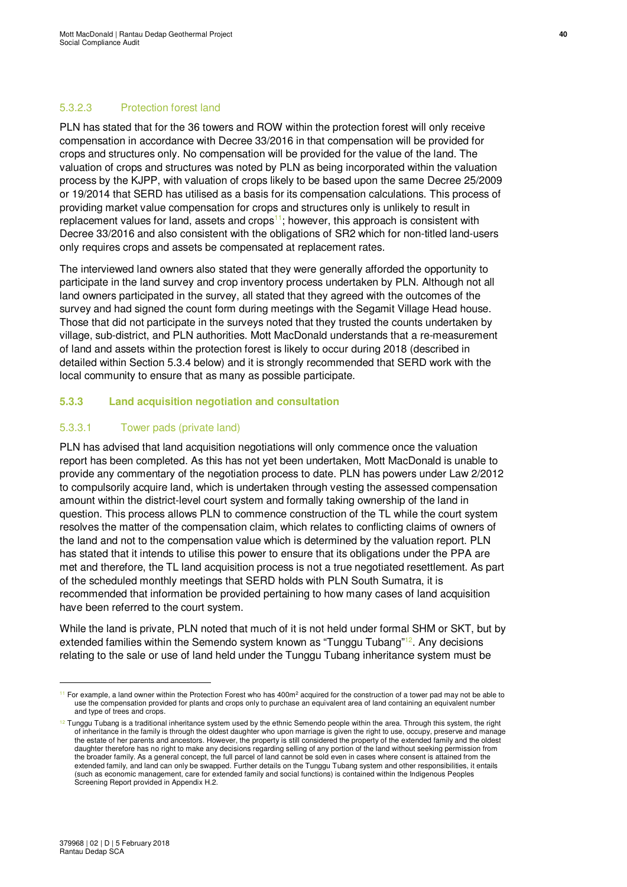#### 5.3.2.3 Protection forest land

PLN has stated that for the 36 towers and ROW within the protection forest will only receive compensation in accordance with Decree 33/2016 in that compensation will be provided for crops and structures only. No compensation will be provided for the value of the land. The valuation of crops and structures was noted by PLN as being incorporated within the valuation process by the KJPP, with valuation of crops likely to be based upon the same Decree 25/2009 or 19/2014 that SERD has utilised as a basis for its compensation calculations. This process of providing market value compensation for crops and structures only is unlikely to result in replacement values for land, assets and crops[11]; however, this approach is consistent with Decree 33/2016 and also consistent with the obligations of SR2 which for non-titled land-users only requires crops and assets be compensated at replacement rates.

The interviewed land owners also stated that they were generally afforded the opportunity to participate in the land survey and crop inventory process undertaken by PLN. Although not all land owners participated in the survey, all stated that they agreed with the outcomes of the survey and had signed the count form during meetings with the Segamit Village Head house. Those that did not participate in the surveys noted that they trusted the counts undertaken by village, sub-district, and PLN authorities. Mott MacDonald understands that a re-measurement of land and assets within the protection forest is likely to occur during 2018 (described in detailed within Section 5.3.4 below) and it is strongly recommended that SERD work with the local community to ensure that as many as possible participate.

### 5.3.3 Land acquisition negotiation and consultation

#### 5.3.3.1 Tower pads (private land)

PLN has advised that land acquisition negotiations will only commence once the valuation report has been completed. As this has not yet been undertaken, Mott MacDonald is unable to provide any commentary of the negotiation process to date. PLN has powers under Law 2/2012 to compulsorily acquire land, which is undertaken through vesting the assessed compensation amount within the district-level court system and formally taking ownership of the land in question. This process allows PLN to commence construction of the TL while the court system resolves the matter of the compensation claim, which relates to conflicting claims of owners of the land and not to the compensation value which is determined by the valuation report. PLN has stated that it intends to utilise this power to ensure that its obligations under the PPA are met and therefore, the TL land acquisition process is not a true negotiated resettlement. As part of the scheduled monthly meetings that SERD holds with PLN South Sumatra, it is recommended that information be provided pertaining to how many cases of land acquisition have been referred to the court system.

While the land is private, PLN noted that much of it is not held under formal SHM or SKT, but by extended families within the Semendo system known as "Tunggu Tubang"[12]. Any decisions relating to the sale or use of land held under the Tunggu Tubang inheritance system must be

---

[11] For example, a land owner within the Protection Forest who has 400m² acquired for the construction of a tower pad may not be able to use the compensation provided for plants and crops only to purchase an equivalent area of land containing an equivalent number and type of trees and crops.

[12] Tunggu Tubang is a traditional inheritance system used by the ethnic Semendo people within the area. Through this system, the right of inheritance in the family is through the oldest daughter who upon marriage is given the right to use, occupy, preserve and manage the estate of her parents and ancestors. However, the property is still considered the property of the extended family and the oldest daughter therefore has no right to make any decisions regarding selling of any portion of the land without seeking permission from the broader family. As a general concept, the full parcel of land cannot be sold even in cases where consent is attained from the extended family, and land can only be swapped. Further details on the Tunggu Tubang system and other responsibilities, it entails (such as economic management, care for extended family and social functions) is contained within the Indigenous Peoples Screening Report provided in Appendix H.2.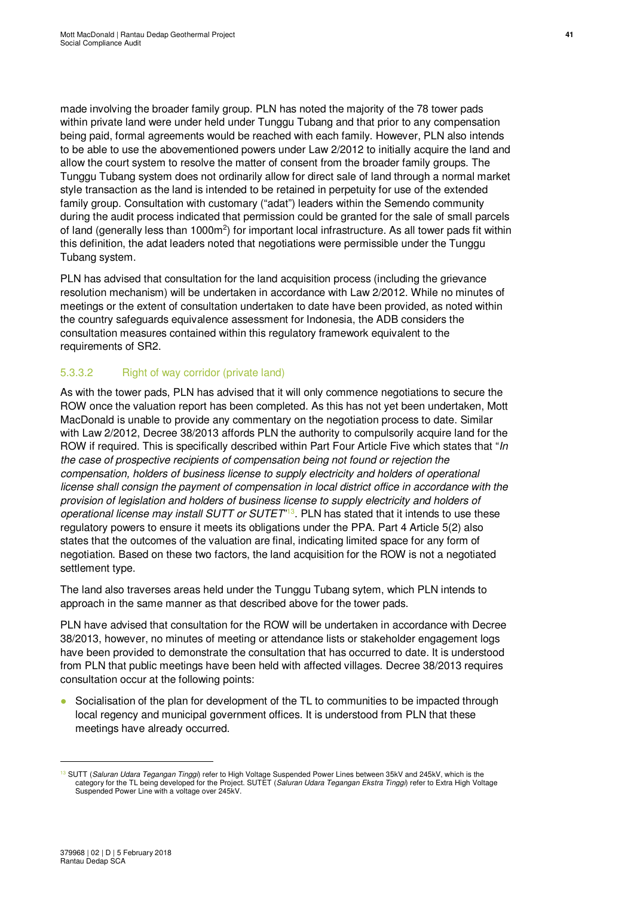made involving the broader family group. PLN has noted the majority of the 78 tower pads within private land were under held under Tunggu Tubang and that prior to any compensation being paid, formal agreements would be reached with each family. However, PLN also intends to be able to use the abovementioned powers under Law 2/2012 to initially acquire the land and allow the court system to resolve the matter of consent from the broader family groups. The Tunggu Tubang system does not ordinarily allow for direct sale of land through a normal market style transaction as the land is intended to be retained in perpetuity for use of the extended family group. Consultation with customary ("adat") leaders within the Semendo community during the audit process indicated that permission could be granted for the sale of small parcels of land (generally less than 1000m$^2$) for important local infrastructure. As all tower pads fit within this definition, the adat leaders noted that negotiations were permissible under the Tunggu Tubang system.

PLN has advised that consultation for the land acquisition process (including the grievance resolution mechanism) will be undertaken in accordance with Law 2/2012. While no minutes of meetings or the extent of consultation undertaken to date have been provided, as noted within the country safeguards equivalence assessment for Indonesia, the ADB considers the consultation measures contained within this regulatory framework equivalent to the requirements of SR2.

#### 5.3.3.2 Right of way corridor (private land)

As with the tower pads, PLN has advised that it will only commence negotiations to secure the ROW once the valuation report has been completed. As this has not yet been undertaken, Mott MacDonald is unable to provide any commentary on the negotiation process to date. Similar with Law 2/2012, Decree 38/2013 affords PLN the authority to compulsorily acquire land for the ROW if required. This is specifically described within Part Four Article Five which states that "*In the case of prospective recipients of compensation being not found or rejection the compensation, holders of business license to supply electricity and holders of operational license shall consign the payment of compensation in local district office in accordance with the provision of legislation and holders of business license to supply electricity and holders of operational license may install SUTT or SUTET*"[13]. PLN has stated that it intends to use these regulatory powers to ensure it meets its obligations under the PPA. Part 4 Article 5(2) also states that the outcomes of the valuation are final, indicating limited space for any form of negotiation. Based on these two factors, the land acquisition for the ROW is not a negotiated settlement type.

The land also traverses areas held under the Tunggu Tubang sytem, which PLN intends to approach in the same manner as that described above for the tower pads.

PLN have advised that consultation for the ROW will be undertaken in accordance with Decree 38/2013, however, no minutes of meeting or attendance lists or stakeholder engagement logs have been provided to demonstrate the consultation that has occurred to date. It is understood from PLN that public meetings have been held with affected villages. Decree 38/2013 requires consultation occur at the following points:

- Socialisation of the plan for development of the TL to communities to be impacted through local regency and municipal government offices. It is understood from PLN that these meetings have already occurred.

[13] SUTT (*Saluran Udara Tegangan Tinggi*) refer to High Voltage Suspended Power Lines between 35kV and 245kV, which is the category for the TL being developed for the Project. SUTET (*Saluran Udara Tegangan Ekstra Tinggi*) refer to Extra High Voltage Suspended Power Line with a voltage over 245kV.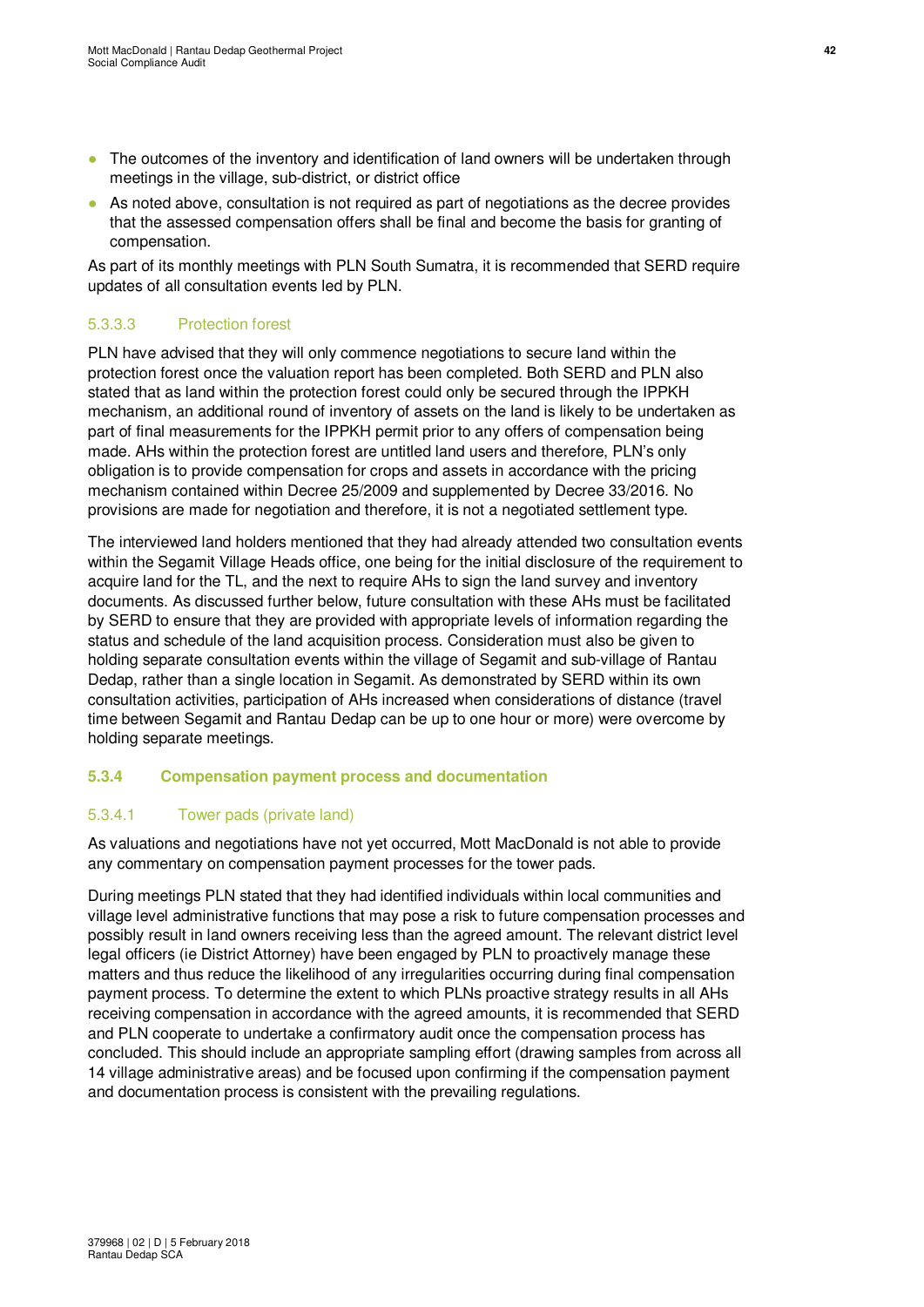- The outcomes of the inventory and identification of land owners will be undertaken through meetings in the village, sub-district, or district office
- As noted above, consultation is not required as part of negotiations as the decree provides that the assessed compensation offers shall be final and become the basis for granting of compensation.

As part of its monthly meetings with PLN South Sumatra, it is recommended that SERD require updates of all consultation events led by PLN.

#### 5.3.3.3 Protection forest

PLN have advised that they will only commence negotiations to secure land within the protection forest once the valuation report has been completed. Both SERD and PLN also stated that as land within the protection forest could only be secured through the IPPKH mechanism, an additional round of inventory of assets on the land is likely to be undertaken as part of final measurements for the IPPKH permit prior to any offers of compensation being made. AHs within the protection forest are untitled land users and therefore, PLN's only obligation is to provide compensation for crops and assets in accordance with the pricing mechanism contained within Decree 25/2009 and supplemented by Decree 33/2016. No provisions are made for negotiation and therefore, it is not a negotiated settlement type.

The interviewed land holders mentioned that they had already attended two consultation events within the Segamit Village Heads office, one being for the initial disclosure of the requirement to acquire land for the TL, and the next to require AHs to sign the land survey and inventory documents. As discussed further below, future consultation with these AHs must be facilitated by SERD to ensure that they are provided with appropriate levels of information regarding the status and schedule of the land acquisition process. Consideration must also be given to holding separate consultation events within the village of Segamit and sub-village of Rantau Dedap, rather than a single location in Segamit. As demonstrated by SERD within its own consultation activities, participation of AHs increased when considerations of distance (travel time between Segamit and Rantau Dedap can be up to one hour or more) were overcome by holding separate meetings.

### 5.3.4 Compensation payment process and documentation

#### 5.3.4.1 Tower pads (private land)

As valuations and negotiations have not yet occurred, Mott MacDonald is not able to provide any commentary on compensation payment processes for the tower pads.

During meetings PLN stated that they had identified individuals within local communities and village level administrative functions that may pose a risk to future compensation processes and possibly result in land owners receiving less than the agreed amount. The relevant district level legal officers (ie District Attorney) have been engaged by PLN to proactively manage these matters and thus reduce the likelihood of any irregularities occurring during final compensation payment process. To determine the extent to which PLNs proactive strategy results in all AHs receiving compensation in accordance with the agreed amounts, it is recommended that SERD and PLN cooperate to undertake a confirmatory audit once the compensation process has concluded. This should include an appropriate sampling effort (drawing samples from across all 14 village administrative areas) and be focused upon confirming if the compensation payment and documentation process is consistent with the prevailing regulations.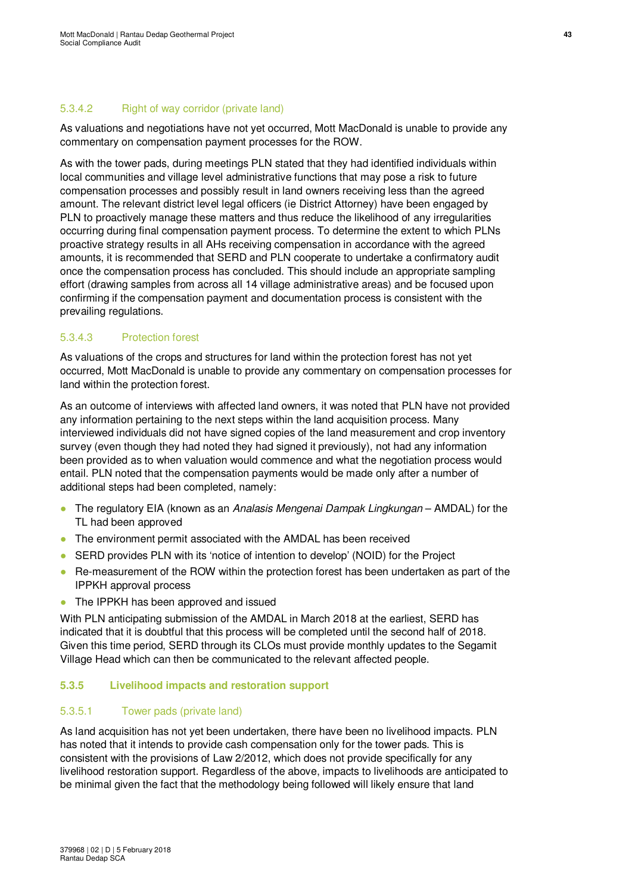#### 5.3.4.2 Right of way corridor (private land)

As valuations and negotiations have not yet occurred, Mott MacDonald is unable to provide any commentary on compensation payment processes for the ROW.

As with the tower pads, during meetings PLN stated that they had identified individuals within local communities and village level administrative functions that may pose a risk to future compensation processes and possibly result in land owners receiving less than the agreed amount. The relevant district level legal officers (ie District Attorney) have been engaged by PLN to proactively manage these matters and thus reduce the likelihood of any irregularities occurring during final compensation payment process. To determine the extent to which PLNs proactive strategy results in all AHs receiving compensation in accordance with the agreed amounts, it is recommended that SERD and PLN cooperate to undertake a confirmatory audit once the compensation process has concluded. This should include an appropriate sampling effort (drawing samples from across all 14 village administrative areas) and be focused upon confirming if the compensation payment and documentation process is consistent with the prevailing regulations.

#### 5.3.4.3 Protection forest

As valuations of the crops and structures for land within the protection forest has not yet occurred, Mott MacDonald is unable to provide any commentary on compensation processes for land within the protection forest.

As an outcome of interviews with affected land owners, it was noted that PLN have not provided any information pertaining to the next steps within the land acquisition process. Many interviewed individuals did not have signed copies of the land measurement and crop inventory survey (even though they had noted they had signed it previously), not had any information been provided as to when valuation would commence and what the negotiation process would entail. PLN noted that the compensation payments would be made only after a number of additional steps had been completed, namely:

- The regulatory EIA (known as an *Analasis Mengenai Dampak Lingkungan* – AMDAL) for the TL had been approved
- The environment permit associated with the AMDAL has been received
- SERD provides PLN with its 'notice of intention to develop' (NOID) for the Project
- Re-measurement of the ROW within the protection forest has been undertaken as part of the IPPKH approval process
- The IPPKH has been approved and issued

With PLN anticipating submission of the AMDAL in March 2018 at the earliest, SERD has indicated that it is doubtful that this process will be completed until the second half of 2018. Given this time period, SERD through its CLOs must provide monthly updates to the Segamit Village Head which can then be communicated to the relevant affected people.

### 5.3.5 Livelihood impacts and restoration support

#### 5.3.5.1 Tower pads (private land)

As land acquisition has not yet been undertaken, there have been no livelihood impacts. PLN has noted that it intends to provide cash compensation only for the tower pads. This is consistent with the provisions of Law 2/2012, which does not provide specifically for any livelihood restoration support. Regardless of the above, impacts to livelihoods are anticipated to be minimal given the fact that the methodology being followed will likely ensure that land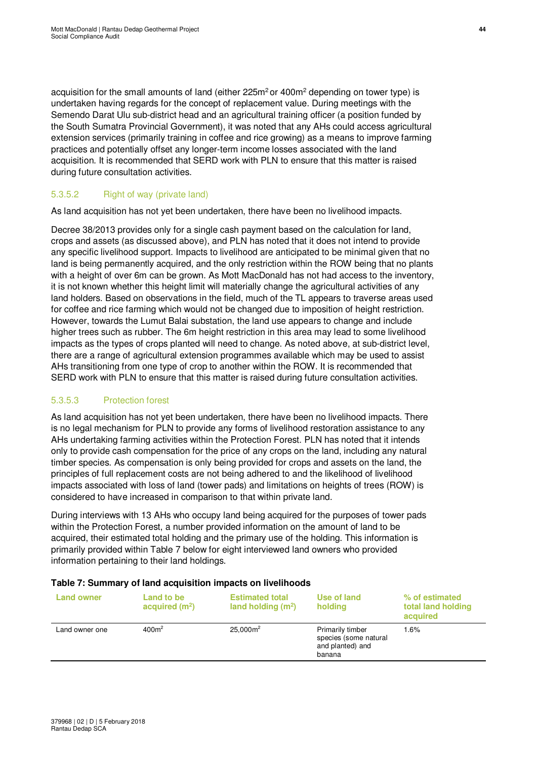acquisition for the small amounts of land (either $225m^2$ or $400m^2$ depending on tower type) is undertaken having regards for the concept of replacement value. During meetings with the Semendo Darat Ulu sub-district head and an agricultural training officer (a position funded by the South Sumatra Provincial Government), it was noted that any AHs could access agricultural extension services (primarily training in coffee and rice growing) as a means to improve farming practices and potentially offset any longer-term income losses associated with the land acquisition. It is recommended that SERD work with PLN to ensure that this matter is raised during future consultation activities.

#### 5.3.5.2 Right of way (private land)

As land acquisition has not yet been undertaken, there have been no livelihood impacts.

Decree 38/2013 provides only for a single cash payment based on the calculation for land, crops and assets (as discussed above), and PLN has noted that it does not intend to provide any specific livelihood support. Impacts to livelihood are anticipated to be minimal given that no land is being permanently acquired, and the only restriction within the ROW being that no plants with a height of over 6m can be grown. As Mott MacDonald has not had access to the inventory, it is not known whether this height limit will materially change the agricultural activities of any land holders. Based on observations in the field, much of the TL appears to traverse areas used for coffee and rice farming which would not be changed due to imposition of height restriction. However, towards the Lumut Balai substation, the land use appears to change and include higher trees such as rubber. The 6m height restriction in this area may lead to some livelihood impacts as the types of crops planted will need to change. As noted above, at sub-district level, there are a range of agricultural extension programmes available which may be used to assist AHs transitioning from one type of crop to another within the ROW. It is recommended that SERD work with PLN to ensure that this matter is raised during future consultation activities.

#### 5.3.5.3 Protection forest

As land acquisition has not yet been undertaken, there have been no livelihood impacts. There is no legal mechanism for PLN to provide any forms of livelihood restoration assistance to any AHs undertaking farming activities within the Protection Forest. PLN has noted that it intends only to provide cash compensation for the price of any crops on the land, including any natural timber species. As compensation is only being provided for crops and assets on the land, the principles of full replacement costs are not being adhered to and the likelihood of livelihood impacts associated with loss of land (tower pads) and limitations on heights of trees (ROW) is considered to have increased in comparison to that within private land.

During interviews with 13 AHs who occupy land being acquired for the purposes of tower pads within the Protection Forest, a number provided information on the amount of land to be acquired, their estimated total holding and the primary use of the holding. This information is primarily provided within Table 7 below for eight interviewed land owners who provided information pertaining to their land holdings.

**Table 7: Summary of land acquisition impacts on livelihoods**

| Land owner | Land to be acquired ($m^2$) | Estimated total land holding ($m^2$) | Use of land holding | % of estimated total land holding acquired |
|---|---|---|---|---|
| Land owner one | $400m^2$ | $25,000m^2$ | Primarily timber species (some natural and planted) and banana | 1.6% |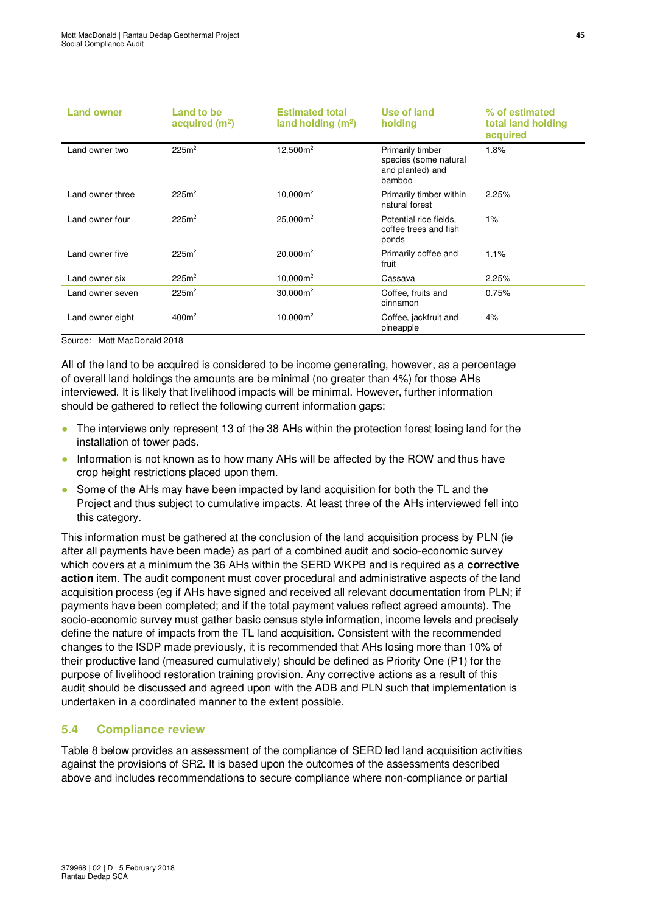| Land owner | Land to be acquired ($m^2$) | Estimated total land holding ($m^2$) | Use of land holding | % of estimated total land holding acquired |
|---|---|---|---|---|
| Land owner two | 225$m^2$ | 12,500$m^2$ | Primarily timber species (some natural and planted) and bamboo | 1.8% |
| Land owner three | 225$m^2$ | 10,000$m^2$ | Primarily timber within natural forest | 2.25% |
| Land owner four | 225$m^2$ | 25,000$m^2$ | Potential rice fields, coffee trees and fish ponds | 1% |
| Land owner five | 225$m^2$ | 20,000$m^2$ | Primarily coffee and fruit | 1.1% |
| Land owner six | 225$m^2$ | 10,000$m^2$ | Cassava | 2.25% |
| Land owner seven | 225$m^2$ | 30,000$m^2$ | Coffee, fruits and cinnamon | 0.75% |
| Land owner eight | 400$m^2$ | 10.000$m^2$ | Coffee, jackfruit and pineapple | 4% |

Source: Mott MacDonald 2018

All of the land to be acquired is considered to be income generating, however, as a percentage of overall land holdings the amounts are be minimal (no greater than 4%) for those AHs interviewed. It is likely that livelihood impacts will be minimal. However, further information should be gathered to reflect the following current information gaps:

- The interviews only represent 13 of the 38 AHs within the protection forest losing land for the installation of tower pads.
- Information is not known as to how many AHs will be affected by the ROW and thus have crop height restrictions placed upon them.
- Some of the AHs may have been impacted by land acquisition for both the TL and the Project and thus subject to cumulative impacts. At least three of the AHs interviewed fell into this category.

This information must be gathered at the conclusion of the land acquisition process by PLN (ie after all payments have been made) as part of a combined audit and socio-economic survey which covers at a minimum the 36 AHs within the SERD WKPB and is required as a **corrective action** item. The audit component must cover procedural and administrative aspects of the land acquisition process (eg if AHs have signed and received all relevant documentation from PLN; if payments have been completed; and if the total payment values reflect agreed amounts). The socio-economic survey must gather basic census style information, income levels and precisely define the nature of impacts from the TL land acquisition. Consistent with the recommended changes to the ISDP made previously, it is recommended that AHs losing more than 10% of their productive land (measured cumulatively) should be defined as Priority One (P1) for the purpose of livelihood restoration training provision. Any corrective actions as a result of this audit should be discussed and agreed upon with the ADB and PLN such that implementation is undertaken in a coordinated manner to the extent possible.

## 5.4 Compliance review

Table 8 below provides an assessment of the compliance of SERD led land acquisition activities against the provisions of SR2. It is based upon the outcomes of the assessments described above and includes recommendations to secure compliance where non-compliance or partial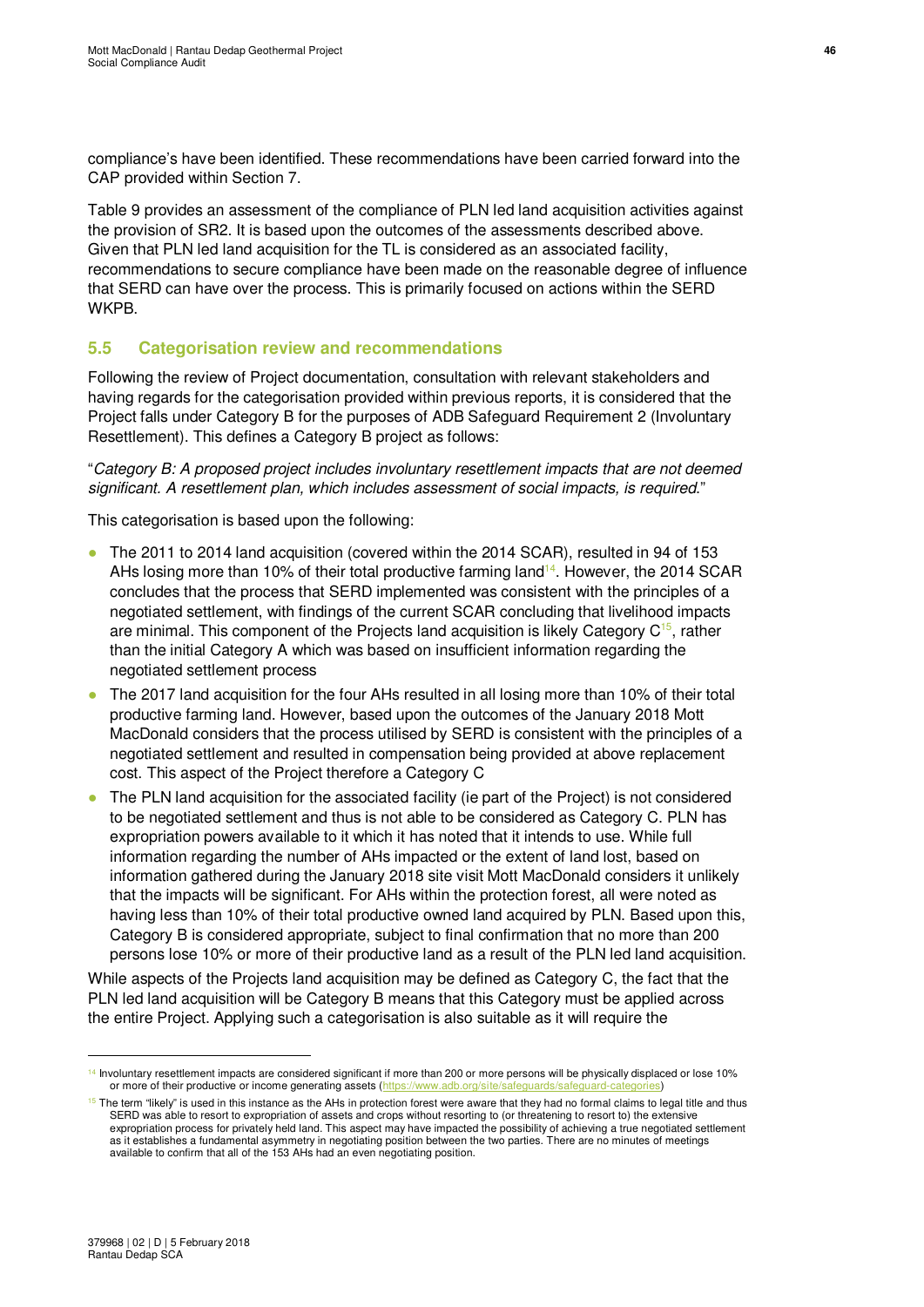compliance's have been identified. These recommendations have been carried forward into the CAP provided within Section 7.

Table 9 provides an assessment of the compliance of PLN led land acquisition activities against the provision of SR2. It is based upon the outcomes of the assessments described above. Given that PLN led land acquisition for the TL is considered as an associated facility, recommendations to secure compliance have been made on the reasonable degree of influence that SERD can have over the process. This is primarily focused on actions within the SERD WKPB.

## 5.5 Categorisation review and recommendations

Following the review of Project documentation, consultation with relevant stakeholders and having regards for the categorisation provided within previous reports, it is considered that the Project falls under Category B for the purposes of ADB Safeguard Requirement 2 (Involuntary Resettlement). This defines a Category B project as follows:

"*Category B: A proposed project includes involuntary resettlement impacts that are not deemed significant. A resettlement plan, which includes assessment of social impacts, is required.*"

This categorisation is based upon the following:

- The 2011 to 2014 land acquisition (covered within the 2014 SCAR), resulted in 94 of 153 AHs losing more than 10% of their total productive farming land[14]. However, the 2014 SCAR concludes that the process that SERD implemented was consistent with the principles of a negotiated settlement, with findings of the current SCAR concluding that livelihood impacts are minimal. This component of the Projects land acquisition is likely Category C[15], rather than the initial Category A which was based on insufficient information regarding the negotiated settlement process
- The 2017 land acquisition for the four AHs resulted in all losing more than 10% of their total productive farming land. However, based upon the outcomes of the January 2018 Mott MacDonald considers that the process utilised by SERD is consistent with the principles of a negotiated settlement and resulted in compensation being provided at above replacement cost. This aspect of the Project therefore a Category C
- The PLN land acquisition for the associated facility (ie part of the Project) is not considered to be negotiated settlement and thus is not able to be considered as Category C. PLN has expropriation powers available to it which it has noted that it intends to use. While full information regarding the number of AHs impacted or the extent of land lost, based on information gathered during the January 2018 site visit Mott MacDonald considers it unlikely that the impacts will be significant. For AHs within the protection forest, all were noted as having less than 10% of their total productive owned land acquired by PLN. Based upon this, Category B is considered appropriate, subject to final confirmation that no more than 200 persons lose 10% or more of their productive land as a result of the PLN led land acquisition.

While aspects of the Projects land acquisition may be defined as Category C, the fact that the PLN led land acquisition will be Category B means that this Category must be applied across the entire Project. Applying such a categorisation is also suitable as it will require the

[14] Involuntary resettlement impacts are considered significant if more than 200 or more persons will be physically displaced or lose 10% or more of their productive or income generating assets (https://www.adb.org/site/safeguards/safeguard-categories)

[15] The term "likely" is used in this instance as the AHs in protection forest were aware that they had no formal claims to legal title and thus SERD was able to resort to expropriation of assets and crops without resorting to (or threatening to resort to) the extensive expropriation process for privately held land. This aspect may have impacted the possibility of achieving a true negotiated settlement as it establishes a fundamental asymmetry in negotiating position between the two parties. There are no minutes of meetings available to confirm that all of the 153 AHs had an even negotiating position.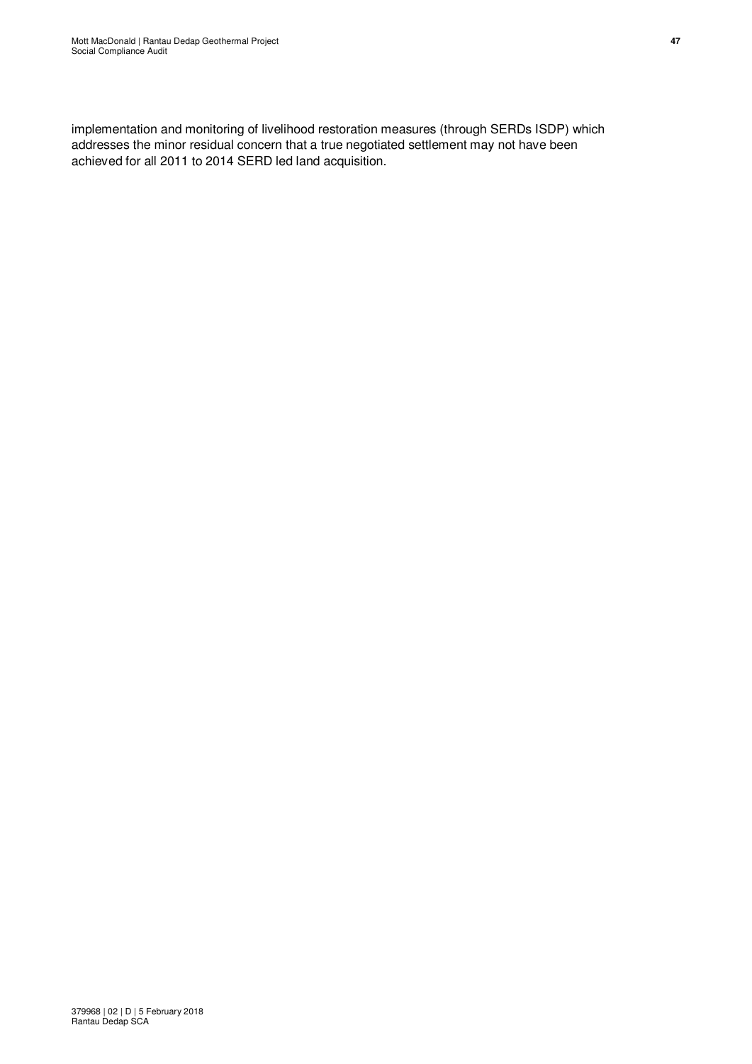implementation and monitoring of livelihood restoration measures (through SERDs ISDP) which addresses the minor residual concern that a true negotiated settlement may not have been achieved for all 2011 to 2014 SERD led land acquisition.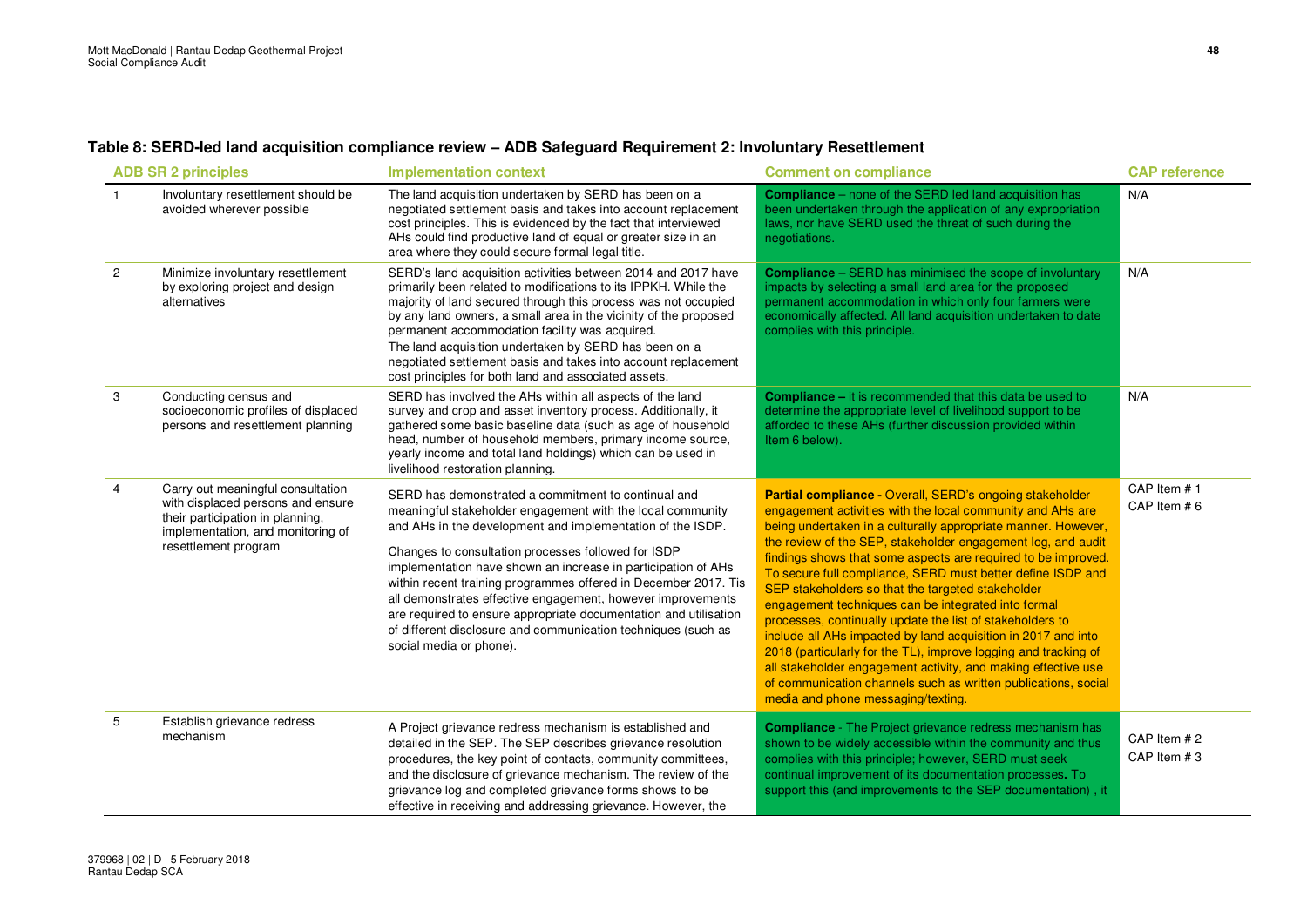### Table 8: SERD-led land acquisition compliance review – ADB Safeguard Requirement 2: Involuntary Resettlement

| | ADB SR 2 principles | Implementation context | Comment on compliance | CAP reference |
|---|---|---|---|---|
| 1 | Involuntary resettlement should be avoided wherever possible | The land acquisition undertaken by SERD has been on a negotiated settlement basis and takes into account replacement cost principles. This is evidenced by the fact that interviewed AHs could find productive land of equal or greater size in an area where they could secure formal legal title. | **Compliance** – none of the SERD led land acquisition has been undertaken through the application of any expropriation laws, nor have SERD used the threat of such during the negotiations. | N/A |
| 2 | Minimize involuntary resettlement by exploring project and design alternatives | SERD's land acquisition activities between 2014 and 2017 have primarily been related to modifications to its IPPKH. While the majority of land secured through this process was not occupied by any land owners, a small area in the vicinity of the proposed permanent accommodation facility was acquired.<br>The land acquisition undertaken by SERD has been on a negotiated settlement basis and takes into account replacement cost principles for both land and associated assets. | **Compliance** – SERD has minimised the scope of involuntary impacts by selecting a small land area for the proposed permanent accommodation in which only four farmers were economically affected. All land acquisition undertaken to date complies with this principle. | N/A |
| 3 | Conducting census and socioeconomic profiles of displaced persons and resettlement planning | SERD has involved the AHs within all aspects of the land survey and crop and asset inventory process. Additionally, it gathered some basic baseline data (such as age of household head, number of household members, primary income source, yearly income and total land holdings) which can be used in livelihood restoration planning. | **Compliance –** it is recommended that this data be used to determine the appropriate level of livelihood support to be afforded to these AHs (further discussion provided within Item 6 below). | N/A |
| 4 | Carry out meaningful consultation with displaced persons and ensure their participation in planning, implementation, and monitoring of resettlement program | SERD has demonstrated a commitment to continual and meaningful stakeholder engagement with the local community and AHs in the development and implementation of the ISDP.<br>Changes to consultation processes followed for ISDP implementation have shown an increase in participation of AHs within recent training programmes offered in December 2017. Tis all demonstrates effective engagement, however improvements are required to ensure appropriate documentation and utilisation of different disclosure and communication techniques (such as social media or phone). | **Partial compliance -** Overall, SERD's ongoing stakeholder engagement activities with the local community and AHs are being undertaken in a culturally appropriate manner. However, the review of the SEP, stakeholder engagement log, and audit findings shows that some aspects are required to be improved. To secure full compliance, SERD must better define ISDP and SEP stakeholders so that the targeted stakeholder engagement techniques can be integrated into formal processes, continually update the list of stakeholders to include all AHs impacted by land acquisition in 2017 and into 2018 (particularly for the TL), improve logging and tracking of all stakeholder engagement activity, and making effective use of communication channels such as written publications, social media and phone messaging/texting. | CAP Item # 1<br>CAP Item # 6 |
| 5 | Establish grievance redress mechanism | A Project grievance redress mechanism is established and detailed in the SEP. The SEP describes grievance resolution procedures, the key point of contacts, community committees, and the disclosure of grievance mechanism. The review of the grievance log and completed grievance forms shows to be effective in receiving and addressing grievance. However, the | **Compliance** - The Project grievance redress mechanism has shown to be widely accessible within the community and thus complies with this principle; however, SERD must seek continual improvement of its documentation processes**.** To support this (and improvements to the SEP documentation) , it | CAP Item # 2<br>CAP Item # 3 |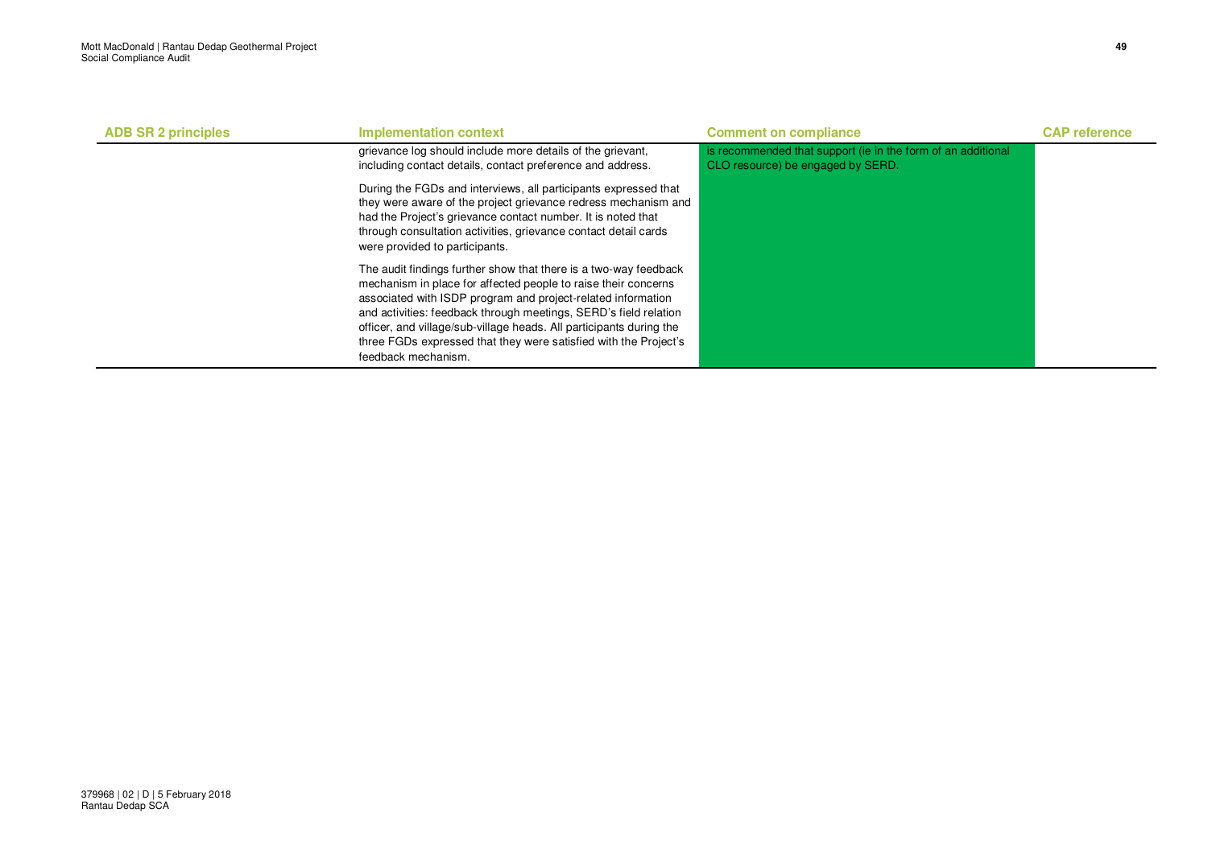| ADB SR 2 principles | Implementation context | Comment on compliance | CAP reference |
|---|---|---|---|
| | grievance log should include more details of the grievant, including contact details, contact preference and address.<br><br>During the FGDs and interviews, all participants expressed that they were aware of the project grievance redress mechanism and had the Project's grievance contact number. It is noted that through consultation activities, grievance contact detail cards were provided to participants.<br><br>The audit findings further show that there is a two-way feedback mechanism in place for affected people to raise their concerns associated with ISDP program and project-related information and activities: feedback through meetings, SERD's field relation officer, and village/sub-village heads. All participants during the three FGDs expressed that they were satisfied with the Project's feedback mechanism. | is recommended that support (ie in the form of an additional CLO resource) be engaged by SERD. | |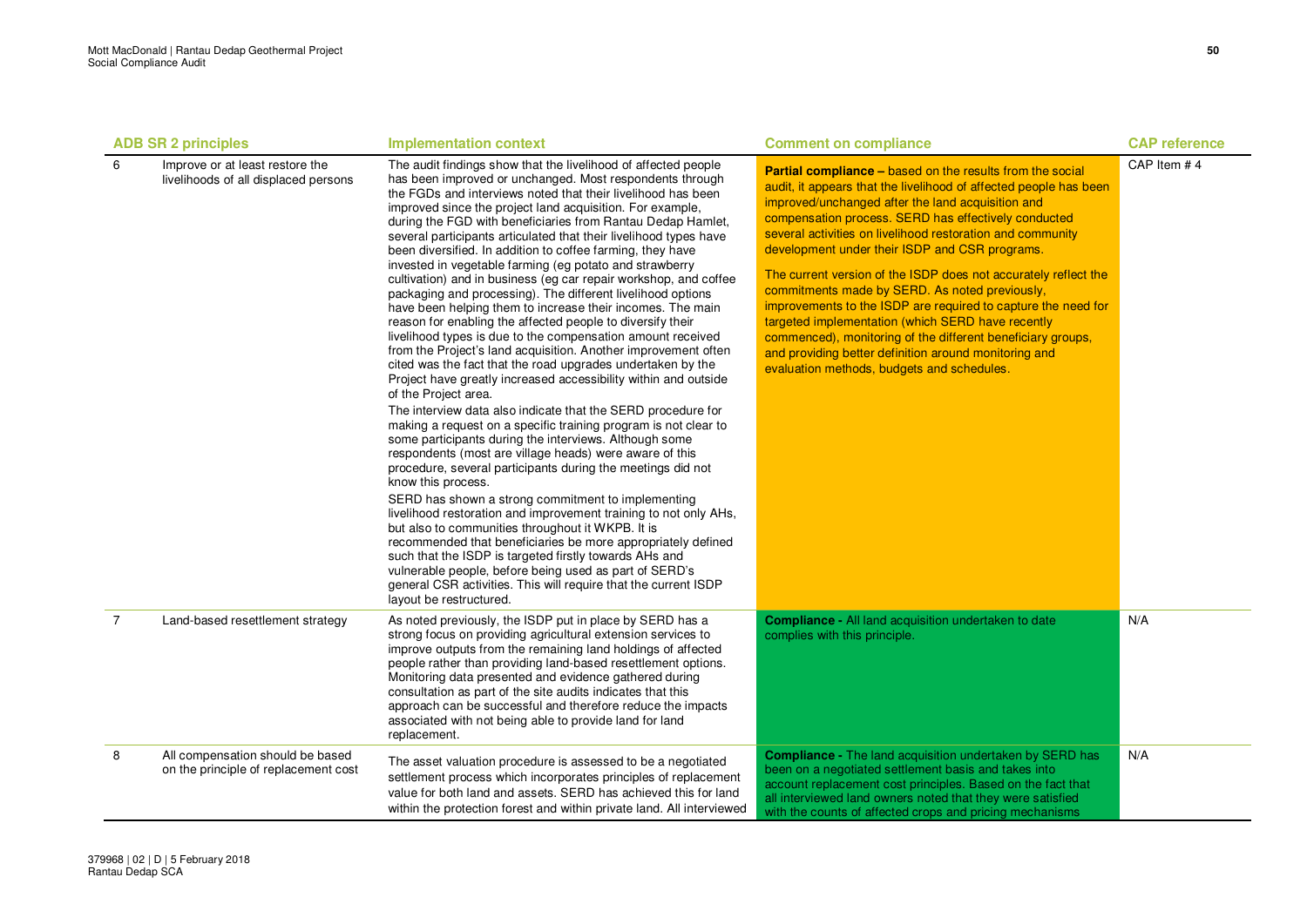| | ADB SR 2 principles | Implementation context | Comment on compliance | CAP reference |
|---|---|---|---|---|
| 6 | Improve or at least restore the livelihoods of all displaced persons | The audit findings show that the livelihood of affected people has been improved or unchanged. Most respondents through the FGDs and interviews noted that their livelihood has been improved since the project land acquisition. For example, during the FGD with beneficiaries from Rantau Dedap Hamlet, several participants articulated that their livelihood types have been diversified. In addition to coffee farming, they have invested in vegetable farming (eg potato and strawberry cultivation) and in business (eg car repair workshop, and coffee packaging and processing). The different livelihood options have been helping them to increase their incomes. The main reason for enabling the affected people to diversify their livelihood types is due to the compensation amount received from the Project's land acquisition. Another improvement often cited was the fact that the road upgrades undertaken by the Project have greatly increased accessibility within and outside of the Project area.<br><br>The interview data also indicate that the SERD procedure for making a request on a specific training program is not clear to some participants during the interviews. Although some respondents (most are village heads) were aware of this procedure, several participants during the meetings did not know this process.<br><br>SERD has shown a strong commitment to implementing livelihood restoration and improvement training to not only AHs, but also to communities throughout it WKPB. It is recommended that beneficiaries be more appropriately defined such that the ISDP is targeted firstly towards AHs and vulnerable people, before being used as part of SERD's general CSR activities. This will require that the current ISDP layout be restructured. | **Partial compliance –** based on the results from the social audit, it appears that the livelihood of affected people has been improved/unchanged after the land acquisition and compensation process. SERD has effectively conducted several activities on livelihood restoration and community development under their ISDP and CSR programs.<br><br>The current version of the ISDP does not accurately reflect the commitments made by SERD. As noted previously, improvements to the ISDP are required to capture the need for targeted implementation (which SERD have recently commenced), monitoring of the different beneficiary groups, and providing better definition around monitoring and evaluation methods, budgets and schedules. | CAP Item # 4 |
| 7 | Land-based resettlement strategy | As noted previously, the ISDP put in place by SERD has a strong focus on providing agricultural extension services to improve outputs from the remaining land holdings of affected people rather than providing land-based resettlement options. Monitoring data presented and evidence gathered during consultation as part of the site audits indicates that this approach can be successful and therefore reduce the impacts associated with not being able to provide land for land replacement. | **Compliance -** All land acquisition undertaken to date complies with this principle. | N/A |
| 8 | All compensation should be based on the principle of replacement cost | The asset valuation procedure is assessed to be a negotiated settlement process which incorporates principles of replacement value for both land and assets. SERD has achieved this for land within the protection forest and within private land. All interviewed | **Compliance -** The land acquisition undertaken by SERD has been on a negotiated settlement basis and takes into account replacement cost principles. Based on the fact that all interviewed land owners noted that they were satisfied with the counts of affected crops and pricing mechanisms | N/A |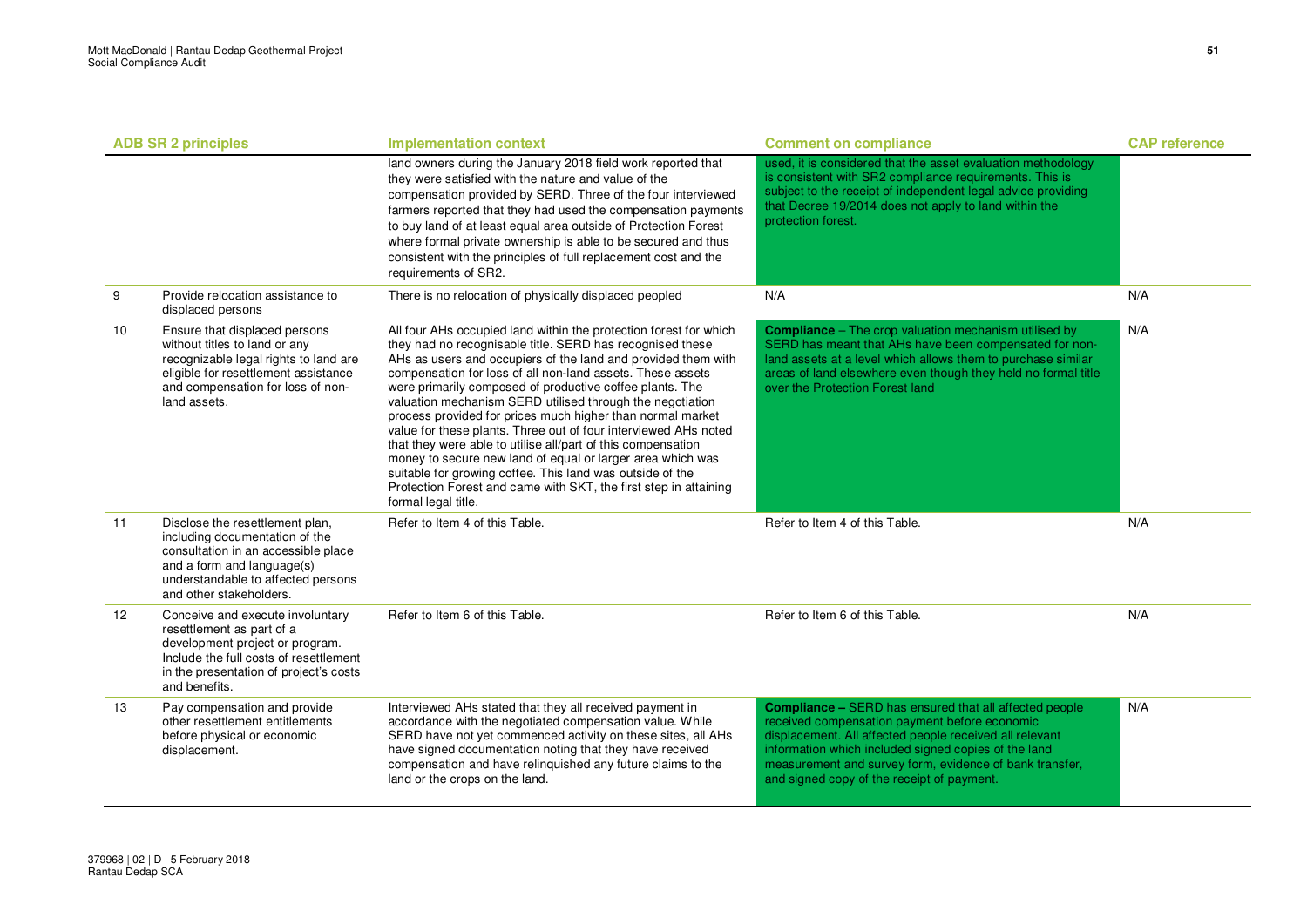| | ADB SR 2 principles | Implementation context | Comment on compliance | CAP reference |
|---|---|---|---|---|
| | | land owners during the January 2018 field work reported that they were satisfied with the nature and value of the compensation provided by SERD. Three of the four interviewed farmers reported that they had used the compensation payments to buy land of at least equal area outside of Protection Forest where formal private ownership is able to be secured and thus consistent with the principles of full replacement cost and the requirements of SR2. | used, it is considered that the asset evaluation methodology is consistent with SR2 compliance requirements. This is subject to the receipt of independent legal advice providing that Decree 19/2014 does not apply to land within the protection forest. | |
| 9 | Provide relocation assistance to displaced persons | There is no relocation of physically displaced peopled | N/A | N/A |
| 10 | Ensure that displaced persons without titles to land or any recognizable legal rights to land are eligible for resettlement assistance and compensation for loss of non-land assets. | All four AHs occupied land within the protection forest for which they had no recognisable title. SERD has recognised these AHs as users and occupiers of the land and provided them with compensation for loss of all non-land assets. These assets were primarily composed of productive coffee plants. The valuation mechanism SERD utilised through the negotiation process provided for prices much higher than normal market value for these plants. Three out of four interviewed AHs noted that they were able to utilise all/part of this compensation money to secure new land of equal or larger area which was suitable for growing coffee. This land was outside of the Protection Forest and came with SKT, the first step in attaining formal legal title. | **Compliance** – The crop valuation mechanism utilised by SERD has meant that AHs have been compensated for non-land assets at a level which allows them to purchase similar areas of land elsewhere even though they held no formal title over the Protection Forest land | N/A |
| 11 | Disclose the resettlement plan, including documentation of the consultation in an accessible place and a form and language(s) understandable to affected persons and other stakeholders. | Refer to Item 4 of this Table. | Refer to Item 4 of this Table. | N/A |
| 12 | Conceive and execute involuntary resettlement as part of a development project or program. Include the full costs of resettlement in the presentation of project's costs and benefits. | Refer to Item 6 of this Table. | Refer to Item 6 of this Table. | N/A |
| 13 | Pay compensation and provide other resettlement entitlements before physical or economic displacement. | Interviewed AHs stated that they all received payment in accordance with the negotiated compensation value. While SERD have not yet commenced activity on these sites, all AHs have signed documentation noting that they have received compensation and have relinquished any future claims to the land or the crops on the land. | **Compliance –** SERD has ensured that all affected people received compensation payment before economic displacement. All affected people received all relevant information which included signed copies of the land measurement and survey form, evidence of bank transfer, and signed copy of the receipt of payment. | N/A |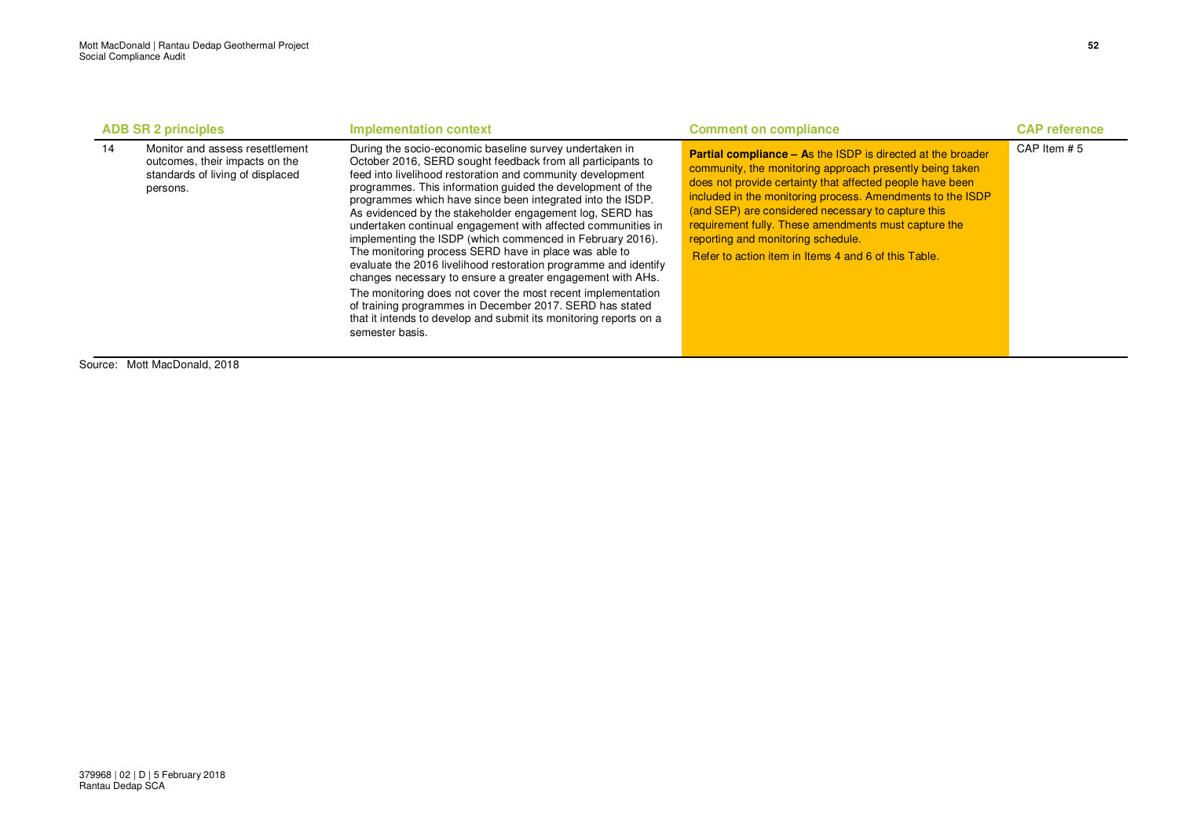| | ADB SR 2 principles | Implementation context | Comment on compliance | CAP reference |
|---|---|---|---|---|
| 14 | Monitor and assess resettlement outcomes, their impacts on the standards of living of displaced persons. | During the socio-economic baseline survey undertaken in October 2016, SERD sought feedback from all participants to feed into livelihood restoration and community development programmes. This information guided the development of the programmes which have since been integrated into the ISDP. As evidenced by the stakeholder engagement log, SERD has undertaken continual engagement with affected communities in implementing the ISDP (which commenced in February 2016). The monitoring process SERD have in place was able to evaluate the 2016 livelihood restoration programme and identify changes necessary to ensure a greater engagement with AHs.<br>The monitoring does not cover the most recent implementation of training programmes in December 2017. SERD has stated that it intends to develop and submit its monitoring reports on a semester basis. | **Partial compliance – A**s the ISDP is directed at the broader community, the monitoring approach presently being taken does not provide certainty that affected people have been included in the monitoring process. Amendments to the ISDP (and SEP) are considered necessary to capture this requirement fully. These amendments must capture the reporting and monitoring schedule.<br>Refer to action item in Items 4 and 6 of this Table. | CAP Item # 5 |

Source: Mott MacDonald, 2018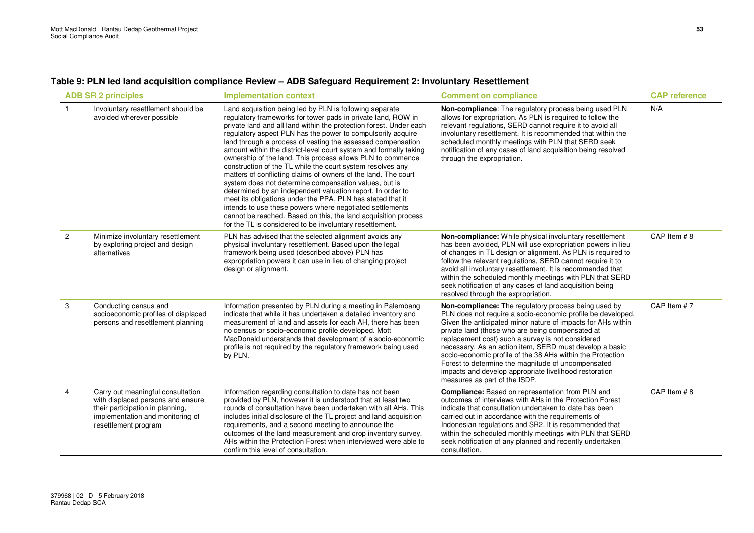**Table 9: PLN led land acquisition compliance Review – ADB Safeguard Requirement 2: Involuntary Resettlement**

| | ADB SR 2 principles | Implementation context | Comment on compliance | CAP reference |
|---|---|---|---|---|
| 1 | Involuntary resettlement should be avoided wherever possible | Land acquisition being led by PLN is following separate regulatory frameworks for tower pads in private land, ROW in private land and all land within the protection forest. Under each regulatory aspect PLN has the power to compulsorily acquire land through a process of vesting the assessed compensation amount within the district-level court system and formally taking ownership of the land. This process allows PLN to commence construction of the TL while the court system resolves any matters of conflicting claims of owners of the land. The court system does not determine compensation values, but is determined by an independent valuation report. In order to meet its obligations under the PPA, PLN has stated that it intends to use these powers where negotiated settlements cannot be reached. Based on this, the land acquisition process for the TL is considered to be involuntary resettlement. | **Non-compliance**: The regulatory process being used PLN allows for expropriation. As PLN is required to follow the relevant regulations, SERD cannot require it to avoid all involuntary resettlement. It is recommended that within the scheduled monthly meetings with PLN that SERD seek notification of any cases of land acquisition being resolved through the expropriation. | N/A |
| 2 | Minimize involuntary resettlement by exploring project and design alternatives | PLN has advised that the selected alignment avoids any physical involuntary resettlement. Based upon the legal framework being used (described above) PLN has expropriation powers it can use in lieu of changing project design or alignment. | **Non-compliance:** While physical involuntary resettlement has been avoided, PLN will use expropriation powers in lieu of changes in TL design or alignment. As PLN is required to follow the relevant regulations, SERD cannot require it to avoid all involuntary resettlement. It is recommended that within the scheduled monthly meetings with PLN that SERD seek notification of any cases of land acquisition being resolved through the expropriation. | CAP Item # 8 |
| 3 | Conducting census and socioeconomic profiles of displaced persons and resettlement planning | Information presented by PLN during a meeting in Palembang indicate that while it has undertaken a detailed inventory and measurement of land and assets for each AH, there has been no census or socio-economic profile developed. Mott MacDonald understands that development of a socio-economic profile is not required by the regulatory framework being used by PLN. | **Non-compliance:** The regulatory process being used by PLN does not require a socio-economic profile be developed. Given the anticipated minor nature of impacts for AHs within private land (those who are being compensated at replacement cost) such a survey is not considered necessary. As an action item, SERD must develop a basic socio-economic profile of the 38 AHs within the Protection Forest to determine the magnitude of uncompensated impacts and develop appropriate livelihood restoration measures as part of the ISDP. | CAP Item # 7 |
| 4 | Carry out meaningful consultation with displaced persons and ensure their participation in planning, implementation and monitoring of resettlement program | Information regarding consultation to date has not been provided by PLN, however it is understood that at least two rounds of consultation have been undertaken with all AHs. This includes initial disclosure of the TL project and land acquisition requirements, and a second meeting to announce the outcomes of the land measurement and crop inventory survey. AHs within the Protection Forest when interviewed were able to confirm this level of consultation. | **Compliance:** Based on representation from PLN and outcomes of interviews with AHs in the Protection Forest indicate that consultation undertaken to date has been carried out in accordance with the requirements of Indonesian regulations and SR2. It is recommended that within the scheduled monthly meetings with PLN that SERD seek notification of any planned and recently undertaken consultation. | CAP Item # 8 |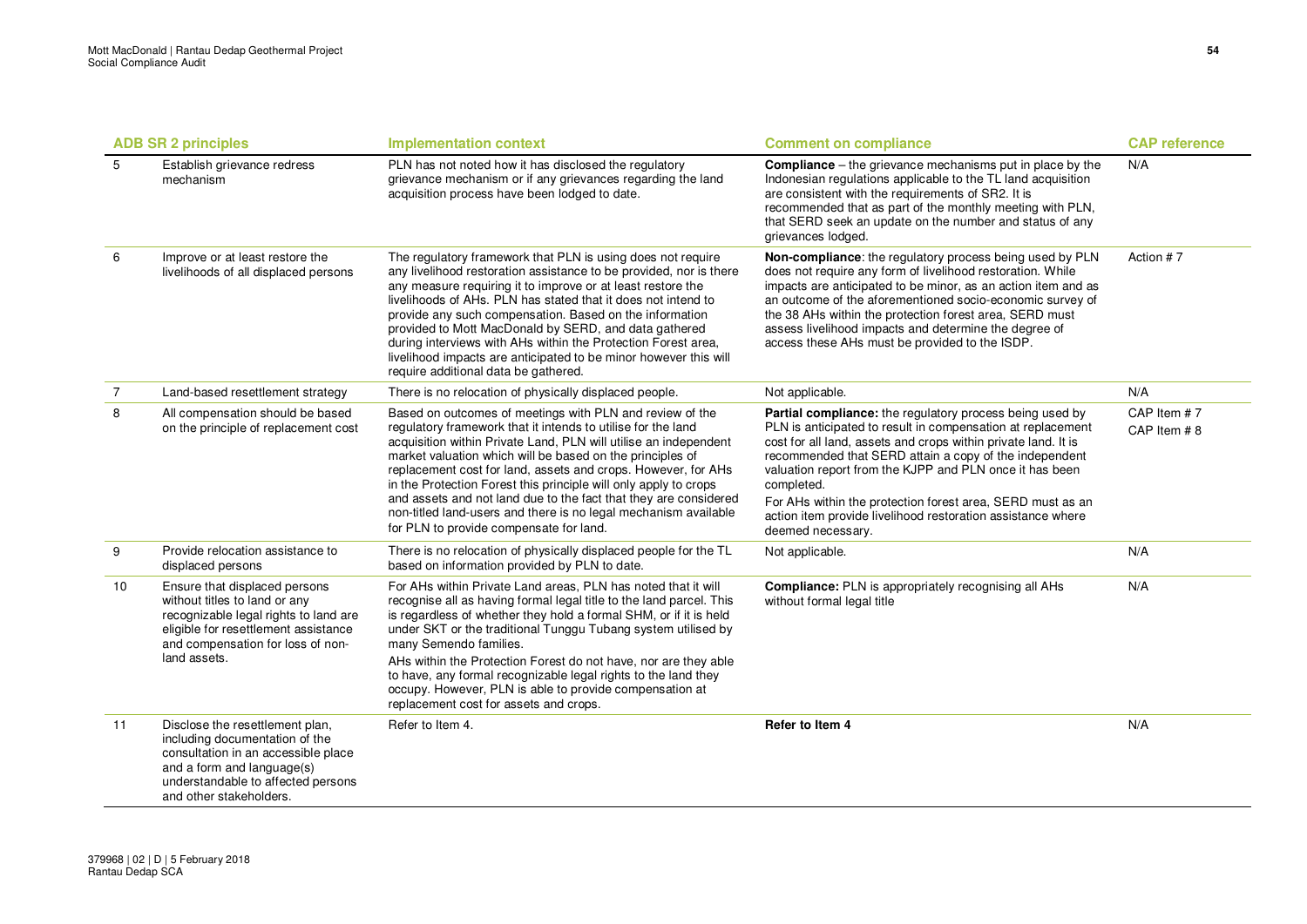| | ADB SR 2 principles | Implementation context | Comment on compliance | CAP reference |
|---|---|---|---|---|
| 5 | Establish grievance redress mechanism | PLN has not noted how it has disclosed the regulatory grievance mechanism or if any grievances regarding the land acquisition process have been lodged to date. | **Compliance** – the grievance mechanisms put in place by the Indonesian regulations applicable to the TL land acquisition are consistent with the requirements of SR2. It is recommended that as part of the monthly meeting with PLN, that SERD seek an update on the number and status of any grievances lodged. | N/A |
| 6 | Improve or at least restore the livelihoods of all displaced persons | The regulatory framework that PLN is using does not require any livelihood restoration assistance to be provided, nor is there any measure requiring it to improve or at least restore the livelihoods of AHs. PLN has stated that it does not intend to provide any such compensation. Based on the information provided to Mott MacDonald by SERD, and data gathered during interviews with AHs within the Protection Forest area, livelihood impacts are anticipated to be minor however this will require additional data be gathered. | **Non-compliance**: the regulatory process being used by PLN does not require any form of livelihood restoration. While impacts are anticipated to be minor, as an action item and as an outcome of the aforementioned socio-economic survey of the 38 AHs within the protection forest area, SERD must assess livelihood impacts and determine the degree of access these AHs must be provided to the ISDP. | Action # 7 |
| 7 | Land-based resettlement strategy | There is no relocation of physically displaced people. | Not applicable. | N/A |
| 8 | All compensation should be based on the principle of replacement cost | Based on outcomes of meetings with PLN and review of the regulatory framework that it intends to utilise for the land acquisition within Private Land, PLN will utilise an independent market valuation which will be based on the principles of replacement cost for land, assets and crops. However, for AHs in the Protection Forest this principle will only apply to crops and assets and not land due to the fact that they are considered non-titled land-users and there is no legal mechanism available for PLN to provide compensate for land. | **Partial compliance:** the regulatory process being used by PLN is anticipated to result in compensation at replacement cost for all land, assets and crops within private land. It is recommended that SERD attain a copy of the independent valuation report from the KJPP and PLN once it has been completed.<br><br>For AHs within the protection forest area, SERD must as an action item provide livelihood restoration assistance where deemed necessary. | CAP Item # 7<br>CAP Item # 8 |
| 9 | Provide relocation assistance to displaced persons | There is no relocation of physically displaced people for the TL based on information provided by PLN to date. | Not applicable. | N/A |
| 10 | Ensure that displaced persons without titles to land or any recognizable legal rights to land are eligible for resettlement assistance and compensation for loss of non-land assets. | For AHs within Private Land areas, PLN has noted that it will recognise all as having formal legal title to the land parcel. This is regardless of whether they hold a formal SHM, or if it is held under SKT or the traditional Tunggu Tubang system utilised by many Semendo families.<br><br>AHs within the Protection Forest do not have, nor are they able to have, any formal recognizable legal rights to the land they occupy. However, PLN is able to provide compensation at replacement cost for assets and crops. | **Compliance:** PLN is appropriately recognising all AHs without formal legal title | N/A |
| 11 | Disclose the resettlement plan, including documentation of the consultation in an accessible place and a form and language(s) understandable to affected persons and other stakeholders. | Refer to Item 4. | **Refer to Item 4** | N/A |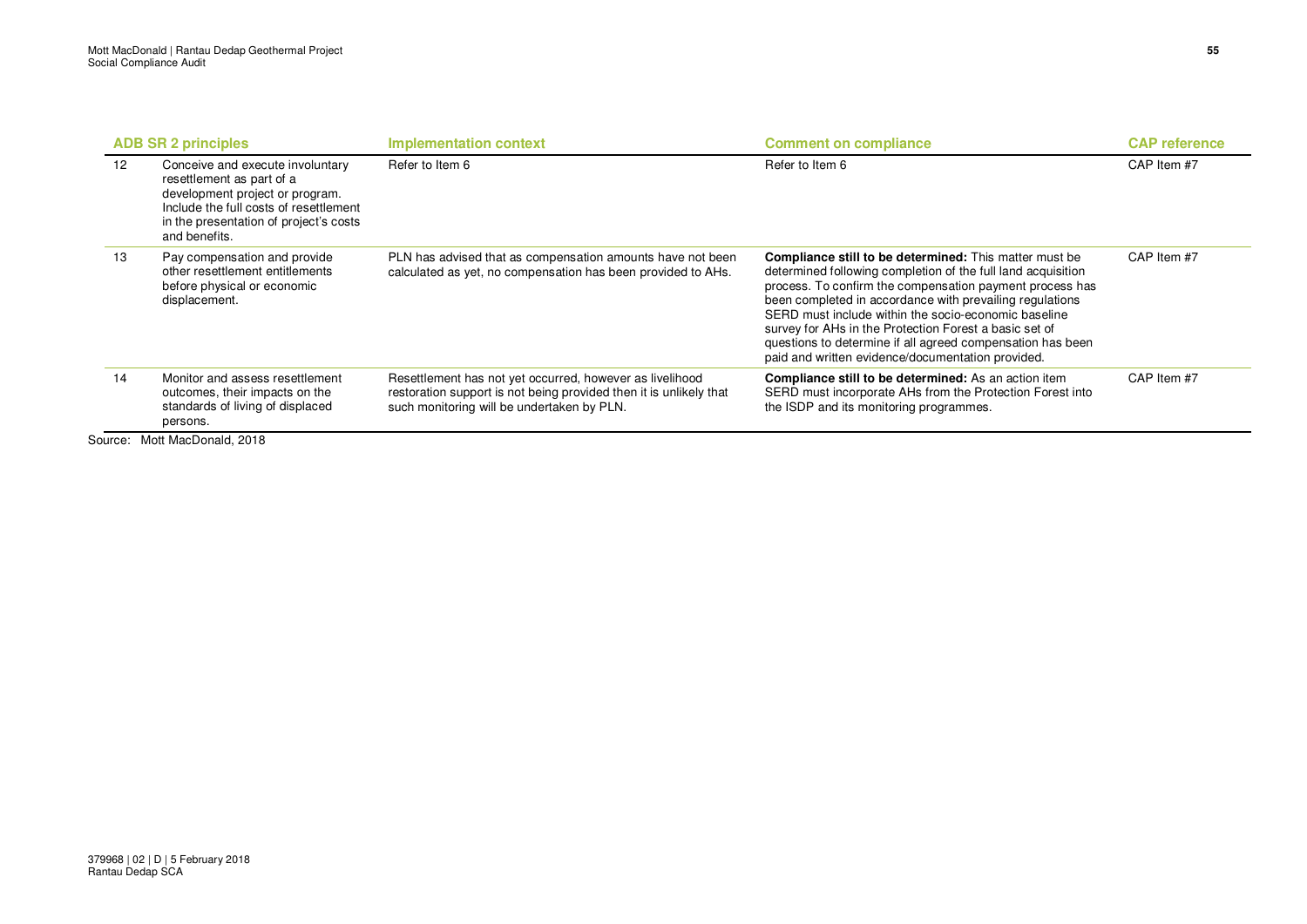| | ADB SR 2 principles | Implementation context | Comment on compliance | CAP reference |
|---|---|---|---|---|
| 12 | Conceive and execute involuntary resettlement as part of a development project or program. Include the full costs of resettlement in the presentation of project's costs and benefits. | Refer to Item 6 | Refer to Item 6 | CAP Item #7 |
| 13 | Pay compensation and provide other resettlement entitlements before physical or economic displacement. | PLN has advised that as compensation amounts have not been calculated as yet, no compensation has been provided to AHs. | **Compliance still to be determined:** This matter must be determined following completion of the full land acquisition process. To confirm the compensation payment process has been completed in accordance with prevailing regulations SERD must include within the socio-economic baseline survey for AHs in the Protection Forest a basic set of questions to determine if all agreed compensation has been paid and written evidence/documentation provided. | CAP Item #7 |
| 14 | Monitor and assess resettlement outcomes, their impacts on the standards of living of displaced persons. | Resettlement has not yet occurred, however as livelihood restoration support is not being provided then it is unlikely that such monitoring will be undertaken by PLN. | **Compliance still to be determined:** As an action item SERD must incorporate AHs from the Protection Forest into the ISDP and its monitoring programmes. | CAP Item #7 |

Source: Mott MacDonald, 2018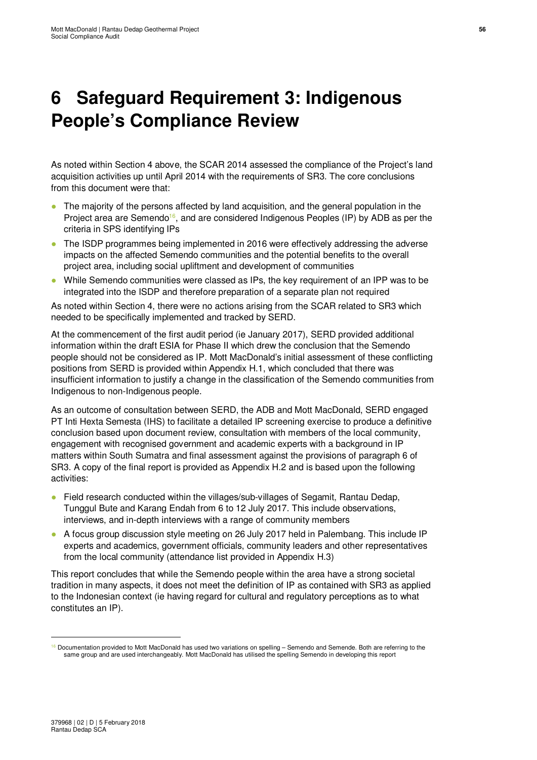# 6 Safeguard Requirement 3: Indigenous People's Compliance Review

As noted within Section 4 above, the SCAR 2014 assessed the compliance of the Project's land acquisition activities up until April 2014 with the requirements of SR3. The core conclusions from this document were that:

- The majority of the persons affected by land acquisition, and the general population in the Project area are Semendo[16], and are considered Indigenous Peoples (IP) by ADB as per the criteria in SPS identifying IPs
- The ISDP programmes being implemented in 2016 were effectively addressing the adverse impacts on the affected Semendo communities and the potential benefits to the overall project area, including social upliftment and development of communities
- While Semendo communities were classed as IPs, the key requirement of an IPP was to be integrated into the ISDP and therefore preparation of a separate plan not required

As noted within Section 4, there were no actions arising from the SCAR related to SR3 which needed to be specifically implemented and tracked by SERD.

At the commencement of the first audit period (ie January 2017), SERD provided additional information within the draft ESIA for Phase II which drew the conclusion that the Semendo people should not be considered as IP. Mott MacDonald's initial assessment of these conflicting positions from SERD is provided within Appendix H.1, which concluded that there was insufficient information to justify a change in the classification of the Semendo communities from Indigenous to non-Indigenous people.

As an outcome of consultation between SERD, the ADB and Mott MacDonald, SERD engaged PT Inti Hexta Semesta (IHS) to facilitate a detailed IP screening exercise to produce a definitive conclusion based upon document review, consultation with members of the local community, engagement with recognised government and academic experts with a background in IP matters within South Sumatra and final assessment against the provisions of paragraph 6 of SR3. A copy of the final report is provided as Appendix H.2 and is based upon the following activities:

- Field research conducted within the villages/sub-villages of Segamit, Rantau Dedap, Tunggul Bute and Karang Endah from 6 to 12 July 2017. This include observations, interviews, and in-depth interviews with a range of community members
- A focus group discussion style meeting on 26 July 2017 held in Palembang. This include IP experts and academics, government officials, community leaders and other representatives from the local community (attendance list provided in Appendix H.3)

This report concludes that while the Semendo people within the area have a strong societal tradition in many aspects, it does not meet the definition of IP as contained with SR3 as applied to the Indonesian context (ie having regard for cultural and regulatory perceptions as to what constitutes an IP).

---

[16] Documentation provided to Mott MacDonald has used two variations on spelling – Semendo and Semende. Both are referring to the same group and are used interchangeably. Mott MacDonald has utilised the spelling Semendo in developing this report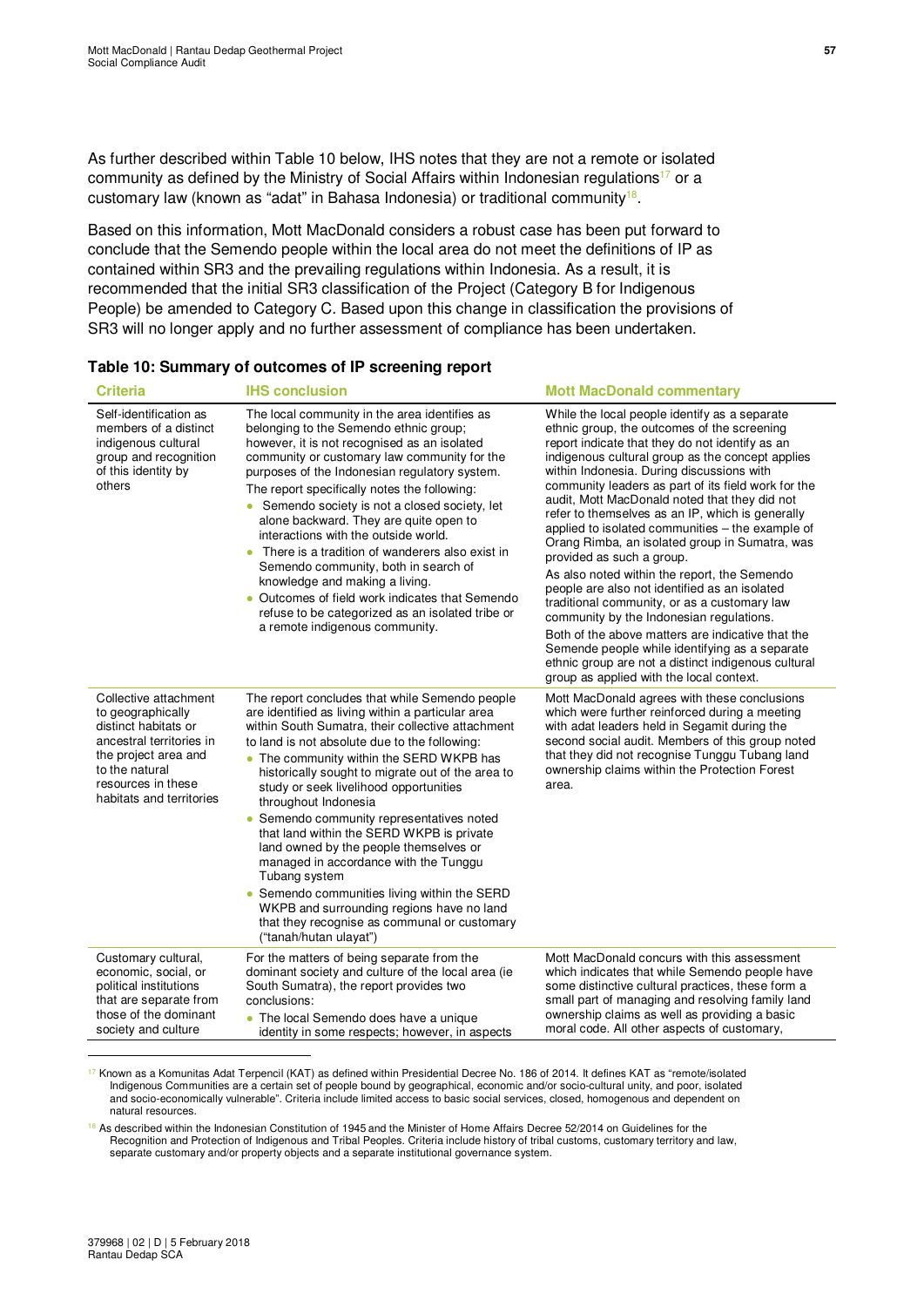As further described within Table 10 below, IHS notes that they are not a remote or isolated community as defined by the Ministry of Social Affairs within Indonesian regulations[17] or a customary law (known as "adat" in Bahasa Indonesia) or traditional community[18].

Based on this information, Mott MacDonald considers a robust case has been put forward to conclude that the Semendo people within the local area do not meet the definitions of IP as contained within SR3 and the prevailing regulations within Indonesia. As a result, it is recommended that the initial SR3 classification of the Project (Category B for Indigenous People) be amended to Category C. Based upon this change in classification the provisions of SR3 will no longer apply and no further assessment of compliance has been undertaken.

**Table 10: Summary of outcomes of IP screening report**

| Criteria | IHS conclusion | Mott MacDonald commentary |
|---|---|---|
| Self-identification as members of a distinct indigenous cultural group and recognition of this identity by others | The local community in the area identifies as belonging to the Semendo ethnic group; however, it is not recognised as an isolated community or customary law community for the purposes of the Indonesian regulatory system.<br>The report specifically notes the following:<br>• Semendo society is not a closed society, let alone backward. They are quite open to interactions with the outside world.<br>• There is a tradition of wanderers also exist in Semendo community, both in search of knowledge and making a living.<br>• Outcomes of field work indicates that Semendo refuse to be categorized as an isolated tribe or a remote indigenous community. | While the local people identify as a separate ethnic group, the outcomes of the screening report indicate that they do not identify as an indigenous cultural group as the concept applies within Indonesia. During discussions with community leaders as part of its field work for the audit, Mott MacDonald noted that they did not refer to themselves as an IP, which is generally applied to isolated communities – the example of Orang Rimba, an isolated group in Sumatra, was provided as such a group.<br>As also noted within the report, the Semendo people are also not identified as an isolated traditional community, or as a customary law community by the Indonesian regulations.<br>Both of the above matters are indicative that the Semende people while identifying as a separate ethnic group are not a distinct indigenous cultural group as applied with the local context. |
| Collective attachment to geographically distinct habitats or ancestral territories in the project area and to the natural resources in these habitats and territories | The report concludes that while Semendo people are identified as living within a particular area within South Sumatra, their collective attachment to land is not absolute due to the following:<br>• The community within the SERD WKPB has historically sought to migrate out of the area to study or seek livelihood opportunities throughout Indonesia<br>• Semendo community representatives noted that land within the SERD WKPB is private land owned by the people themselves or managed in accordance with the Tunggu Tubang system<br>• Semendo communities living within the SERD WKPB and surrounding regions have no land that they recognise as communal or customary ("tanah/hutan ulayat") | Mott MacDonald agrees with these conclusions which were further reinforced during a meeting with adat leaders held in Segamit during the second social audit. Members of this group noted that they did not recognise Tunggu Tubang land ownership claims within the Protection Forest area. |
| Customary cultural, economic, social, or political institutions that are separate from those of the dominant society and culture | For the matters of being separate from the dominant society and culture of the local area (ie South Sumatra), the report provides two conclusions:<br>• The local Semendo does have a unique identity in some respects; however, in aspects | Mott MacDonald concurs with this assessment which indicates that while Semendo people have some distinctive cultural practices, these form a small part of managing and resolving family land ownership claims as well as providing a basic moral code. All other aspects of customary, |

[17] Known as a Komunitas Adat Terpencil (KAT) as defined within Presidential Decree No. 186 of 2014. It defines KAT as "remote/isolated Indigenous Communities are a certain set of people bound by geographical, economic and/or socio-cultural unity, and poor, isolated and socio-economically vulnerable". Criteria include limited access to basic social services, closed, homogenous and dependent on natural resources.

[18] As described within the Indonesian Constitution of 1945 and the Minister of Home Affairs Decree 52/2014 on Guidelines for the Recognition and Protection of Indigenous and Tribal Peoples. Criteria include history of tribal customs, customary territory and law, separate customary and/or property objects and a separate institutional governance system.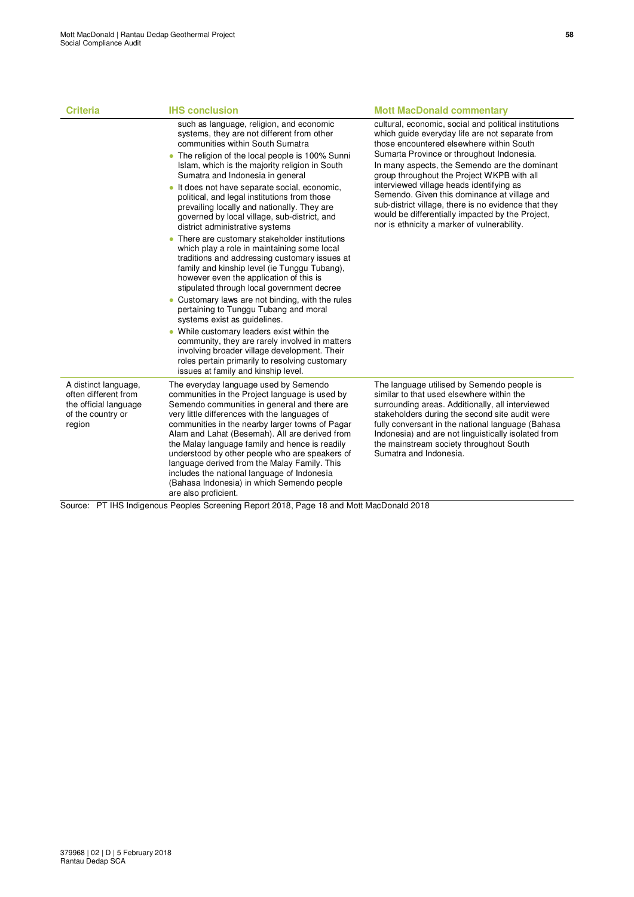| Criteria | IHS conclusion | Mott MacDonald commentary |
|---|---|---|
| | such as language, religion, and economic systems, they are not different from other communities within South Sumatra<br>• The religion of the local people is 100% Sunni Islam, which is the majority religion in South Sumatra and Indonesia in general<br>• It does not have separate social, economic, political, and legal institutions from those prevailing locally and nationally. They are governed by local village, sub-district, and district administrative systems<br>• There are customary stakeholder institutions which play a role in maintaining some local traditions and addressing customary issues at family and kinship level (ie Tunggu Tubang), however even the application of this is stipulated through local government decree<br>• Customary laws are not binding, with the rules pertaining to Tunggu Tubang and moral systems exist as guidelines.<br>• While customary leaders exist within the community, they are rarely involved in matters involving broader village development. Their roles pertain primarily to resolving customary issues at family and kinship level. | cultural, economic, social and political institutions which guide everyday life are not separate from those encountered elsewhere within South Sumarta Province or throughout Indonesia.<br>In many aspects, the Semendo are the dominant group throughout the Project WKPB with all interviewed village heads identifying as Semendo. Given this dominance at village and sub-district village, there is no evidence that they would be differentially impacted by the Project, nor is ethnicity a marker of vulnerability. |
| A distinct language, often different from the official language of the country or region | The everyday language used by Semendo communities in the Project language is used by Semendo communities in general and there are very little differences with the languages of communities in the nearby larger towns of Pagar Alam and Lahat (Besemah). All are derived from the Malay language family and hence is readily understood by other people who are speakers of language derived from the Malay Family. This includes the national language of Indonesia (Bahasa Indonesia) in which Semendo people are also proficient. | The language utilised by Semendo people is similar to that used elsewhere within the surrounding areas. Additionally, all interviewed stakeholders during the second site audit were fully conversant in the national language (Bahasa Indonesia) and are not linguistically isolated from the mainstream society throughout South Sumatra and Indonesia. |

Source: PT IHS Indigenous Peoples Screening Report 2018, Page 18 and Mott MacDonald 2018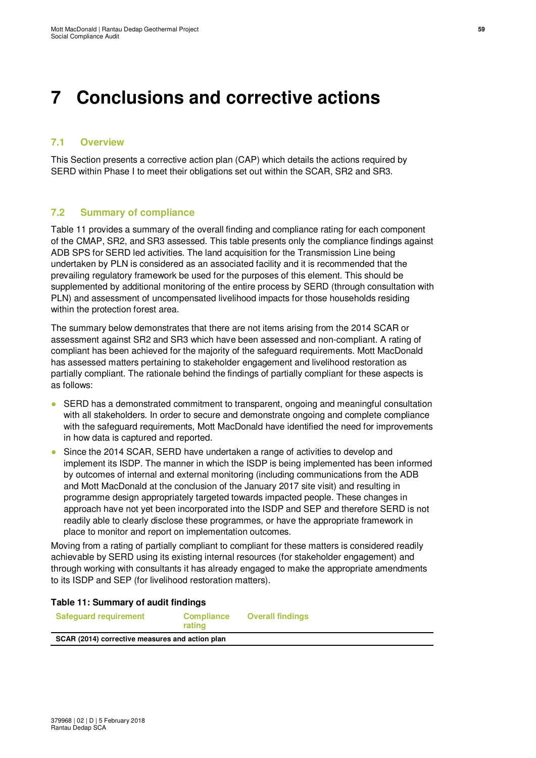# 7 Conclusions and corrective actions

## 7.1 Overview

This Section presents a corrective action plan (CAP) which details the actions required by SERD within Phase I to meet their obligations set out within the SCAR, SR2 and SR3.

## 7.2 Summary of compliance

Table 11 provides a summary of the overall finding and compliance rating for each component of the CMAP, SR2, and SR3 assessed. This table presents only the compliance findings against ADB SPS for SERD led activities. The land acquisition for the Transmission Line being undertaken by PLN is considered as an associated facility and it is recommended that the prevailing regulatory framework be used for the purposes of this element. This should be supplemented by additional monitoring of the entire process by SERD (through consultation with PLN) and assessment of uncompensated livelihood impacts for those households residing within the protection forest area.

The summary below demonstrates that there are not items arising from the 2014 SCAR or assessment against SR2 and SR3 which have been assessed and non-compliant. A rating of compliant has been achieved for the majority of the safeguard requirements. Mott MacDonald has assessed matters pertaining to stakeholder engagement and livelihood restoration as partially compliant. The rationale behind the findings of partially compliant for these aspects is as follows:

- SERD has a demonstrated commitment to transparent, ongoing and meaningful consultation with all stakeholders. In order to secure and demonstrate ongoing and complete compliance with the safeguard requirements, Mott MacDonald have identified the need for improvements in how data is captured and reported.
- Since the 2014 SCAR, SERD have undertaken a range of activities to develop and implement its ISDP. The manner in which the ISDP is being implemented has been informed by outcomes of internal and external monitoring (including communications from the ADB and Mott MacDonald at the conclusion of the January 2017 site visit) and resulting in programme design appropriately targeted towards impacted people. These changes in approach have not yet been incorporated into the ISDP and SEP and therefore SERD is not readily able to clearly disclose these programmes, or have the appropriate framework in place to monitor and report on implementation outcomes.

Moving from a rating of partially compliant to compliant for these matters is considered readily achievable by SERD using its existing internal resources (for stakeholder engagement) and through working with consultants it has already engaged to make the appropriate amendments to its ISDP and SEP (for livelihood restoration matters).

**Table 11: Summary of audit findings**

| Safeguard requirement | Compliance rating | Overall findings |
|---|---|---|
| **SCAR (2014) corrective measures and action plan** | | |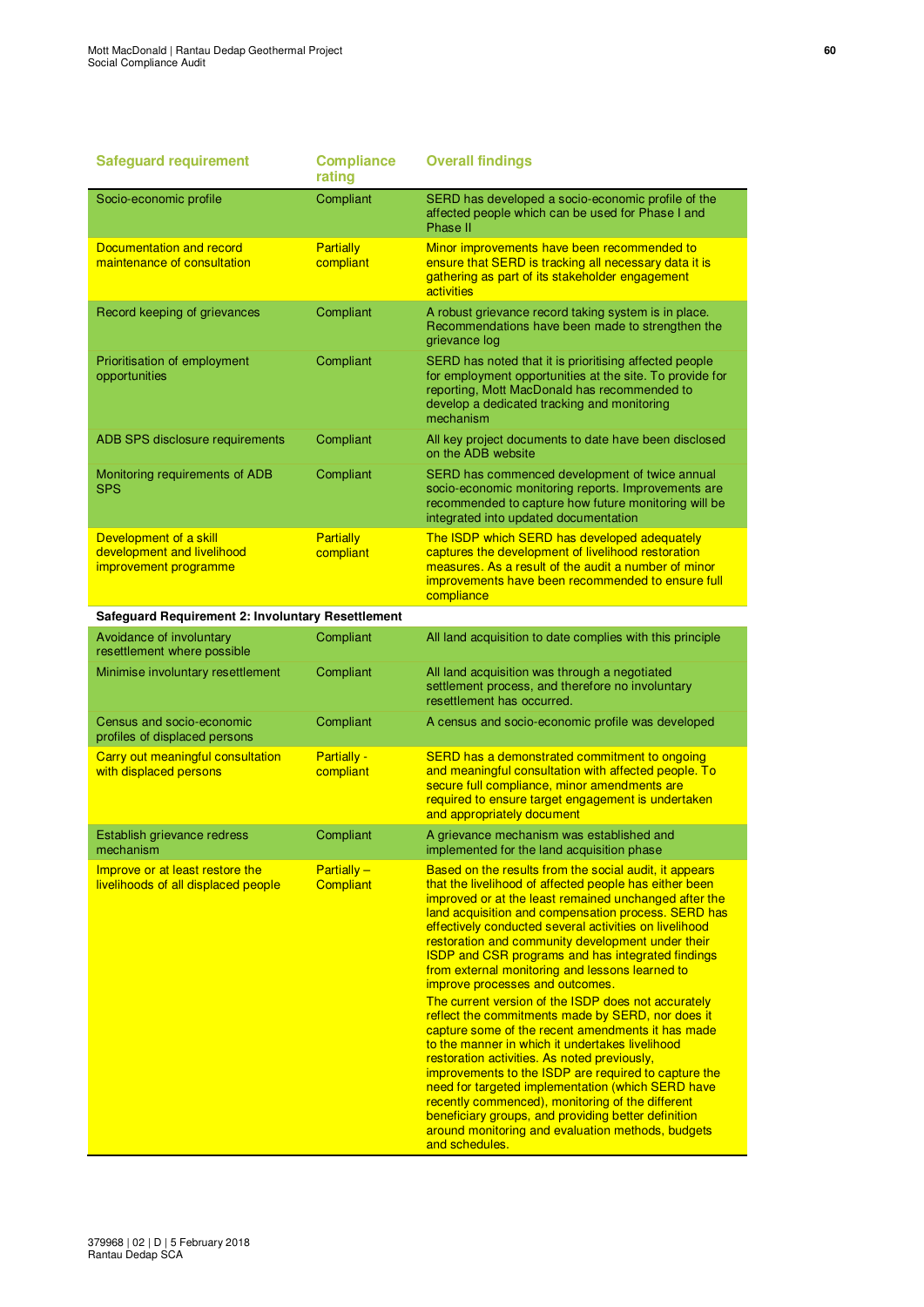| Safeguard requirement | Compliance rating | Overall findings |
|---|---|---|
| Socio-economic profile | Compliant | SERD has developed a socio-economic profile of the affected people which can be used for Phase I and Phase II |
| Documentation and record maintenance of consultation | Partially compliant | Minor improvements have been recommended to ensure that SERD is tracking all necessary data it is gathering as part of its stakeholder engagement activities |
| Record keeping of grievances | Compliant | A robust grievance record taking system is in place. Recommendations have been made to strengthen the grievance log |
| Prioritisation of employment opportunities | Compliant | SERD has noted that it is prioritising affected people for employment opportunities at the site. To provide for reporting, Mott MacDonald has recommended to develop a dedicated tracking and monitoring mechanism |
| ADB SPS disclosure requirements | Compliant | All key project documents to date have been disclosed on the ADB website |
| Monitoring requirements of ADB SPS | Compliant | SERD has commenced development of twice annual socio-economic monitoring reports. Improvements are recommended to capture how future monitoring will be integrated into updated documentation |
| Development of a skill development and livelihood improvement programme | Partially compliant | The ISDP which SERD has developed adequately captures the development of livelihood restoration measures. As a result of the audit a number of minor improvements have been recommended to ensure full compliance |
| **Safeguard Requirement 2: Involuntary Resettlement** | | |
| Avoidance of involuntary resettlement where possible | Compliant | All land acquisition to date complies with this principle |
| Minimise involuntary resettlement | Compliant | All land acquisition was through a negotiated settlement process, and therefore no involuntary resettlement has occurred. |
| Census and socio-economic profiles of displaced persons | Compliant | A census and socio-economic profile was developed |
| Carry out meaningful consultation with displaced persons | Partially - compliant | SERD has a demonstrated commitment to ongoing and meaningful consultation with affected people. To secure full compliance, minor amendments are required to ensure target engagement is undertaken and appropriately document |
| Establish grievance redress mechanism | Compliant | A grievance mechanism was established and implemented for the land acquisition phase |
| Improve or at least restore the livelihoods of all displaced people | Partially – Compliant | Based on the results from the social audit, it appears that the livelihood of affected people has either been improved or at the least remained unchanged after the land acquisition and compensation process. SERD has effectively conducted several activities on livelihood restoration and community development under their ISDP and CSR programs and has integrated findings from external monitoring and lessons learned to improve processes and outcomes.<br><br>The current version of the ISDP does not accurately reflect the commitments made by SERD, nor does it capture some of the recent amendments it has made to the manner in which it undertakes livelihood restoration activities. As noted previously, improvements to the ISDP are required to capture the need for targeted implementation (which SERD have recently commenced), monitoring of the different beneficiary groups, and providing better definition around monitoring and evaluation methods, budgets and schedules. |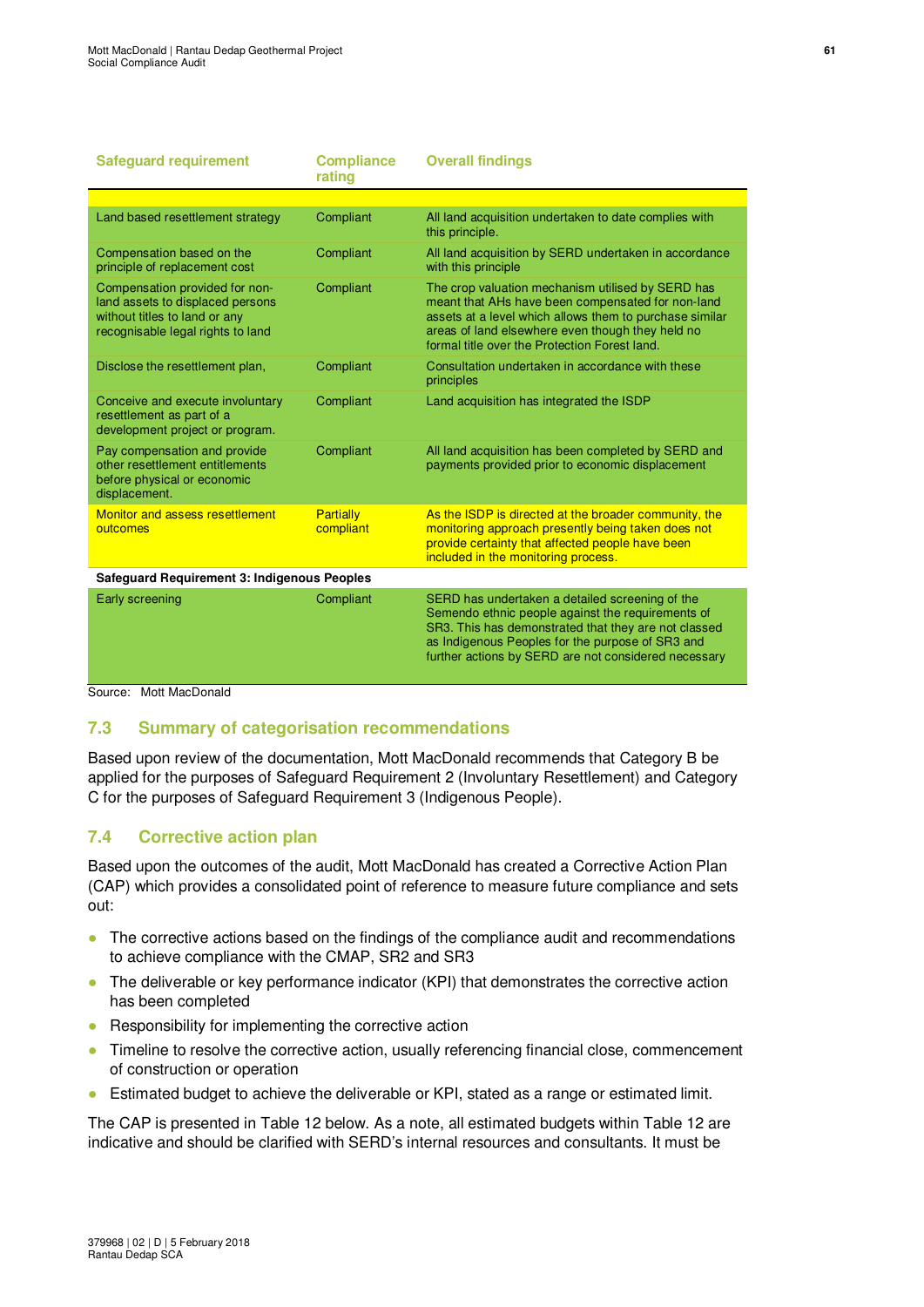| Safeguard requirement | Compliance rating | Overall findings |
|---|---|---|
| | | |
| Land based resettlement strategy | Compliant | All land acquisition undertaken to date complies with this principle. |
| Compensation based on the principle of replacement cost | Compliant | All land acquisition by SERD undertaken in accordance with this principle |
| Compensation provided for non-land assets to displaced persons without titles to land or any recognisable legal rights to land | Compliant | The crop valuation mechanism utilised by SERD has meant that AHs have been compensated for non-land assets at a level which allows them to purchase similar areas of land elsewhere even though they held no formal title over the Protection Forest land. |
| Disclose the resettlement plan, | Compliant | Consultation undertaken in accordance with these principles |
| Conceive and execute involuntary resettlement as part of a development project or program. | Compliant | Land acquisition has integrated the ISDP |
| Pay compensation and provide other resettlement entitlements before physical or economic displacement. | Compliant | All land acquisition has been completed by SERD and payments provided prior to economic displacement |
| Monitor and assess resettlement outcomes | Partially compliant | As the ISDP is directed at the broader community, the monitoring approach presently being taken does not provide certainty that affected people have been included in the monitoring process. |
| **Safeguard Requirement 3: Indigenous Peoples** | | |
| Early screening | Compliant | SERD has undertaken a detailed screening of the Semendo ethnic people against the requirements of SR3. This has demonstrated that they are not classed as Indigenous Peoples for the purpose of SR3 and further actions by SERD are not considered necessary |

Source: Mott MacDonald

## 7.3 Summary of categorisation recommendations

Based upon review of the documentation, Mott MacDonald recommends that Category B be applied for the purposes of Safeguard Requirement 2 (Involuntary Resettlement) and Category C for the purposes of Safeguard Requirement 3 (Indigenous People).

## 7.4 Corrective action plan

Based upon the outcomes of the audit, Mott MacDonald has created a Corrective Action Plan (CAP) which provides a consolidated point of reference to measure future compliance and sets out:

- The corrective actions based on the findings of the compliance audit and recommendations to achieve compliance with the CMAP, SR2 and SR3
- The deliverable or key performance indicator (KPI) that demonstrates the corrective action has been completed
- Responsibility for implementing the corrective action
- Timeline to resolve the corrective action, usually referencing financial close, commencement of construction or operation
- Estimated budget to achieve the deliverable or KPI, stated as a range or estimated limit.

The CAP is presented in Table 12 below. As a note, all estimated budgets within Table 12 are indicative and should be clarified with SERD's internal resources and consultants. It must be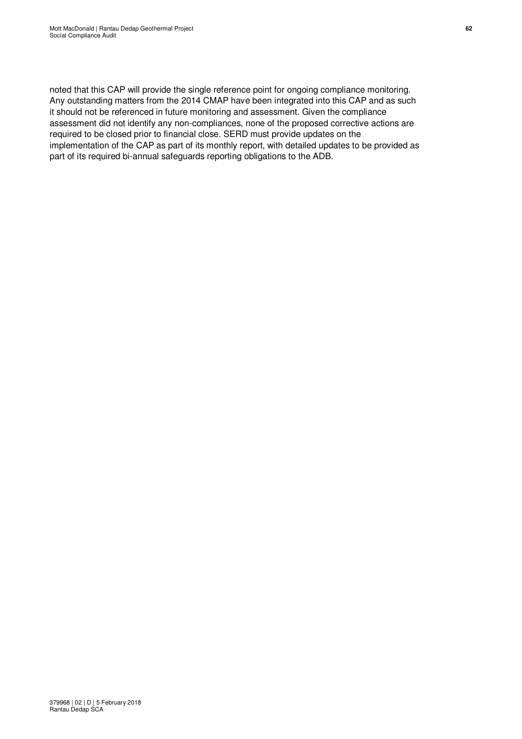noted that this CAP will provide the single reference point for ongoing compliance monitoring. Any outstanding matters from the 2014 CMAP have been integrated into this CAP and as such it should not be referenced in future monitoring and assessment. Given the compliance assessment did not identify any non-compliances, none of the proposed corrective actions are required to be closed prior to financial close. SERD must provide updates on the implementation of the CAP as part of its monthly report, with detailed updates to be provided as part of its required bi-annual safeguards reporting obligations to the ADB.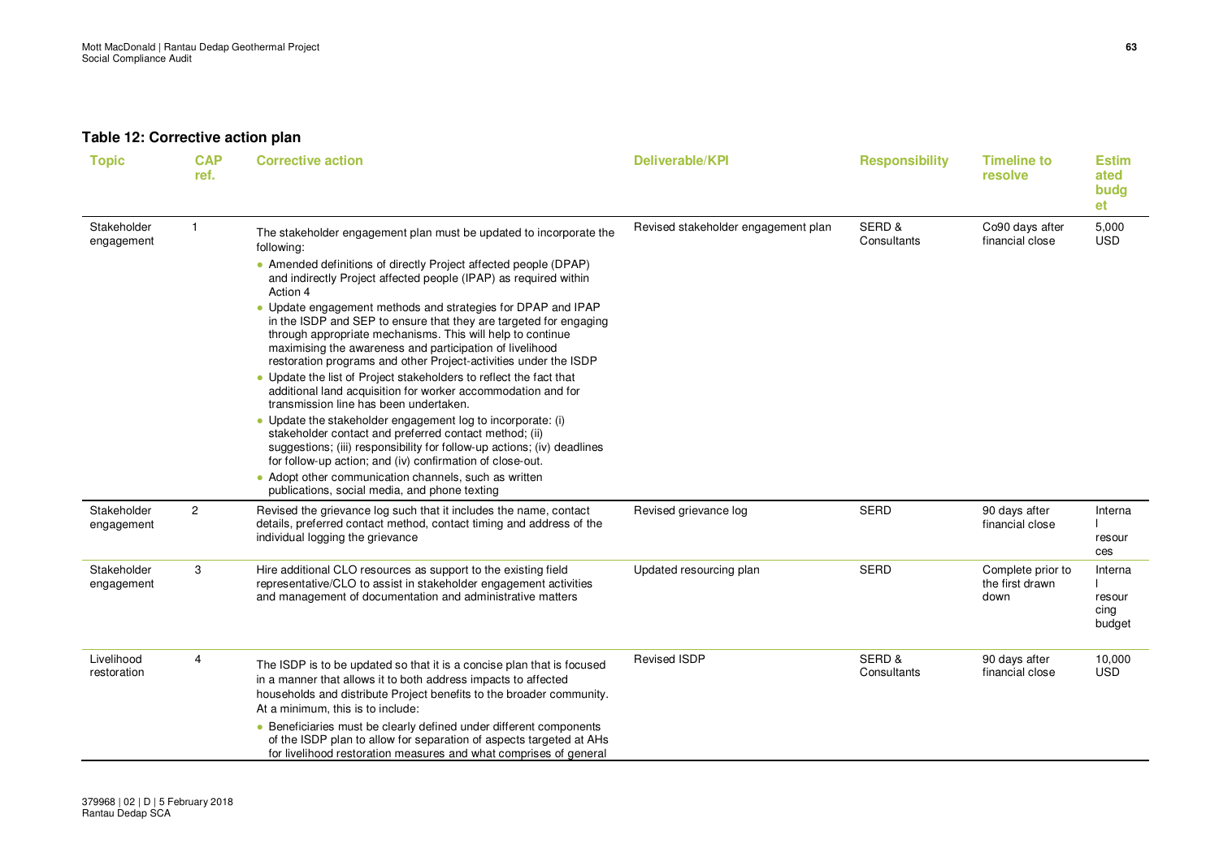### Table 12: Corrective action plan

| Topic | CAP ref. | Corrective action | Deliverable/KPI | Responsibility | Timeline to resolve | Estimated budget |
|---|---|---|---|---|---|---|
| Stakeholder engagement | 1 | The stakeholder engagement plan must be updated to incorporate the following:<br>• Amended definitions of directly Project affected people (DPAP) and indirectly Project affected people (IPAP) as required within Action 4<br>• Update engagement methods and strategies for DPAP and IPAP in the ISDP and SEP to ensure that they are targeted for engaging through appropriate mechanisms. This will help to continue maximising the awareness and participation of livelihood restoration programs and other Project-activities under the ISDP<br>• Update the list of Project stakeholders to reflect the fact that additional land acquisition for worker accommodation and for transmission line has been undertaken.<br>• Update the stakeholder engagement log to incorporate: (i) stakeholder contact and preferred contact method; (ii) suggestions; (iii) responsibility for follow-up actions; (iv) deadlines for follow-up action; and (iv) confirmation of close-out.<br>• Adopt other communication channels, such as written publications, social media, and phone texting | Revised stakeholder engagement plan | SERD & Consultants | Co90 days after financial close | 5,000 USD |
| Stakeholder engagement | 2 | Revised the grievance log such that it includes the name, contact details, preferred contact method, contact timing and address of the individual logging the grievance | Revised grievance log | SERD | 90 days after financial close | Internal resources |
| Stakeholder engagement | 3 | Hire additional CLO resources as support to the existing field representative/CLO to assist in stakeholder engagement activities and management of documentation and administrative matters | Updated resourcing plan | SERD | Complete prior to the first drawn down | Internal resourcing budget |
| Livelihood restoration | 4 | The ISDP is to be updated so that it is a concise plan that is focused in a manner that allows it to both address impacts to affected households and distribute Project benefits to the broader community. At a minimum, this is to include:<br>• Beneficiaries must be clearly defined under different components of the ISDP plan to allow for separation of aspects targeted at AHs for livelihood restoration measures and what comprises of general | Revised ISDP | SERD & Consultants | 90 days after financial close | 10,000 USD |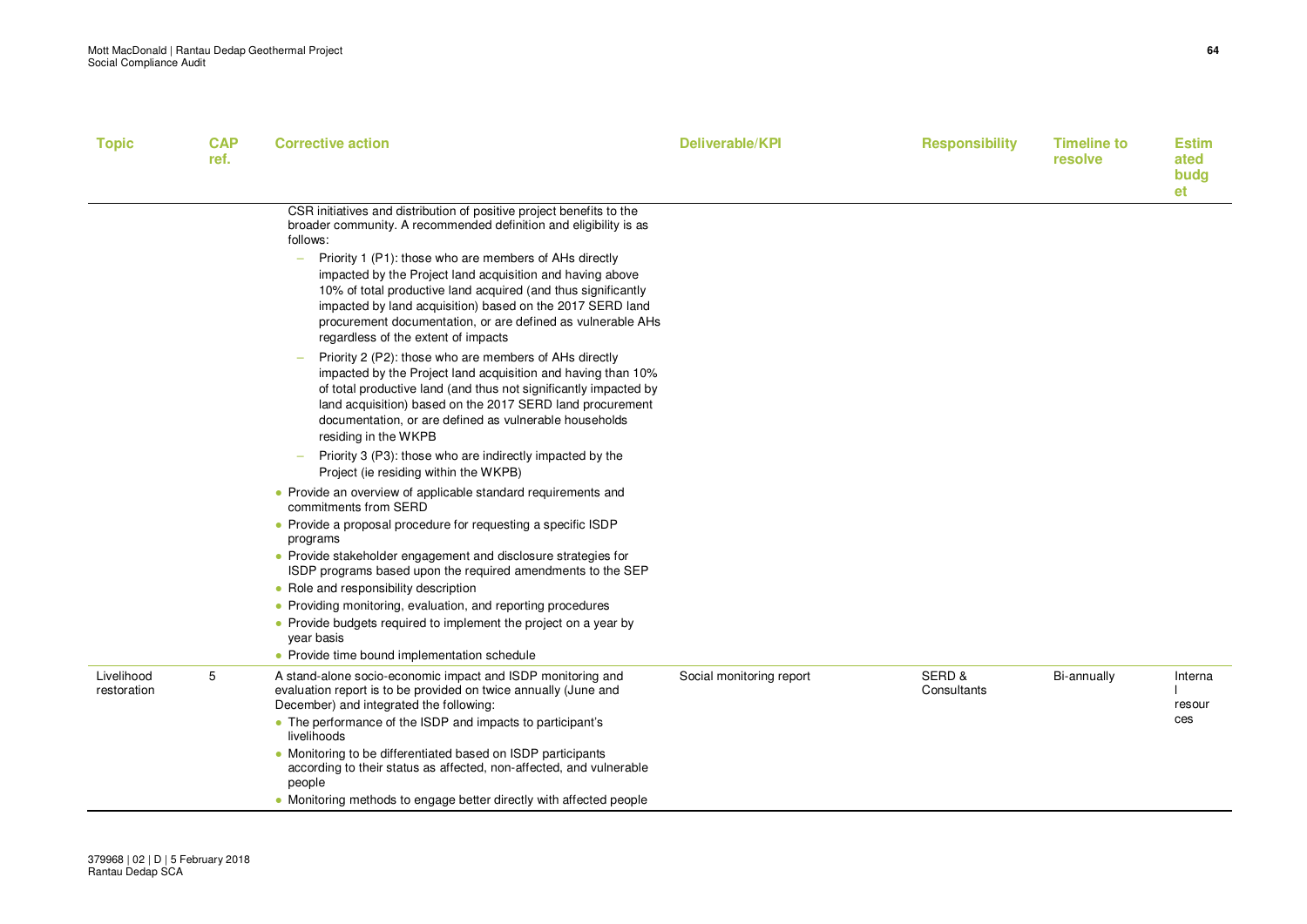| Topic | CAP ref. | Corrective action | Deliverable/KPI | Responsibility | Timeline to resolve | Estimated budget |
|---|---|---|---|---|---|---|
| | | CSR initiatives and distribution of positive project benefits to the broader community. A recommended definition and eligibility is as follows:<br>– Priority 1 (P1): those who are members of AHs directly impacted by the Project land acquisition and having above 10% of total productive land acquired (and thus significantly impacted by land acquisition) based on the 2017 SERD land procurement documentation, or are defined as vulnerable AHs regardless of the extent of impacts<br>– Priority 2 (P2): those who are members of AHs directly impacted by the Project land acquisition and having than 10% of total productive land (and thus not significantly impacted by land acquisition) based on the 2017 SERD land procurement documentation, or are defined as vulnerable households residing in the WKPB<br>– Priority 3 (P3): those who are indirectly impacted by the Project (ie residing within the WKPB)<br>• Provide an overview of applicable standard requirements and commitments from SERD<br>• Provide a proposal procedure for requesting a specific ISDP programs<br>• Provide stakeholder engagement and disclosure strategies for ISDP programs based upon the required amendments to the SEP<br>• Role and responsibility description<br>• Providing monitoring, evaluation, and reporting procedures<br>• Provide budgets required to implement the project on a year by year basis<br>• Provide time bound implementation schedule | | | | |
| Livelihood restoration | 5 | A stand-alone socio-economic impact and ISDP monitoring and evaluation report is to be provided on twice annually (June and December) and integrated the following:<br>• The performance of the ISDP and impacts to participant's livelihoods<br>• Monitoring to be differentiated based on ISDP participants according to their status as affected, non-affected, and vulnerable people<br>• Monitoring methods to engage better directly with affected people | Social monitoring report | SERD & Consultants | Bi-annually | Internal resources |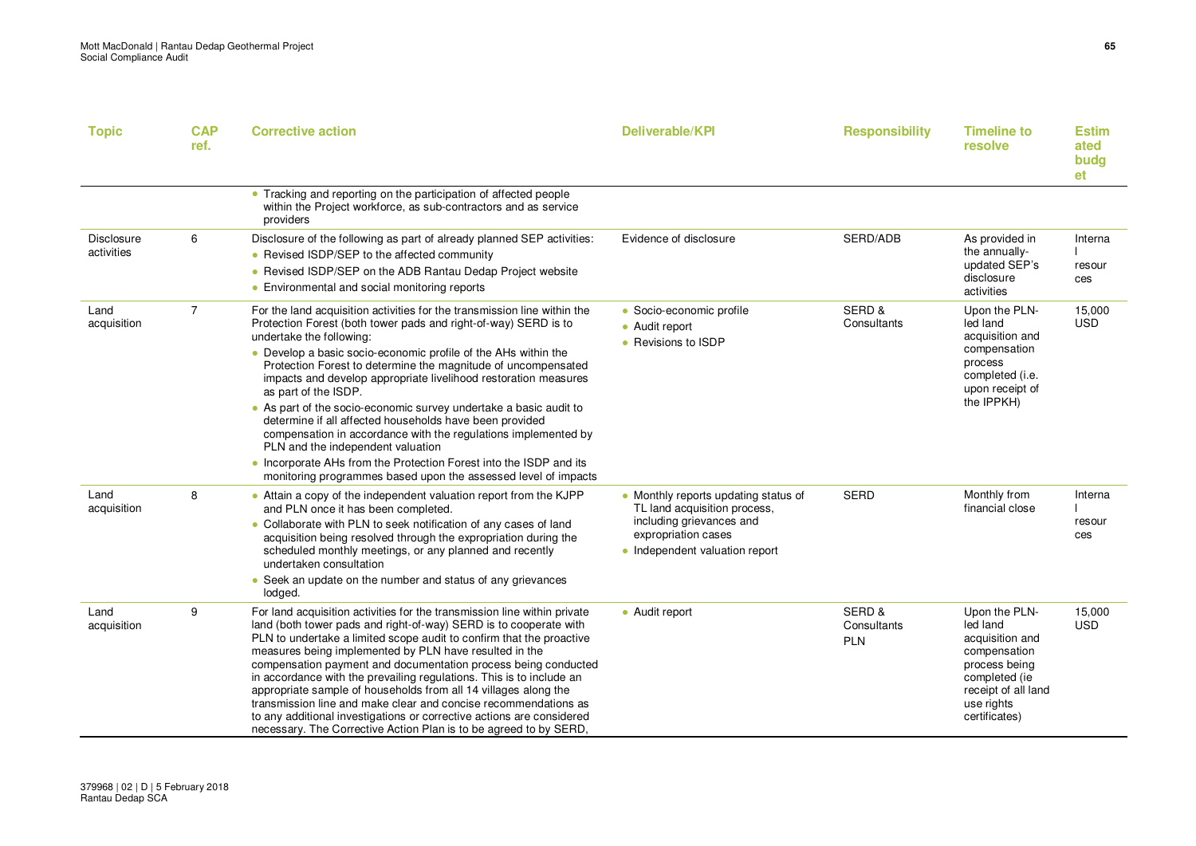| Topic | CAP ref. | Corrective action | Deliverable/KPI | Responsibility | Timeline to resolve | Estimated budget |
|---|---|---|---|---|---|---|
| | | • Tracking and reporting on the participation of affected people within the Project workforce, as sub-contractors and as service providers | | | | |
| Disclosure activities | 6 | Disclosure of the following as part of already planned SEP activities:<br>• Revised ISDP/SEP to the affected community<br>• Revised ISDP/SEP on the ADB Rantau Dedap Project website<br>• Environmental and social monitoring reports | Evidence of disclosure | SERD/ADB | As provided in the annually-updated SEP's disclosure activities | Internal resources |
| Land acquisition | 7 | For the land acquisition activities for the transmission line within the Protection Forest (both tower pads and right-of-way) SERD is to undertake the following:<br>• Develop a basic socio-economic profile of the AHs within the Protection Forest to determine the magnitude of uncompensated impacts and develop appropriate livelihood restoration measures as part of the ISDP.<br>• As part of the socio-economic survey undertake a basic audit to determine if all affected households have been provided compensation in accordance with the regulations implemented by PLN and the independent valuation<br>• Incorporate AHs from the Protection Forest into the ISDP and its monitoring programmes based upon the assessed level of impacts | • Socio-economic profile<br>• Audit report<br>• Revisions to ISDP | SERD & Consultants | Upon the PLN-led land acquisition and compensation process completed (i.e. upon receipt of the IPPKH) | 15,000 USD |
| Land acquisition | 8 | • Attain a copy of the independent valuation report from the KJPP and PLN once it has been completed.<br>• Collaborate with PLN to seek notification of any cases of land acquisition being resolved through the expropriation during the scheduled monthly meetings, or any planned and recently undertaken consultation<br>• Seek an update on the number and status of any grievances lodged. | • Monthly reports updating status of TL land acquisition process, including grievances and expropriation cases<br>• Independent valuation report | SERD | Monthly from financial close | Internal resources |
| Land acquisition | 9 | For land acquisition activities for the transmission line within private land (both tower pads and right-of-way) SERD is to cooperate with PLN to undertake a limited scope audit to confirm that the proactive measures being implemented by PLN have resulted in the compensation payment and documentation process being conducted in accordance with the prevailing regulations. This is to include an appropriate sample of households from all 14 villages along the transmission line and make clear and concise recommendations as to any additional investigations or corrective actions are considered necessary. The Corrective Action Plan is to be agreed to by SERD, | • Audit report | SERD & Consultants PLN | Upon the PLN-led land acquisition and compensation process being completed (ie receipt of all land use rights certificates) | 15,000 USD |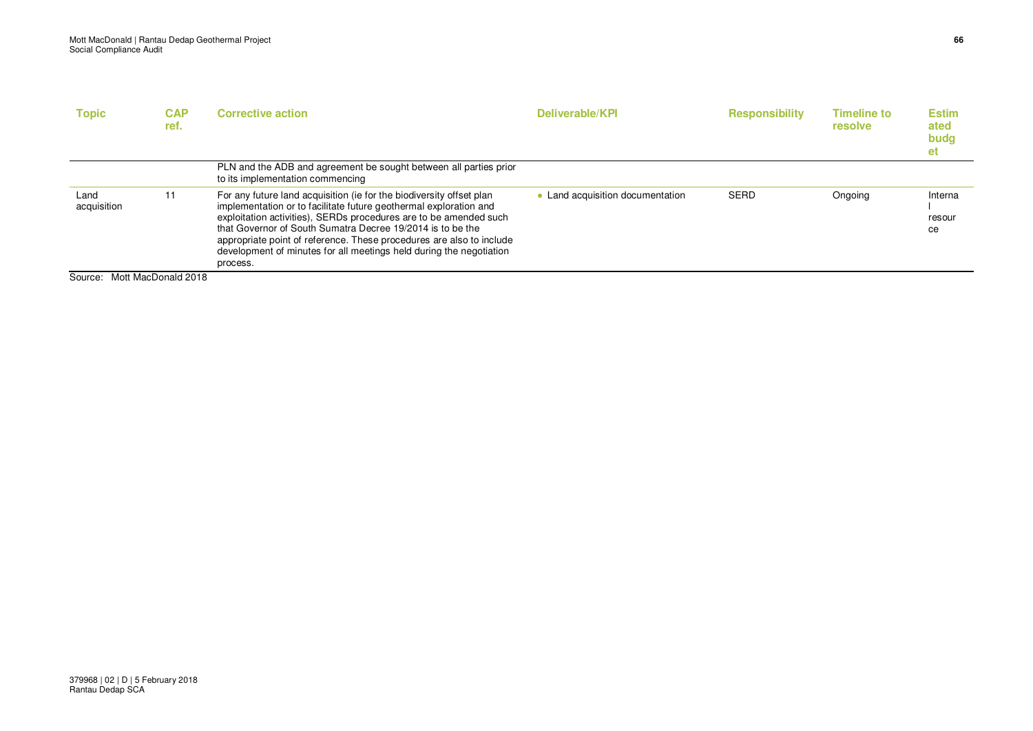| Topic | CAP ref. | Corrective action | Deliverable/KPI | Responsibility | Timeline to resolve | Estimated budget |
|---|---|---|---|---|---|---|
| | | PLN and the ADB and agreement be sought between all parties prior to its implementation commencing | | | | |
| Land acquisition | 11 | For any future land acquisition (ie for the biodiversity offset plan implementation or to facilitate future geothermal exploration and exploitation activities), SERDs procedures are to be amended such that Governor of South Sumatra Decree 19/2014 is to be the appropriate point of reference. These procedures are also to include development of minutes for all meetings held during the negotiation process. | • Land acquisition documentation | SERD | Ongoing | Internal resource |

Source: Mott MacDonald 2018